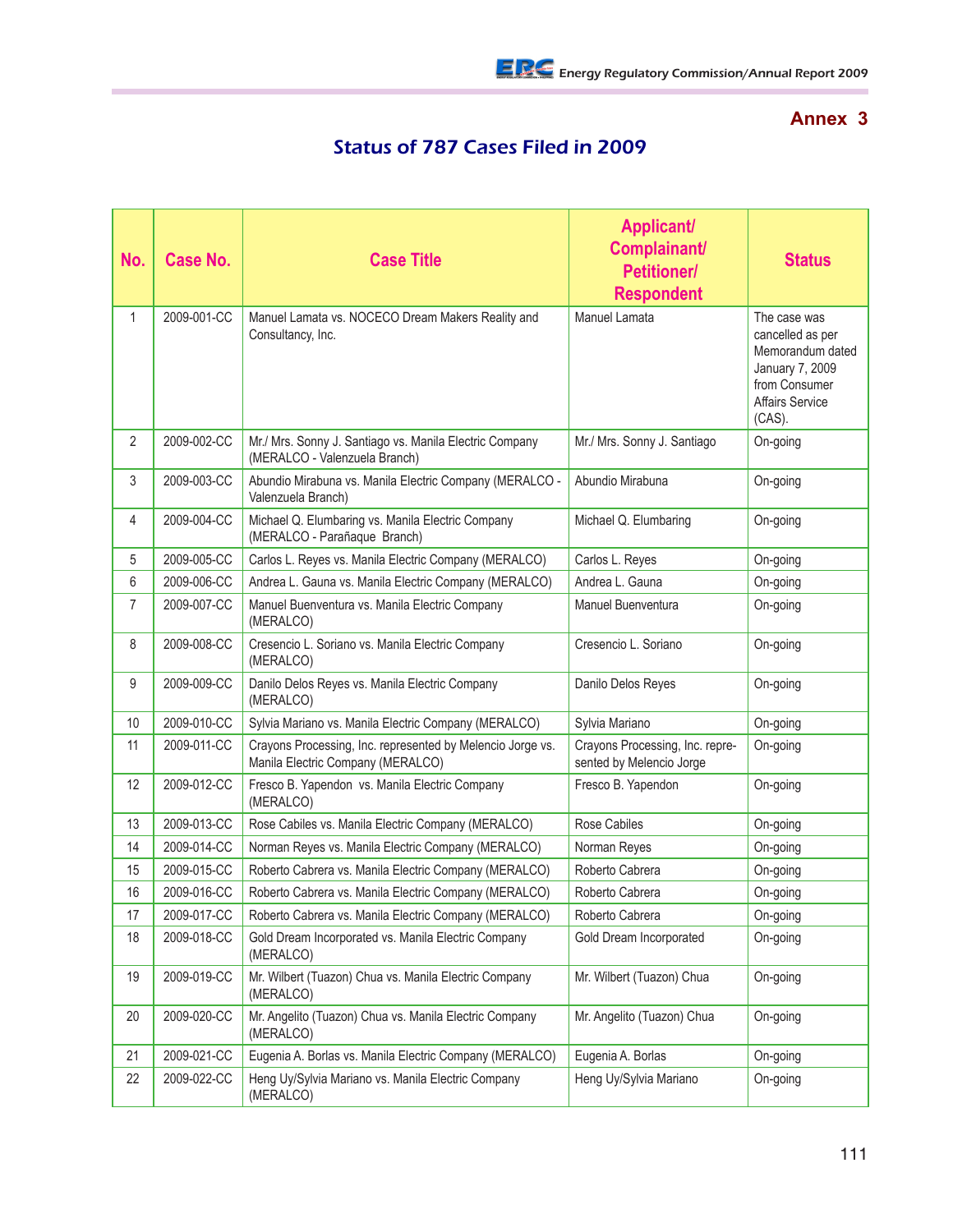## Annex 3

# Status of 787 Cases Filed in 2009

| No. | Case No. | Case Title | Applicant/ Complainant/ Petitioner/ Respondent | Status |
|---|---|---|---|---|
| 1 | 2009-001-CC | Manuel Lamata vs. NOCECO Dream Makers Reality and Consultancy, Inc. | Manuel Lamata | The case was cancelled as per Memorandum dated January 7, 2009 from Consumer Affairs Service (CAS). |
| 2 | 2009-002-CC | Mr./ Mrs. Sonny J. Santiago vs. Manila Electric Company (MERALCO - Valenzuela Branch) | Mr./ Mrs. Sonny J. Santiago | On-going |
| 3 | 2009-003-CC | Abundio Mirabuna vs. Manila Electric Company (MERALCO - Valenzuela Branch) | Abundio Mirabuna | On-going |
| 4 | 2009-004-CC | Michael Q. Elumbaring vs. Manila Electric Company (MERALCO - Parañaque Branch) | Michael Q. Elumbaring | On-going |
| 5 | 2009-005-CC | Carlos L. Reyes vs. Manila Electric Company (MERALCO) | Carlos L. Reyes | On-going |
| 6 | 2009-006-CC | Andrea L. Gauna vs. Manila Electric Company (MERALCO) | Andrea L. Gauna | On-going |
| 7 | 2009-007-CC | Manuel Buenventura vs. Manila Electric Company (MERALCO) | Manuel Buenventura | On-going |
| 8 | 2009-008-CC | Cresencio L. Soriano vs. Manila Electric Company (MERALCO) | Cresencio L. Soriano | On-going |
| 9 | 2009-009-CC | Danilo Delos Reyes vs. Manila Electric Company (MERALCO) | Danilo Delos Reyes | On-going |
| 10 | 2009-010-CC | Sylvia Mariano vs. Manila Electric Company (MERALCO) | Sylvia Mariano | On-going |
| 11 | 2009-011-CC | Crayons Processing, Inc. represented by Melencio Jorge vs. Manila Electric Company (MERALCO) | Crayons Processing, Inc. represented by Melencio Jorge | On-going |
| 12 | 2009-012-CC | Fresco B. Yapendon vs. Manila Electric Company (MERALCO) | Fresco B. Yapendon | On-going |
| 13 | 2009-013-CC | Rose Cabiles vs. Manila Electric Company (MERALCO) | Rose Cabiles | On-going |
| 14 | 2009-014-CC | Norman Reyes vs. Manila Electric Company (MERALCO) | Norman Reyes | On-going |
| 15 | 2009-015-CC | Roberto Cabrera vs. Manila Electric Company (MERALCO) | Roberto Cabrera | On-going |
| 16 | 2009-016-CC | Roberto Cabrera vs. Manila Electric Company (MERALCO) | Roberto Cabrera | On-going |
| 17 | 2009-017-CC | Roberto Cabrera vs. Manila Electric Company (MERALCO) | Roberto Cabrera | On-going |
| 18 | 2009-018-CC | Gold Dream Incorporated vs. Manila Electric Company (MERALCO) | Gold Dream Incorporated | On-going |
| 19 | 2009-019-CC | Mr. Wilbert (Tuazon) Chua vs. Manila Electric Company (MERALCO) | Mr. Wilbert (Tuazon) Chua | On-going |
| 20 | 2009-020-CC | Mr. Angelito (Tuazon) Chua vs. Manila Electric Company (MERALCO) | Mr. Angelito (Tuazon) Chua | On-going |
| 21 | 2009-021-CC | Eugenia A. Borlas vs. Manila Electric Company (MERALCO) | Eugenia A. Borlas | On-going |
| 22 | 2009-022-CC | Heng Uy/Sylvia Mariano vs. Manila Electric Company (MERALCO) | Heng Uy/Sylvia Mariano | On-going |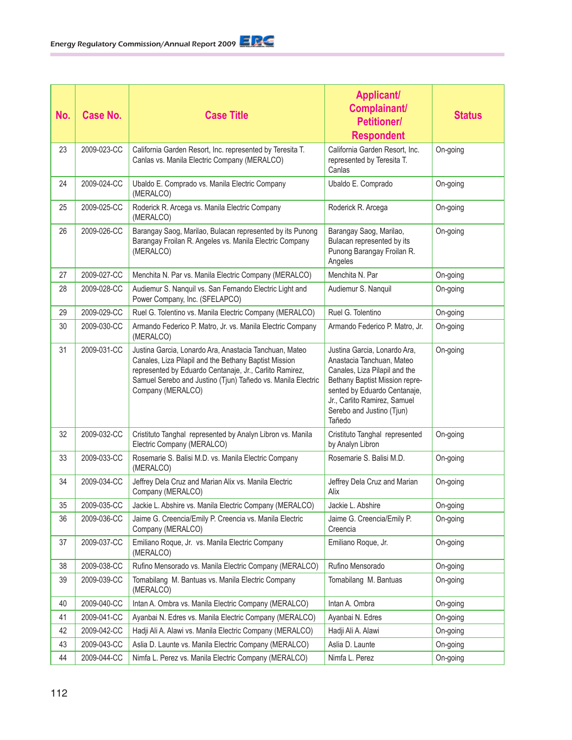| No. | Case No. | Case Title | Applicant/ Complainant/ Petitioner/ Respondent | Status |
|---|---|---|---|---|
| 23 | 2009-023-CC | California Garden Resort, Inc. represented by Teresita T. Canlas vs. Manila Electric Company (MERALCO) | California Garden Resort, Inc. represented by Teresita T. Canlas | On-going |
| 24 | 2009-024-CC | Ubaldo E. Comprado vs. Manila Electric Company (MERALCO) | Ubaldo E. Comprado | On-going |
| 25 | 2009-025-CC | Roderick R. Arcega vs. Manila Electric Company (MERALCO) | Roderick R. Arcega | On-going |
| 26 | 2009-026-CC | Barangay Saog, Marilao, Bulacan represented by its Punong Barangay Froilan R. Angeles vs. Manila Electric Company (MERALCO) | Barangay Saog, Marilao, Bulacan represented by its Punong Barangay Froilan R. Angeles | On-going |
| 27 | 2009-027-CC | Menchita N. Par vs. Manila Electric Company (MERALCO) | Menchita N. Par | On-going |
| 28 | 2009-028-CC | Audiemur S. Nanquil vs. San Fernando Electric Light and Power Company, Inc. (SFELAPCO) | Audiemur S. Nanquil | On-going |
| 29 | 2009-029-CC | Ruel G. Tolentino vs. Manila Electric Company (MERALCO) | Ruel G. Tolentino | On-going |
| 30 | 2009-030-CC | Armando Federico P. Matro, Jr. vs. Manila Electric Company (MERALCO) | Armando Federico P. Matro, Jr. | On-going |
| 31 | 2009-031-CC | Justina Garcia, Lonardo Ara, Anastacia Tanchuan, Mateo Canales, Liza Pilapil and the Bethany Baptist Mission represented by Eduardo Centanaje, Jr., Carlito Ramirez, Samuel Serebo and Justino (Tjun) Tañedo vs. Manila Electric Company (MERALCO) | Justina Garcia, Lonardo Ara, Anastacia Tanchuan, Mateo Canales, Liza Pilapil and the Bethany Baptist Mission represented by Eduardo Centanaje, Jr., Carlito Ramirez, Samuel Serebo and Justino (Tjun) Tañedo | On-going |
| 32 | 2009-032-CC | Cristituto Tanghal represented by Analyn Libron vs. Manila Electric Company (MERALCO) | Cristituto Tanghal represented by Analyn Libron | On-going |
| 33 | 2009-033-CC | Rosemarie S. Balisi M.D. vs. Manila Electric Company (MERALCO) | Rosemarie S. Balisi M.D. | On-going |
| 34 | 2009-034-CC | Jeffrey Dela Cruz and Marian Alix vs. Manila Electric Company (MERALCO) | Jeffrey Dela Cruz and Marian Alix | On-going |
| 35 | 2009-035-CC | Jackie L. Abshire vs. Manila Electric Company (MERALCO) | Jackie L. Abshire | On-going |
| 36 | 2009-036-CC | Jaime G. Creencia/Emily P. Creencia vs. Manila Electric Company (MERALCO) | Jaime G. Creencia/Emily P. Creencia | On-going |
| 37 | 2009-037-CC | Emiliano Roque, Jr. vs. Manila Electric Company (MERALCO) | Emiliano Roque, Jr. | On-going |
| 38 | 2009-038-CC | Rufino Mensorado vs. Manila Electric Company (MERALCO) | Rufino Mensorado | On-going |
| 39 | 2009-039-CC | Tomabilang M. Bantuas vs. Manila Electric Company (MERALCO) | Tomabilang M. Bantuas | On-going |
| 40 | 2009-040-CC | Intan A. Ombra vs. Manila Electric Company (MERALCO) | Intan A. Ombra | On-going |
| 41 | 2009-041-CC | Ayanbai N. Edres vs. Manila Electric Company (MERALCO) | Ayanbai N. Edres | On-going |
| 42 | 2009-042-CC | Hadji Ali A. Alawi vs. Manila Electric Company (MERALCO) | Hadji Ali A. Alawi | On-going |
| 43 | 2009-043-CC | Aslia D. Launte vs. Manila Electric Company (MERALCO) | Aslia D. Launte | On-going |
| 44 | 2009-044-CC | Nimfa L. Perez vs. Manila Electric Company (MERALCO) | Nimfa L. Perez | On-going |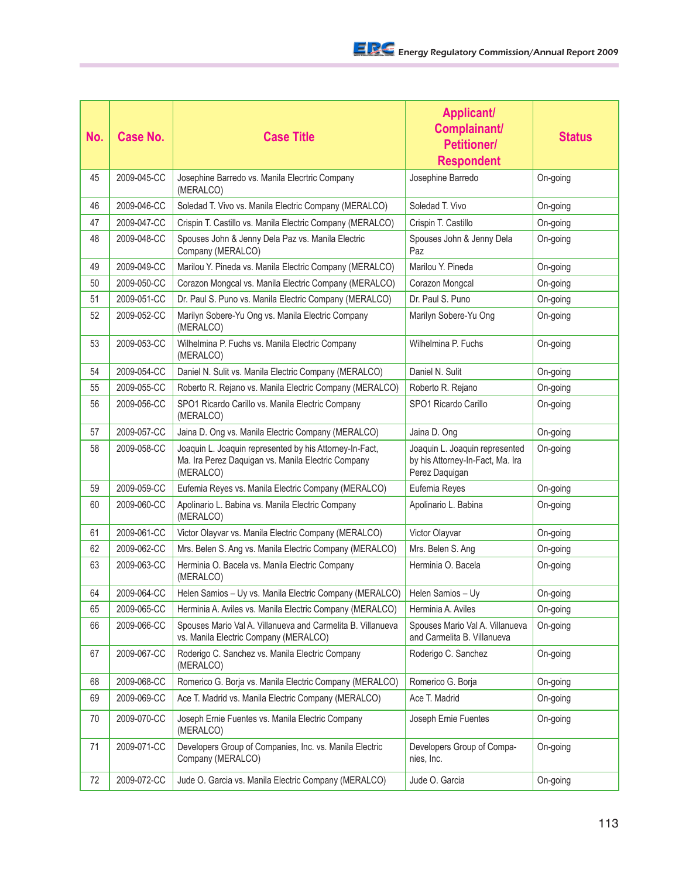| No. | Case No. | Case Title | Applicant/ Complainant/ Petitioner/ Respondent | Status |
|---|---|---|---|---|
| 45 | 2009-045-CC | Josephine Barredo vs. Manila Elecrtric Company (MERALCO) | Josephine Barredo | On-going |
| 46 | 2009-046-CC | Soledad T. Vivo vs. Manila Electric Company (MERALCO) | Soledad T. Vivo | On-going |
| 47 | 2009-047-CC | Crispin T. Castillo vs. Manila Electric Company (MERALCO) | Crispin T. Castillo | On-going |
| 48 | 2009-048-CC | Spouses John & Jenny Dela Paz vs. Manila Electric Company (MERALCO) | Spouses John & Jenny Dela Paz | On-going |
| 49 | 2009-049-CC | Marilou Y. Pineda vs. Manila Electric Company (MERALCO) | Marilou Y. Pineda | On-going |
| 50 | 2009-050-CC | Corazon Mongcal vs. Manila Electric Company (MERALCO) | Corazon Mongcal | On-going |
| 51 | 2009-051-CC | Dr. Paul S. Puno vs. Manila Electric Company (MERALCO) | Dr. Paul S. Puno | On-going |
| 52 | 2009-052-CC | Marilyn Sobere-Yu Ong vs. Manila Electric Company (MERALCO) | Marilyn Sobere-Yu Ong | On-going |
| 53 | 2009-053-CC | Wilhelmina P. Fuchs vs. Manila Electric Company (MERALCO) | Wilhelmina P. Fuchs | On-going |
| 54 | 2009-054-CC | Daniel N. Sulit vs. Manila Electric Company (MERALCO) | Daniel N. Sulit | On-going |
| 55 | 2009-055-CC | Roberto R. Rejano vs. Manila Electric Company (MERALCO) | Roberto R. Rejano | On-going |
| 56 | 2009-056-CC | SPO1 Ricardo Carillo vs. Manila Electric Company (MERALCO) | SPO1 Ricardo Carillo | On-going |
| 57 | 2009-057-CC | Jaina D. Ong vs. Manila Electric Company (MERALCO) | Jaina D. Ong | On-going |
| 58 | 2009-058-CC | Joaquin L. Joaquin represented by his Attorney-In-Fact, Ma. Ira Perez Daquigan vs. Manila Electric Company (MERALCO) | Joaquin L. Joaquin represented by his Attorney-In-Fact, Ma. Ira Perez Daquigan | On-going |
| 59 | 2009-059-CC | Eufemia Reyes vs. Manila Electric Company (MERALCO) | Eufemia Reyes | On-going |
| 60 | 2009-060-CC | Apolinario L. Babina vs. Manila Electric Company (MERALCO) | Apolinario L. Babina | On-going |
| 61 | 2009-061-CC | Victor Olayvar vs. Manila Electric Company (MERALCO) | Victor Olayvar | On-going |
| 62 | 2009-062-CC | Mrs. Belen S. Ang vs. Manila Electric Company (MERALCO) | Mrs. Belen S. Ang | On-going |
| 63 | 2009-063-CC | Herminia O. Bacela vs. Manila Electric Company (MERALCO) | Herminia O. Bacela | On-going |
| 64 | 2009-064-CC | Helen Samios – Uy vs. Manila Electric Company (MERALCO) | Helen Samios – Uy | On-going |
| 65 | 2009-065-CC | Herminia A. Aviles vs. Manila Electric Company (MERALCO) | Herminia A. Aviles | On-going |
| 66 | 2009-066-CC | Spouses Mario Val A. Villanueva and Carmelita B. Villanueva vs. Manila Electric Company (MERALCO) | Spouses Mario Val A. Villanueva and Carmelita B. Villanueva | On-going |
| 67 | 2009-067-CC | Roderigo C. Sanchez vs. Manila Electric Company (MERALCO) | Roderigo C. Sanchez | On-going |
| 68 | 2009-068-CC | Romerico G. Borja vs. Manila Electric Company (MERALCO) | Romerico G. Borja | On-going |
| 69 | 2009-069-CC | Ace T. Madrid vs. Manila Electric Company (MERALCO) | Ace T. Madrid | On-going |
| 70 | 2009-070-CC | Joseph Ernie Fuentes vs. Manila Electric Company (MERALCO) | Joseph Ernie Fuentes | On-going |
| 71 | 2009-071-CC | Developers Group of Companies, Inc. vs. Manila Electric Company (MERALCO) | Developers Group of Companies, Inc. | On-going |
| 72 | 2009-072-CC | Jude O. Garcia vs. Manila Electric Company (MERALCO) | Jude O. Garcia | On-going |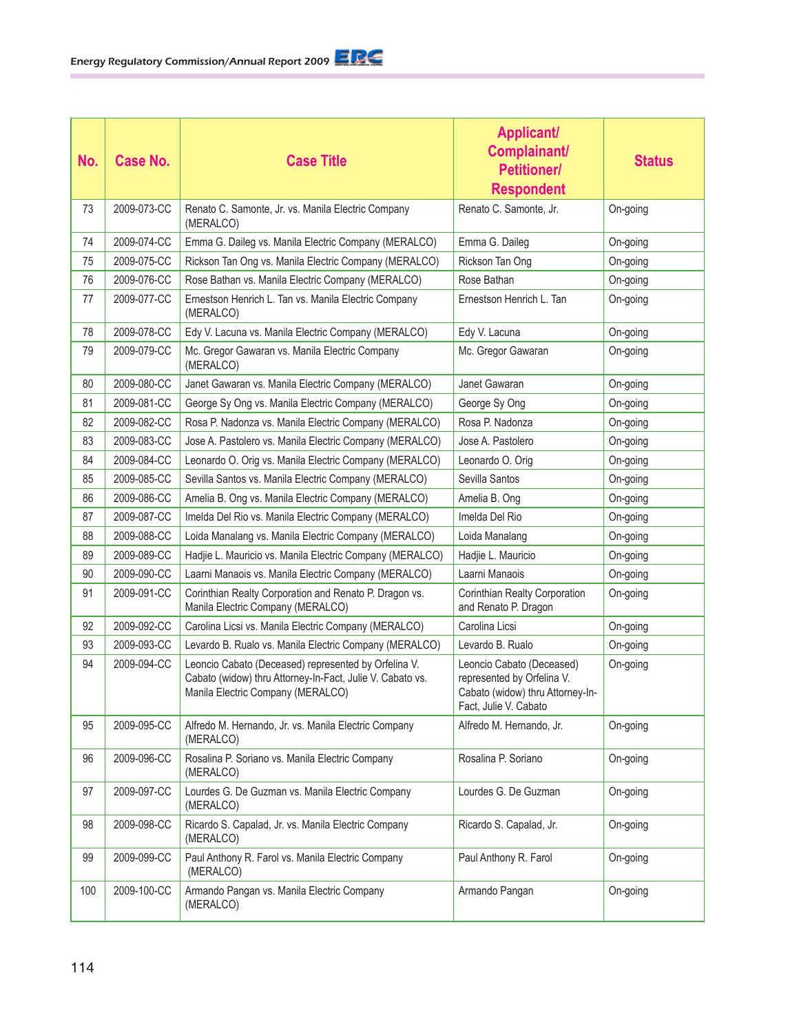| No. | Case No. | Case Title | Applicant/ Complainant/ Petitioner/ Respondent | Status |
|---|---|---|---|---|
| 73 | 2009-073-CC | Renato C. Samonte, Jr. vs. Manila Electric Company (MERALCO) | Renato C. Samonte, Jr. | On-going |
| 74 | 2009-074-CC | Emma G. Daileg vs. Manila Electric Company (MERALCO) | Emma G. Daileg | On-going |
| 75 | 2009-075-CC | Rickson Tan Ong vs. Manila Electric Company (MERALCO) | Rickson Tan Ong | On-going |
| 76 | 2009-076-CC | Rose Bathan vs. Manila Electric Company (MERALCO) | Rose Bathan | On-going |
| 77 | 2009-077-CC | Ernestson Henrich L. Tan vs. Manila Electric Company (MERALCO) | Ernestson Henrich L. Tan | On-going |
| 78 | 2009-078-CC | Edy V. Lacuna vs. Manila Electric Company (MERALCO) | Edy V. Lacuna | On-going |
| 79 | 2009-079-CC | Mc. Gregor Gawaran vs. Manila Electric Company (MERALCO) | Mc. Gregor Gawaran | On-going |
| 80 | 2009-080-CC | Janet Gawaran vs. Manila Electric Company (MERALCO) | Janet Gawaran | On-going |
| 81 | 2009-081-CC | George Sy Ong vs. Manila Electric Company (MERALCO) | George Sy Ong | On-going |
| 82 | 2009-082-CC | Rosa P. Nadonza vs. Manila Electric Company (MERALCO) | Rosa P. Nadonza | On-going |
| 83 | 2009-083-CC | Jose A. Pastolero vs. Manila Electric Company (MERALCO) | Jose A. Pastolero | On-going |
| 84 | 2009-084-CC | Leonardo O. Orig vs. Manila Electric Company (MERALCO) | Leonardo O. Orig | On-going |
| 85 | 2009-085-CC | Sevilla Santos vs. Manila Electric Company (MERALCO) | Sevilla Santos | On-going |
| 86 | 2009-086-CC | Amelia B. Ong vs. Manila Electric Company (MERALCO) | Amelia B. Ong | On-going |
| 87 | 2009-087-CC | Imelda Del Rio vs. Manila Electric Company (MERALCO) | Imelda Del Rio | On-going |
| 88 | 2009-088-CC | Loida Manalang vs. Manila Electric Company (MERALCO) | Loida Manalang | On-going |
| 89 | 2009-089-CC | Hadjie L. Mauricio vs. Manila Electric Company (MERALCO) | Hadjie L. Mauricio | On-going |
| 90 | 2009-090-CC | Laarni Manaois vs. Manila Electric Company (MERALCO) | Laarni Manaois | On-going |
| 91 | 2009-091-CC | Corinthian Realty Corporation and Renato P. Dragon vs. Manila Electric Company (MERALCO) | Corinthian Realty Corporation and Renato P. Dragon | On-going |
| 92 | 2009-092-CC | Carolina Licsi vs. Manila Electric Company (MERALCO) | Carolina Licsi | On-going |
| 93 | 2009-093-CC | Levardo B. Rualo vs. Manila Electric Company (MERALCO) | Levardo B. Rualo | On-going |
| 94 | 2009-094-CC | Leoncio Cabato (Deceased) represented by Orfelina V. Cabato (widow) thru Attorney-In-Fact, Julie V. Cabato vs. Manila Electric Company (MERALCO) | Leoncio Cabato (Deceased) represented by Orfelina V. Cabato (widow) thru Attorney-In-Fact, Julie V. Cabato | On-going |
| 95 | 2009-095-CC | Alfredo M. Hernando, Jr. vs. Manila Electric Company (MERALCO) | Alfredo M. Hernando, Jr. | On-going |
| 96 | 2009-096-CC | Rosalina P. Soriano vs. Manila Electric Company (MERALCO) | Rosalina P. Soriano | On-going |
| 97 | 2009-097-CC | Lourdes G. De Guzman vs. Manila Electric Company (MERALCO) | Lourdes G. De Guzman | On-going |
| 98 | 2009-098-CC | Ricardo S. Capalad, Jr. vs. Manila Electric Company (MERALCO) | Ricardo S. Capalad, Jr. | On-going |
| 99 | 2009-099-CC | Paul Anthony R. Farol vs. Manila Electric Company (MERALCO) | Paul Anthony R. Farol | On-going |
| 100 | 2009-100-CC | Armando Pangan vs. Manila Electric Company (MERALCO) | Armando Pangan | On-going |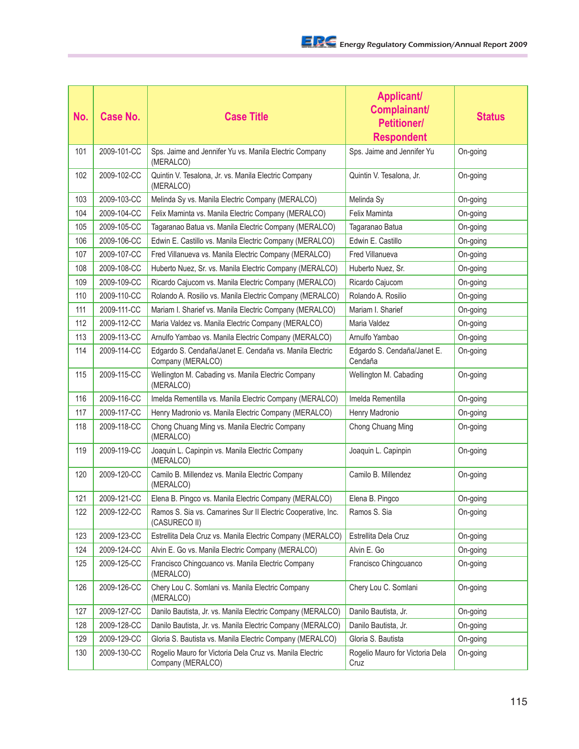| No. | Case No. | Case Title | Applicant/ Complainant/ Petitioner/ Respondent | Status |
|---|---|---|---|---|
| 101 | 2009-101-CC | Sps. Jaime and Jennifer Yu vs. Manila Electric Company (MERALCO) | Sps. Jaime and Jennifer Yu | On-going |
| 102 | 2009-102-CC | Quintin V. Tesalona, Jr. vs. Manila Electric Company (MERALCO) | Quintin V. Tesalona, Jr. | On-going |
| 103 | 2009-103-CC | Melinda Sy vs. Manila Electric Company (MERALCO) | Melinda Sy | On-going |
| 104 | 2009-104-CC | Felix Maminta vs. Manila Electric Company (MERALCO) | Felix Maminta | On-going |
| 105 | 2009-105-CC | Tagaranao Batua vs. Manila Electric Company (MERALCO) | Tagaranao Batua | On-going |
| 106 | 2009-106-CC | Edwin E. Castillo vs. Manila Electric Company (MERALCO) | Edwin E. Castillo | On-going |
| 107 | 2009-107-CC | Fred Villanueva vs. Manila Electric Company (MERALCO) | Fred Villanueva | On-going |
| 108 | 2009-108-CC | Huberto Nuez, Sr. vs. Manila Electric Company (MERALCO) | Huberto Nuez, Sr. | On-going |
| 109 | 2009-109-CC | Ricardo Cajucom vs. Manila Electric Company (MERALCO) | Ricardo Cajucom | On-going |
| 110 | 2009-110-CC | Rolando A. Rosilio vs. Manila Electric Company (MERALCO) | Rolando A. Rosilio | On-going |
| 111 | 2009-111-CC | Mariam I. Sharief vs. Manila Electric Company (MERALCO) | Mariam I. Sharief | On-going |
| 112 | 2009-112-CC | Maria Valdez vs. Manila Electric Company (MERALCO) | Maria Valdez | On-going |
| 113 | 2009-113-CC | Arnulfo Yambao vs. Manila Electric Company (MERALCO) | Arnulfo Yambao | On-going |
| 114 | 2009-114-CC | Edgardo S. Cendaña/Janet E. Cendaña vs. Manila Electric Company (MERALCO) | Edgardo S. Cendaña/Janet E. Cendaña | On-going |
| 115 | 2009-115-CC | Wellington M. Cabading vs. Manila Electric Company (MERALCO) | Wellington M. Cabading | On-going |
| 116 | 2009-116-CC | Imelda Rementilla vs. Manila Electric Company (MERALCO) | Imelda Rementilla | On-going |
| 117 | 2009-117-CC | Henry Madronio vs. Manila Electric Company (MERALCO) | Henry Madronio | On-going |
| 118 | 2009-118-CC | Chong Chuang Ming vs. Manila Electric Company (MERALCO) | Chong Chuang Ming | On-going |
| 119 | 2009-119-CC | Joaquin L. Capinpin vs. Manila Electric Company (MERALCO) | Joaquin L. Capinpin | On-going |
| 120 | 2009-120-CC | Camilo B. Millendez vs. Manila Electric Company (MERALCO) | Camilo B. Millendez | On-going |
| 121 | 2009-121-CC | Elena B. Pingco vs. Manila Electric Company (MERALCO) | Elena B. Pingco | On-going |
| 122 | 2009-122-CC | Ramos S. Sia vs. Camarines Sur II Electric Cooperative, Inc. (CASURECO II) | Ramos S. Sia | On-going |
| 123 | 2009-123-CC | Estrellita Dela Cruz vs. Manila Electric Company (MERALCO) | Estrellita Dela Cruz | On-going |
| 124 | 2009-124-CC | Alvin E. Go vs. Manila Electric Company (MERALCO) | Alvin E. Go | On-going |
| 125 | 2009-125-CC | Francisco Chingcuanco vs. Manila Electric Company (MERALCO) | Francisco Chingcuanco | On-going |
| 126 | 2009-126-CC | Chery Lou C. Somlani vs. Manila Electric Company (MERALCO) | Chery Lou C. Somlani | On-going |
| 127 | 2009-127-CC | Danilo Bautista, Jr. vs. Manila Electric Company (MERALCO) | Danilo Bautista, Jr. | On-going |
| 128 | 2009-128-CC | Danilo Bautista, Jr. vs. Manila Electric Company (MERALCO) | Danilo Bautista, Jr. | On-going |
| 129 | 2009-129-CC | Gloria S. Bautista vs. Manila Electric Company (MERALCO) | Gloria S. Bautista | On-going |
| 130 | 2009-130-CC | Rogelio Mauro for Victoria Dela Cruz vs. Manila Electric Company (MERALCO) | Rogelio Mauro for Victoria Dela Cruz | On-going |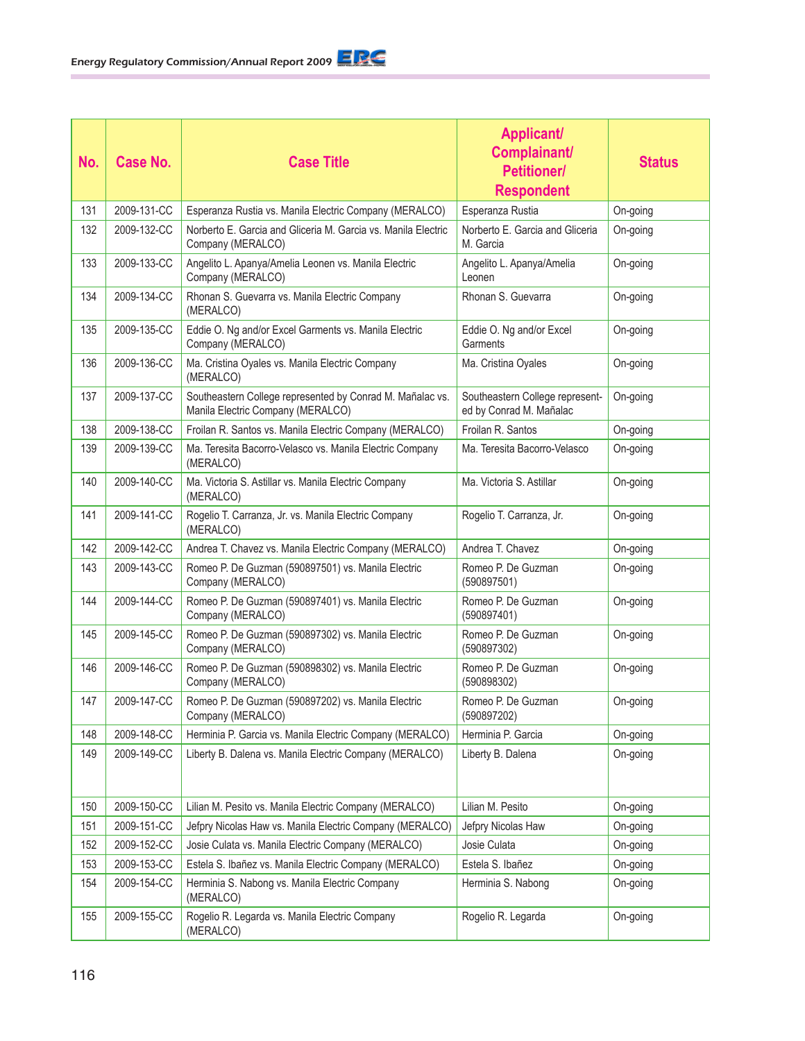| No. | Case No. | Case Title | Applicant/ Complainant/ Petitioner/ Respondent | Status |
|---|---|---|---|---|
| 131 | 2009-131-CC | Esperanza Rustia vs. Manila Electric Company (MERALCO) | Esperanza Rustia | On-going |
| 132 | 2009-132-CC | Norberto E. Garcia and Gliceria M. Garcia vs. Manila Electric Company (MERALCO) | Norberto E. Garcia and Gliceria M. Garcia | On-going |
| 133 | 2009-133-CC | Angelito L. Apanya/Amelia Leonen vs. Manila Electric Company (MERALCO) | Angelito L. Apanya/Amelia Leonen | On-going |
| 134 | 2009-134-CC | Rhonan S. Guevarra vs. Manila Electric Company (MERALCO) | Rhonan S. Guevarra | On-going |
| 135 | 2009-135-CC | Eddie O. Ng and/or Excel Garments vs. Manila Electric Company (MERALCO) | Eddie O. Ng and/or Excel Garments | On-going |
| 136 | 2009-136-CC | Ma. Cristina Oyales vs. Manila Electric Company (MERALCO) | Ma. Cristina Oyales | On-going |
| 137 | 2009-137-CC | Southeastern College represented by Conrad M. Mañalac vs. Manila Electric Company (MERALCO) | Southeastern College represented by Conrad M. Mañalac | On-going |
| 138 | 2009-138-CC | Froilan R. Santos vs. Manila Electric Company (MERALCO) | Froilan R. Santos | On-going |
| 139 | 2009-139-CC | Ma. Teresita Bacorro-Velasco vs. Manila Electric Company (MERALCO) | Ma. Teresita Bacorro-Velasco | On-going |
| 140 | 2009-140-CC | Ma. Victoria S. Astillar vs. Manila Electric Company (MERALCO) | Ma. Victoria S. Astillar | On-going |
| 141 | 2009-141-CC | Rogelio T. Carranza, Jr. vs. Manila Electric Company (MERALCO) | Rogelio T. Carranza, Jr. | On-going |
| 142 | 2009-142-CC | Andrea T. Chavez vs. Manila Electric Company (MERALCO) | Andrea T. Chavez | On-going |
| 143 | 2009-143-CC | Romeo P. De Guzman (590897501) vs. Manila Electric Company (MERALCO) | Romeo P. De Guzman (590897501) | On-going |
| 144 | 2009-144-CC | Romeo P. De Guzman (590897401) vs. Manila Electric Company (MERALCO) | Romeo P. De Guzman (590897401) | On-going |
| 145 | 2009-145-CC | Romeo P. De Guzman (590897302) vs. Manila Electric Company (MERALCO) | Romeo P. De Guzman (590897302) | On-going |
| 146 | 2009-146-CC | Romeo P. De Guzman (590898302) vs. Manila Electric Company (MERALCO) | Romeo P. De Guzman (590898302) | On-going |
| 147 | 2009-147-CC | Romeo P. De Guzman (590897202) vs. Manila Electric Company (MERALCO) | Romeo P. De Guzman (590897202) | On-going |
| 148 | 2009-148-CC | Herminia P. Garcia vs. Manila Electric Company (MERALCO) | Herminia P. Garcia | On-going |
| 149 | 2009-149-CC | Liberty B. Dalena vs. Manila Electric Company (MERALCO) | Liberty B. Dalena | On-going |
| 150 | 2009-150-CC | Lilian M. Pesito vs. Manila Electric Company (MERALCO) | Lilian M. Pesito | On-going |
| 151 | 2009-151-CC | Jefpry Nicolas Haw vs. Manila Electric Company (MERALCO) | Jefpry Nicolas Haw | On-going |
| 152 | 2009-152-CC | Josie Culata vs. Manila Electric Company (MERALCO) | Josie Culata | On-going |
| 153 | 2009-153-CC | Estela S. Ibañez vs. Manila Electric Company (MERALCO) | Estela S. Ibañez | On-going |
| 154 | 2009-154-CC | Herminia S. Nabong vs. Manila Electric Company (MERALCO) | Herminia S. Nabong | On-going |
| 155 | 2009-155-CC | Rogelio R. Legarda vs. Manila Electric Company (MERALCO) | Rogelio R. Legarda | On-going |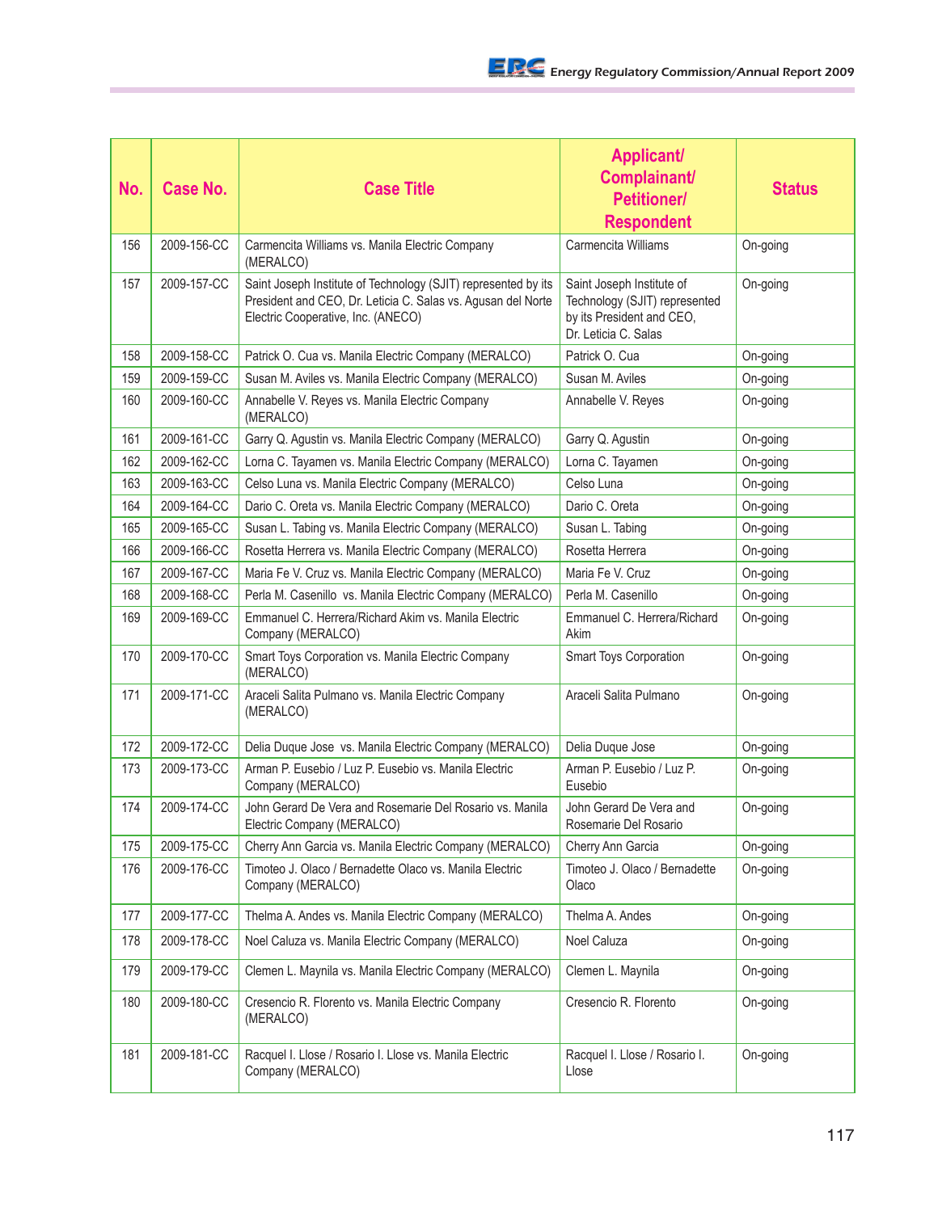| No. | Case No. | Case Title | Applicant/ Complainant/ Petitioner/ Respondent | Status |
|---|---|---|---|---|
| 156 | 2009-156-CC | Carmencita Williams vs. Manila Electric Company (MERALCO) | Carmencita Williams | On-going |
| 157 | 2009-157-CC | Saint Joseph Institute of Technology (SJIT) represented by its President and CEO, Dr. Leticia C. Salas vs. Agusan del Norte Electric Cooperative, Inc. (ANECO) | Saint Joseph Institute of Technology (SJIT) represented by its President and CEO, Dr. Leticia C. Salas | On-going |
| 158 | 2009-158-CC | Patrick O. Cua vs. Manila Electric Company (MERALCO) | Patrick O. Cua | On-going |
| 159 | 2009-159-CC | Susan M. Aviles vs. Manila Electric Company (MERALCO) | Susan M. Aviles | On-going |
| 160 | 2009-160-CC | Annabelle V. Reyes vs. Manila Electric Company (MERALCO) | Annabelle V. Reyes | On-going |
| 161 | 2009-161-CC | Garry Q. Agustin vs. Manila Electric Company (MERALCO) | Garry Q. Agustin | On-going |
| 162 | 2009-162-CC | Lorna C. Tayamen vs. Manila Electric Company (MERALCO) | Lorna C. Tayamen | On-going |
| 163 | 2009-163-CC | Celso Luna vs. Manila Electric Company (MERALCO) | Celso Luna | On-going |
| 164 | 2009-164-CC | Dario C. Oreta vs. Manila Electric Company (MERALCO) | Dario C. Oreta | On-going |
| 165 | 2009-165-CC | Susan L. Tabing vs. Manila Electric Company (MERALCO) | Susan L. Tabing | On-going |
| 166 | 2009-166-CC | Rosetta Herrera vs. Manila Electric Company (MERALCO) | Rosetta Herrera | On-going |
| 167 | 2009-167-CC | Maria Fe V. Cruz vs. Manila Electric Company (MERALCO) | Maria Fe V. Cruz | On-going |
| 168 | 2009-168-CC | Perla M. Casenillo vs. Manila Electric Company (MERALCO) | Perla M. Casenillo | On-going |
| 169 | 2009-169-CC | Emmanuel C. Herrera/Richard Akim vs. Manila Electric Company (MERALCO) | Emmanuel C. Herrera/Richard Akim | On-going |
| 170 | 2009-170-CC | Smart Toys Corporation vs. Manila Electric Company (MERALCO) | Smart Toys Corporation | On-going |
| 171 | 2009-171-CC | Araceli Salita Pulmano vs. Manila Electric Company (MERALCO) | Araceli Salita Pulmano | On-going |
| 172 | 2009-172-CC | Delia Duque Jose vs. Manila Electric Company (MERALCO) | Delia Duque Jose | On-going |
| 173 | 2009-173-CC | Arman P. Eusebio / Luz P. Eusebio vs. Manila Electric Company (MERALCO) | Arman P. Eusebio / Luz P. Eusebio | On-going |
| 174 | 2009-174-CC | John Gerard De Vera and Rosemarie Del Rosario vs. Manila Electric Company (MERALCO) | John Gerard De Vera and Rosemarie Del Rosario | On-going |
| 175 | 2009-175-CC | Cherry Ann Garcia vs. Manila Electric Company (MERALCO) | Cherry Ann Garcia | On-going |
| 176 | 2009-176-CC | Timoteo J. Olaco / Bernadette Olaco vs. Manila Electric Company (MERALCO) | Timoteo J. Olaco / Bernadette Olaco | On-going |
| 177 | 2009-177-CC | Thelma A. Andes vs. Manila Electric Company (MERALCO) | Thelma A. Andes | On-going |
| 178 | 2009-178-CC | Noel Caluza vs. Manila Electric Company (MERALCO) | Noel Caluza | On-going |
| 179 | 2009-179-CC | Clemen L. Maynila vs. Manila Electric Company (MERALCO) | Clemen L. Maynila | On-going |
| 180 | 2009-180-CC | Cresencio R. Florento vs. Manila Electric Company (MERALCO) | Cresencio R. Florento | On-going |
| 181 | 2009-181-CC | Racquel I. Llose / Rosario I. Llose vs. Manila Electric Company (MERALCO) | Racquel I. Llose / Rosario I. Llose | On-going |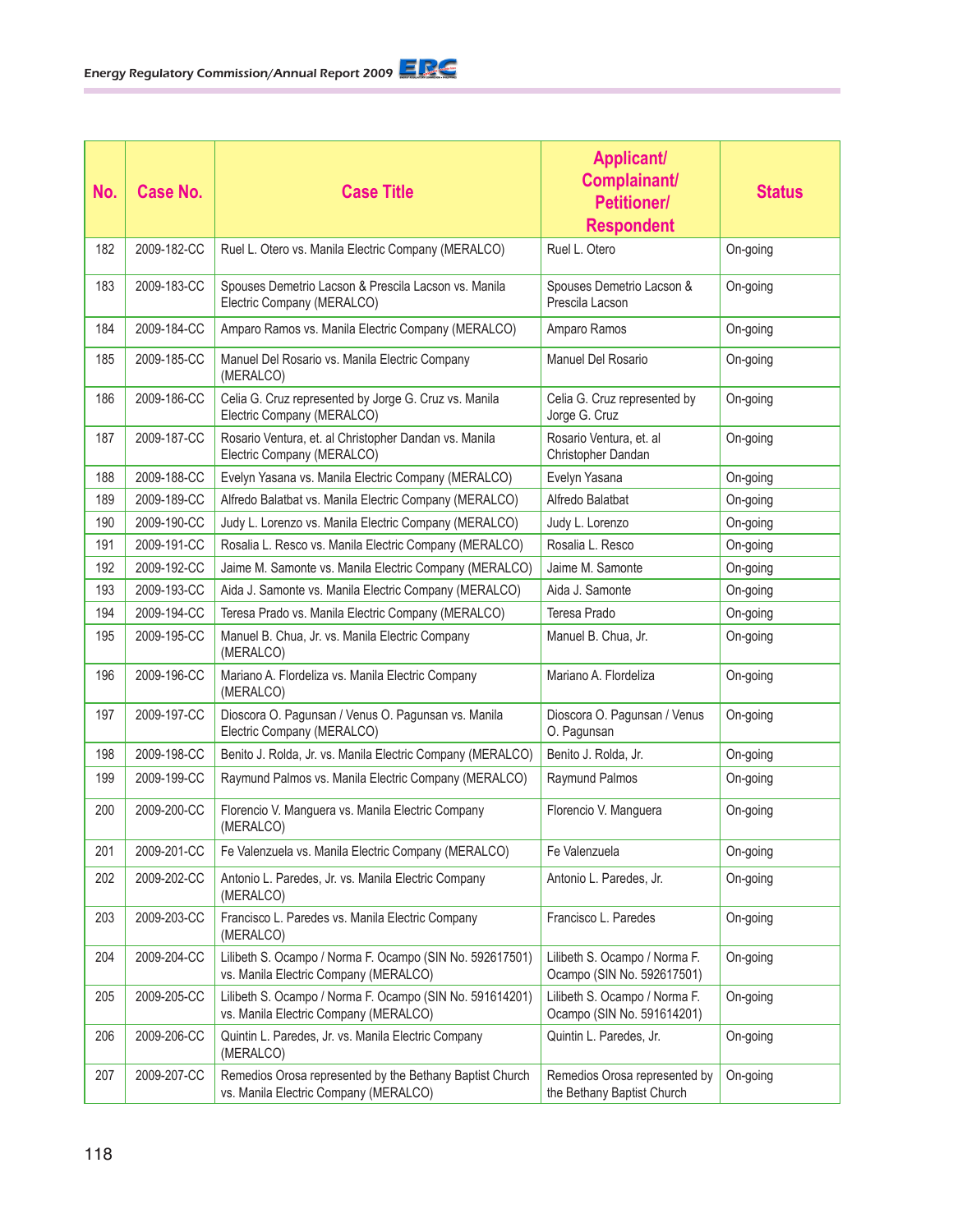| No. | Case No. | Case Title | Applicant/ Complainant/ Petitioner/ Respondent | Status |
|---|---|---|---|---|
| 182 | 2009-182-CC | Ruel L. Otero vs. Manila Electric Company (MERALCO) | Ruel L. Otero | On-going |
| 183 | 2009-183-CC | Spouses Demetrio Lacson & Prescila Lacson vs. Manila Electric Company (MERALCO) | Spouses Demetrio Lacson & Prescila Lacson | On-going |
| 184 | 2009-184-CC | Amparo Ramos vs. Manila Electric Company (MERALCO) | Amparo Ramos | On-going |
| 185 | 2009-185-CC | Manuel Del Rosario vs. Manila Electric Company (MERALCO) | Manuel Del Rosario | On-going |
| 186 | 2009-186-CC | Celia G. Cruz represented by Jorge G. Cruz vs. Manila Electric Company (MERALCO) | Celia G. Cruz represented by Jorge G. Cruz | On-going |
| 187 | 2009-187-CC | Rosario Ventura, et. al Christopher Dandan vs. Manila Electric Company (MERALCO) | Rosario Ventura, et. al Christopher Dandan | On-going |
| 188 | 2009-188-CC | Evelyn Yasana vs. Manila Electric Company (MERALCO) | Evelyn Yasana | On-going |
| 189 | 2009-189-CC | Alfredo Balatbat vs. Manila Electric Company (MERALCO) | Alfredo Balatbat | On-going |
| 190 | 2009-190-CC | Judy L. Lorenzo vs. Manila Electric Company (MERALCO) | Judy L. Lorenzo | On-going |
| 191 | 2009-191-CC | Rosalia L. Resco vs. Manila Electric Company (MERALCO) | Rosalia L. Resco | On-going |
| 192 | 2009-192-CC | Jaime M. Samonte vs. Manila Electric Company (MERALCO) | Jaime M. Samonte | On-going |
| 193 | 2009-193-CC | Aida J. Samonte vs. Manila Electric Company (MERALCO) | Aida J. Samonte | On-going |
| 194 | 2009-194-CC | Teresa Prado vs. Manila Electric Company (MERALCO) | Teresa Prado | On-going |
| 195 | 2009-195-CC | Manuel B. Chua, Jr. vs. Manila Electric Company (MERALCO) | Manuel B. Chua, Jr. | On-going |
| 196 | 2009-196-CC | Mariano A. Flordeliza vs. Manila Electric Company (MERALCO) | Mariano A. Flordeliza | On-going |
| 197 | 2009-197-CC | Dioscora O. Pagunsan / Venus O. Pagunsan vs. Manila Electric Company (MERALCO) | Dioscora O. Pagunsan / Venus O. Pagunsan | On-going |
| 198 | 2009-198-CC | Benito J. Rolda, Jr. vs. Manila Electric Company (MERALCO) | Benito J. Rolda, Jr. | On-going |
| 199 | 2009-199-CC | Raymund Palmos vs. Manila Electric Company (MERALCO) | Raymund Palmos | On-going |
| 200 | 2009-200-CC | Florencio V. Manguera vs. Manila Electric Company (MERALCO) | Florencio V. Manguera | On-going |
| 201 | 2009-201-CC | Fe Valenzuela vs. Manila Electric Company (MERALCO) | Fe Valenzuela | On-going |
| 202 | 2009-202-CC | Antonio L. Paredes, Jr. vs. Manila Electric Company (MERALCO) | Antonio L. Paredes, Jr. | On-going |
| 203 | 2009-203-CC | Francisco L. Paredes vs. Manila Electric Company (MERALCO) | Francisco L. Paredes | On-going |
| 204 | 2009-204-CC | Lilibeth S. Ocampo / Norma F. Ocampo (SIN No. 592617501) vs. Manila Electric Company (MERALCO) | Lilibeth S. Ocampo / Norma F. Ocampo (SIN No. 592617501) | On-going |
| 205 | 2009-205-CC | Lilibeth S. Ocampo / Norma F. Ocampo (SIN No. 591614201) vs. Manila Electric Company (MERALCO) | Lilibeth S. Ocampo / Norma F. Ocampo (SIN No. 591614201) | On-going |
| 206 | 2009-206-CC | Quintin L. Paredes, Jr. vs. Manila Electric Company (MERALCO) | Quintin L. Paredes, Jr. | On-going |
| 207 | 2009-207-CC | Remedios Orosa represented by the Bethany Baptist Church vs. Manila Electric Company (MERALCO) | Remedios Orosa represented by the Bethany Baptist Church | On-going |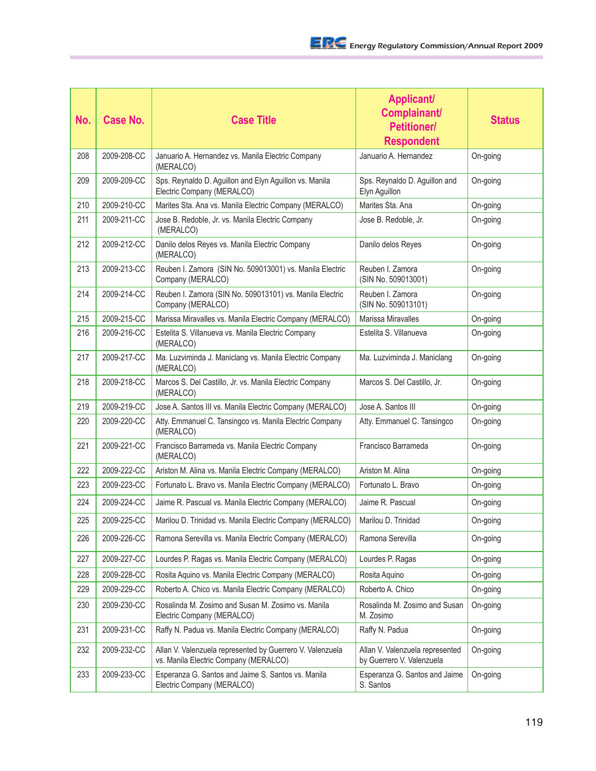| No. | Case No. | Case Title | Applicant/ Complainant/ Petitioner/ Respondent | Status |
|---|---|---|---|---|
| 208 | 2009-208-CC | Januario A. Hernandez vs. Manila Electric Company (MERALCO) | Januario A. Hernandez | On-going |
| 209 | 2009-209-CC | Sps. Reynaldo D. Aguillon and Elyn Aguillon vs. Manila Electric Company (MERALCO) | Sps. Reynaldo D. Aguillon and Elyn Aguillon | On-going |
| 210 | 2009-210-CC | Marites Sta. Ana vs. Manila Electric Company (MERALCO) | Marites Sta. Ana | On-going |
| 211 | 2009-211-CC | Jose B. Redoble, Jr. vs. Manila Electric Company (MERALCO) | Jose B. Redoble, Jr. | On-going |
| 212 | 2009-212-CC | Danilo delos Reyes vs. Manila Electric Company (MERALCO) | Danilo delos Reyes | On-going |
| 213 | 2009-213-CC | Reuben I. Zamora (SIN No. 509013001) vs. Manila Electric Company (MERALCO) | Reuben I. Zamora (SIN No. 509013001) | On-going |
| 214 | 2009-214-CC | Reuben I. Zamora (SIN No. 509013101) vs. Manila Electric Company (MERALCO) | Reuben I. Zamora (SIN No. 509013101) | On-going |
| 215 | 2009-215-CC | Marissa Miravalles vs. Manila Electric Company (MERALCO) | Marissa Miravalles | On-going |
| 216 | 2009-216-CC | Estelita S. Villanueva vs. Manila Electric Company (MERALCO) | Estelita S. Villanueva | On-going |
| 217 | 2009-217-CC | Ma. Luzviminda J. Maniclang vs. Manila Electric Company (MERALCO) | Ma. Luzviminda J. Maniclang | On-going |
| 218 | 2009-218-CC | Marcos S. Del Castillo, Jr. vs. Manila Electric Company (MERALCO) | Marcos S. Del Castillo, Jr. | On-going |
| 219 | 2009-219-CC | Jose A. Santos III vs. Manila Electric Company (MERALCO) | Jose A. Santos III | On-going |
| 220 | 2009-220-CC | Atty. Emmanuel C. Tansingco vs. Manila Electric Company (MERALCO) | Atty. Emmanuel C. Tansingco | On-going |
| 221 | 2009-221-CC | Francisco Barrameda vs. Manila Electric Company (MERALCO) | Francisco Barrameda | On-going |
| 222 | 2009-222-CC | Ariston M. Alina vs. Manila Electric Company (MERALCO) | Ariston M. Alina | On-going |
| 223 | 2009-223-CC | Fortunato L. Bravo vs. Manila Electric Company (MERALCO) | Fortunato L. Bravo | On-going |
| 224 | 2009-224-CC | Jaime R. Pascual vs. Manila Electric Company (MERALCO) | Jaime R. Pascual | On-going |
| 225 | 2009-225-CC | Marilou D. Trinidad vs. Manila Electric Company (MERALCO) | Marilou D. Trinidad | On-going |
| 226 | 2009-226-CC | Ramona Serevilla vs. Manila Electric Company (MERALCO) | Ramona Serevilla | On-going |
| 227 | 2009-227-CC | Lourdes P. Ragas vs. Manila Electric Company (MERALCO) | Lourdes P. Ragas | On-going |
| 228 | 2009-228-CC | Rosita Aquino vs. Manila Electric Company (MERALCO) | Rosita Aquino | On-going |
| 229 | 2009-229-CC | Roberto A. Chico vs. Manila Electric Company (MERALCO) | Roberto A. Chico | On-going |
| 230 | 2009-230-CC | Rosalinda M. Zosimo and Susan M. Zosimo vs. Manila Electric Company (MERALCO) | Rosalinda M. Zosimo and Susan M. Zosimo | On-going |
| 231 | 2009-231-CC | Raffy N. Padua vs. Manila Electric Company (MERALCO) | Raffy N. Padua | On-going |
| 232 | 2009-232-CC | Allan V. Valenzuela represented by Guerrero V. Valenzuela vs. Manila Electric Company (MERALCO) | Allan V. Valenzuela represented by Guerrero V. Valenzuela | On-going |
| 233 | 2009-233-CC | Esperanza G. Santos and Jaime S. Santos vs. Manila Electric Company (MERALCO) | Esperanza G. Santos and Jaime S. Santos | On-going |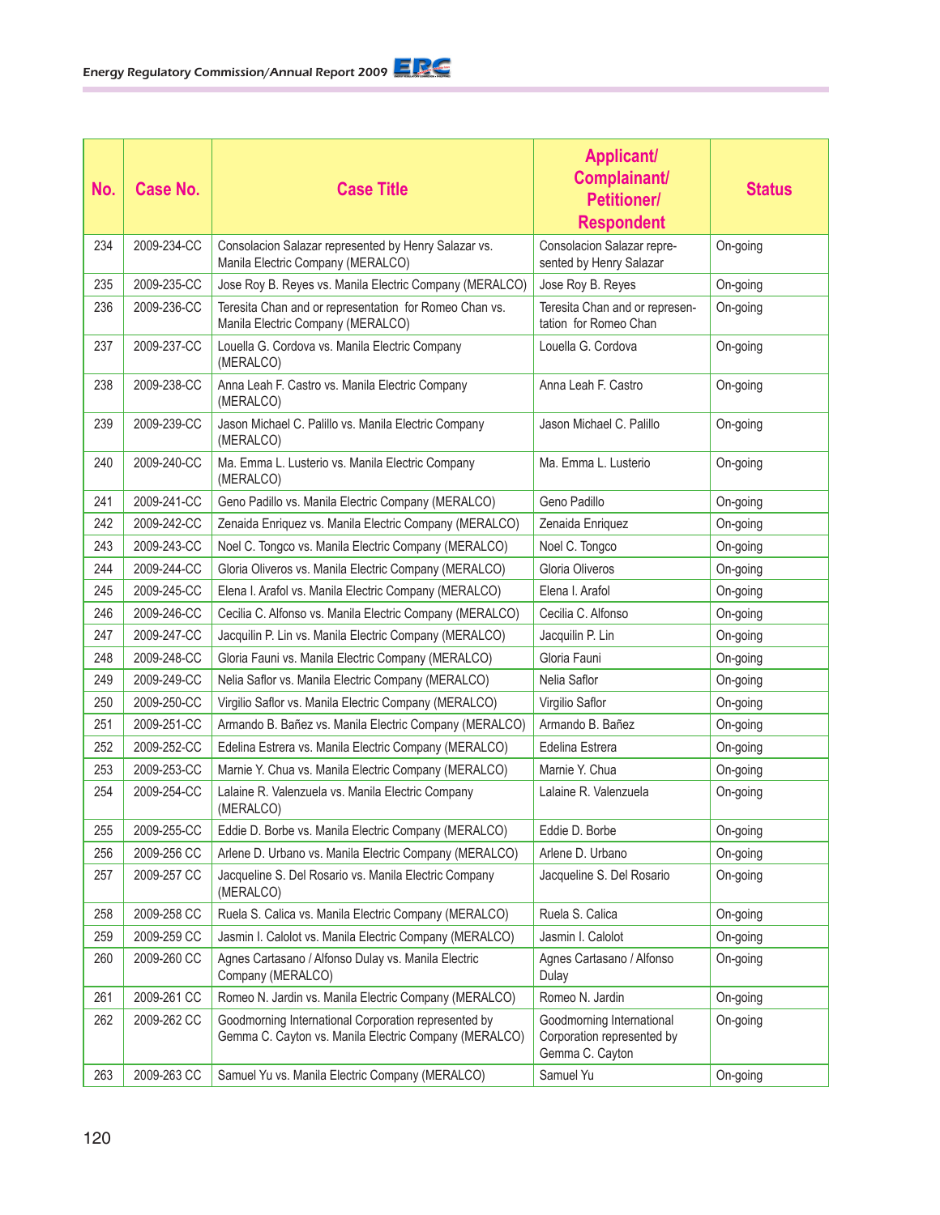| No. | Case No. | Case Title | Applicant/ Complainant/ Petitioner/ Respondent | Status |
|---|---|---|---|---|
| 234 | 2009-234-CC | Consolacion Salazar represented by Henry Salazar vs. Manila Electric Company (MERALCO) | Consolacion Salazar represented by Henry Salazar | On-going |
| 235 | 2009-235-CC | Jose Roy B. Reyes vs. Manila Electric Company (MERALCO) | Jose Roy B. Reyes | On-going |
| 236 | 2009-236-CC | Teresita Chan and or representation for Romeo Chan vs. Manila Electric Company (MERALCO) | Teresita Chan and or representation for Romeo Chan | On-going |
| 237 | 2009-237-CC | Louella G. Cordova vs. Manila Electric Company (MERALCO) | Louella G. Cordova | On-going |
| 238 | 2009-238-CC | Anna Leah F. Castro vs. Manila Electric Company (MERALCO) | Anna Leah F. Castro | On-going |
| 239 | 2009-239-CC | Jason Michael C. Palillo vs. Manila Electric Company (MERALCO) | Jason Michael C. Palillo | On-going |
| 240 | 2009-240-CC | Ma. Emma L. Lusterio vs. Manila Electric Company (MERALCO) | Ma. Emma L. Lusterio | On-going |
| 241 | 2009-241-CC | Geno Padillo vs. Manila Electric Company (MERALCO) | Geno Padillo | On-going |
| 242 | 2009-242-CC | Zenaida Enriquez vs. Manila Electric Company (MERALCO) | Zenaida Enriquez | On-going |
| 243 | 2009-243-CC | Noel C. Tongco vs. Manila Electric Company (MERALCO) | Noel C. Tongco | On-going |
| 244 | 2009-244-CC | Gloria Oliveros vs. Manila Electric Company (MERALCO) | Gloria Oliveros | On-going |
| 245 | 2009-245-CC | Elena I. Arafol vs. Manila Electric Company (MERALCO) | Elena I. Arafol | On-going |
| 246 | 2009-246-CC | Cecilia C. Alfonso vs. Manila Electric Company (MERALCO) | Cecilia C. Alfonso | On-going |
| 247 | 2009-247-CC | Jacquilin P. Lin vs. Manila Electric Company (MERALCO) | Jacquilin P. Lin | On-going |
| 248 | 2009-248-CC | Gloria Fauni vs. Manila Electric Company (MERALCO) | Gloria Fauni | On-going |
| 249 | 2009-249-CC | Nelia Saflor vs. Manila Electric Company (MERALCO) | Nelia Saflor | On-going |
| 250 | 2009-250-CC | Virgilio Saflor vs. Manila Electric Company (MERALCO) | Virgilio Saflor | On-going |
| 251 | 2009-251-CC | Armando B. Bañez vs. Manila Electric Company (MERALCO) | Armando B. Bañez | On-going |
| 252 | 2009-252-CC | Edelina Estrera vs. Manila Electric Company (MERALCO) | Edelina Estrera | On-going |
| 253 | 2009-253-CC | Marnie Y. Chua vs. Manila Electric Company (MERALCO) | Marnie Y. Chua | On-going |
| 254 | 2009-254-CC | Lalaine R. Valenzuela vs. Manila Electric Company (MERALCO) | Lalaine R. Valenzuela | On-going |
| 255 | 2009-255-CC | Eddie D. Borbe vs. Manila Electric Company (MERALCO) | Eddie D. Borbe | On-going |
| 256 | 2009-256 CC | Arlene D. Urbano vs. Manila Electric Company (MERALCO) | Arlene D. Urbano | On-going |
| 257 | 2009-257 CC | Jacqueline S. Del Rosario vs. Manila Electric Company (MERALCO) | Jacqueline S. Del Rosario | On-going |
| 258 | 2009-258 CC | Ruela S. Calica vs. Manila Electric Company (MERALCO) | Ruela S. Calica | On-going |
| 259 | 2009-259 CC | Jasmin I. Calolot vs. Manila Electric Company (MERALCO) | Jasmin I. Calolot | On-going |
| 260 | 2009-260 CC | Agnes Cartasano / Alfonso Dulay vs. Manila Electric Company (MERALCO) | Agnes Cartasano / Alfonso Dulay | On-going |
| 261 | 2009-261 CC | Romeo N. Jardin vs. Manila Electric Company (MERALCO) | Romeo N. Jardin | On-going |
| 262 | 2009-262 CC | Goodmorning International Corporation represented by Gemma C. Cayton vs. Manila Electric Company (MERALCO) | Goodmorning International Corporation represented by Gemma C. Cayton | On-going |
| 263 | 2009-263 CC | Samuel Yu vs. Manila Electric Company (MERALCO) | Samuel Yu | On-going |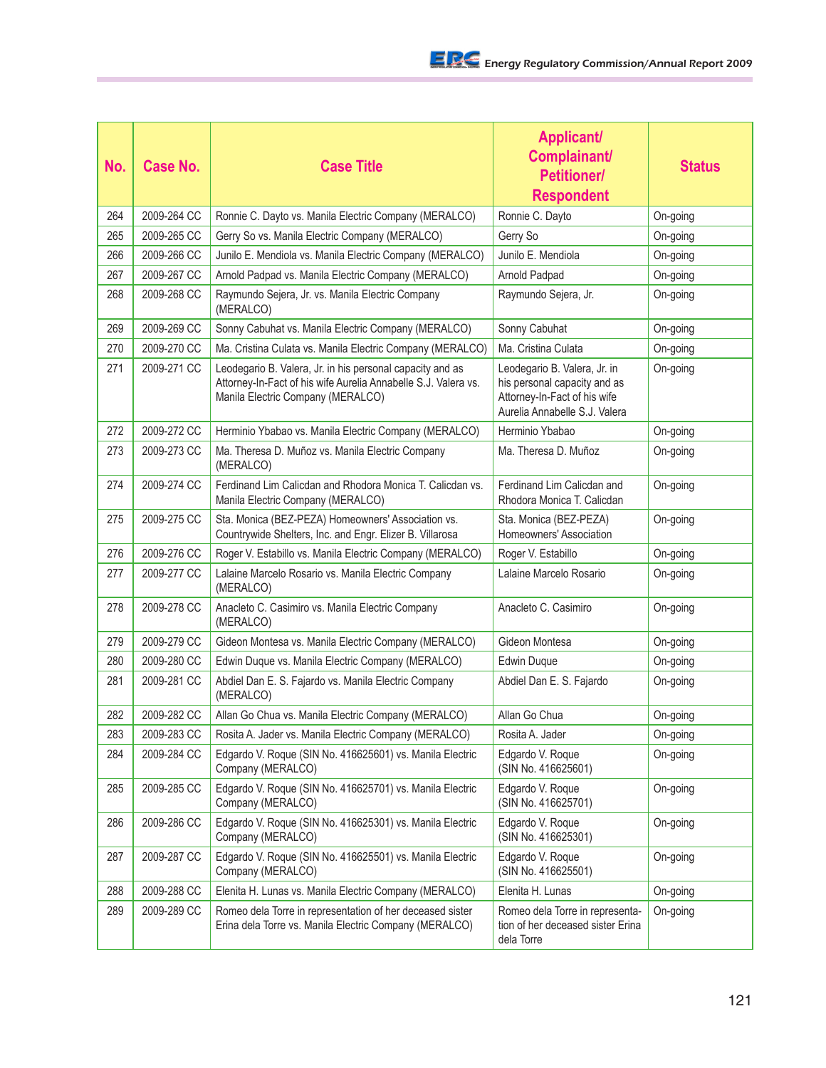| No. | Case No. | Case Title | Applicant/ Complainant/ Petitioner/ Respondent | Status |
|---|---|---|---|---|
| 264 | 2009-264 CC | Ronnie C. Dayto vs. Manila Electric Company (MERALCO) | Ronnie C. Dayto | On-going |
| 265 | 2009-265 CC | Gerry So vs. Manila Electric Company (MERALCO) | Gerry So | On-going |
| 266 | 2009-266 CC | Junilo E. Mendiola vs. Manila Electric Company (MERALCO) | Junilo E. Mendiola | On-going |
| 267 | 2009-267 CC | Arnold Padpad vs. Manila Electric Company (MERALCO) | Arnold Padpad | On-going |
| 268 | 2009-268 CC | Raymundo Sejera, Jr. vs. Manila Electric Company (MERALCO) | Raymundo Sejera, Jr. | On-going |
| 269 | 2009-269 CC | Sonny Cabuhat vs. Manila Electric Company (MERALCO) | Sonny Cabuhat | On-going |
| 270 | 2009-270 CC | Ma. Cristina Culata vs. Manila Electric Company (MERALCO) | Ma. Cristina Culata | On-going |
| 271 | 2009-271 CC | Leodegario B. Valera, Jr. in his personal capacity and as Attorney-In-Fact of his wife Aurelia Annabelle S.J. Valera vs. Manila Electric Company (MERALCO) | Leodegario B. Valera, Jr. in his personal capacity and as Attorney-In-Fact of his wife Aurelia Annabelle S.J. Valera | On-going |
| 272 | 2009-272 CC | Herminio Ybabao vs. Manila Electric Company (MERALCO) | Herminio Ybabao | On-going |
| 273 | 2009-273 CC | Ma. Theresa D. Muñoz vs. Manila Electric Company (MERALCO) | Ma. Theresa D. Muñoz | On-going |
| 274 | 2009-274 CC | Ferdinand Lim Calicdan and Rhodora Monica T. Calicdan vs. Manila Electric Company (MERALCO) | Ferdinand Lim Calicdan and Rhodora Monica T. Calicdan | On-going |
| 275 | 2009-275 CC | Sta. Monica (BEZ-PEZA) Homeowners' Association vs. Countrywide Shelters, Inc. and Engr. Elizer B. Villarosa | Sta. Monica (BEZ-PEZA) Homeowners' Association | On-going |
| 276 | 2009-276 CC | Roger V. Estabillo vs. Manila Electric Company (MERALCO) | Roger V. Estabillo | On-going |
| 277 | 2009-277 CC | Lalaine Marcelo Rosario vs. Manila Electric Company (MERALCO) | Lalaine Marcelo Rosario | On-going |
| 278 | 2009-278 CC | Anacleto C. Casimiro vs. Manila Electric Company (MERALCO) | Anacleto C. Casimiro | On-going |
| 279 | 2009-279 CC | Gideon Montesa vs. Manila Electric Company (MERALCO) | Gideon Montesa | On-going |
| 280 | 2009-280 CC | Edwin Duque vs. Manila Electric Company (MERALCO) | Edwin Duque | On-going |
| 281 | 2009-281 CC | Abdiel Dan E. S. Fajardo vs. Manila Electric Company (MERALCO) | Abdiel Dan E. S. Fajardo | On-going |
| 282 | 2009-282 CC | Allan Go Chua vs. Manila Electric Company (MERALCO) | Allan Go Chua | On-going |
| 283 | 2009-283 CC | Rosita A. Jader vs. Manila Electric Company (MERALCO) | Rosita A. Jader | On-going |
| 284 | 2009-284 CC | Edgardo V. Roque (SIN No. 416625601) vs. Manila Electric Company (MERALCO) | Edgardo V. Roque (SIN No. 416625601) | On-going |
| 285 | 2009-285 CC | Edgardo V. Roque (SIN No. 416625701) vs. Manila Electric Company (MERALCO) | Edgardo V. Roque (SIN No. 416625701) | On-going |
| 286 | 2009-286 CC | Edgardo V. Roque (SIN No. 416625301) vs. Manila Electric Company (MERALCO) | Edgardo V. Roque (SIN No. 416625301) | On-going |
| 287 | 2009-287 CC | Edgardo V. Roque (SIN No. 416625501) vs. Manila Electric Company (MERALCO) | Edgardo V. Roque (SIN No. 416625501) | On-going |
| 288 | 2009-288 CC | Elenita H. Lunas vs. Manila Electric Company (MERALCO) | Elenita H. Lunas | On-going |
| 289 | 2009-289 CC | Romeo dela Torre in representation of her deceased sister Erina dela Torre vs. Manila Electric Company (MERALCO) | Romeo dela Torre in representation of her deceased sister Erina dela Torre | On-going |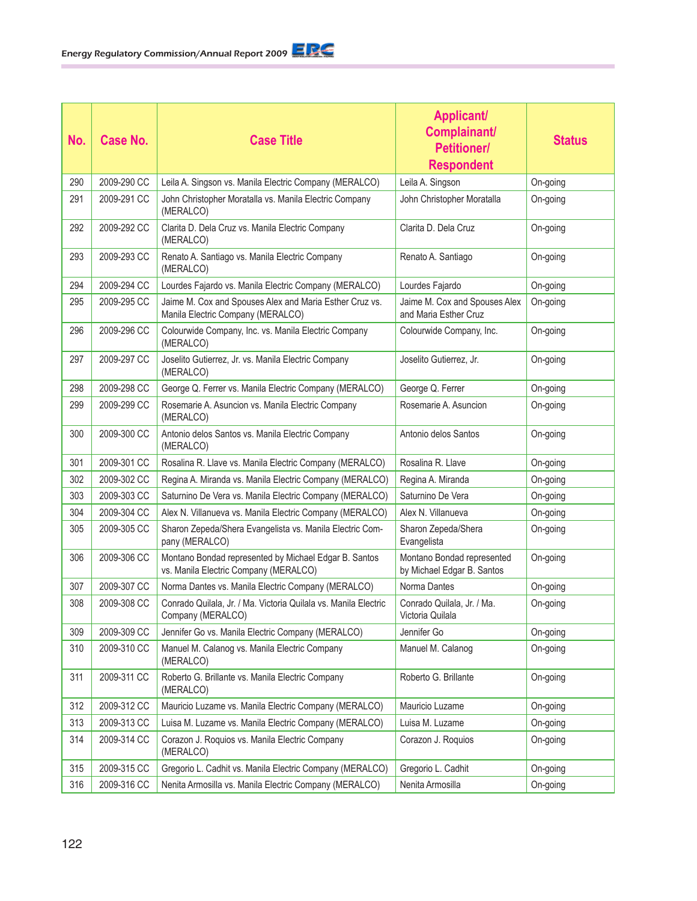| No. | Case No. | Case Title | Applicant/ Complainant/ Petitioner/ Respondent | Status |
|---|---|---|---|---|
| 290 | 2009-290 CC | Leila A. Singson vs. Manila Electric Company (MERALCO) | Leila A. Singson | On-going |
| 291 | 2009-291 CC | John Christopher Moratalla vs. Manila Electric Company (MERALCO) | John Christopher Moratalla | On-going |
| 292 | 2009-292 CC | Clarita D. Dela Cruz vs. Manila Electric Company (MERALCO) | Clarita D. Dela Cruz | On-going |
| 293 | 2009-293 CC | Renato A. Santiago vs. Manila Electric Company (MERALCO) | Renato A. Santiago | On-going |
| 294 | 2009-294 CC | Lourdes Fajardo vs. Manila Electric Company (MERALCO) | Lourdes Fajardo | On-going |
| 295 | 2009-295 CC | Jaime M. Cox and Spouses Alex and Maria Esther Cruz vs. Manila Electric Company (MERALCO) | Jaime M. Cox and Spouses Alex and Maria Esther Cruz | On-going |
| 296 | 2009-296 CC | Colourwide Company, Inc. vs. Manila Electric Company (MERALCO) | Colourwide Company, Inc. | On-going |
| 297 | 2009-297 CC | Joselito Gutierrez, Jr. vs. Manila Electric Company (MERALCO) | Joselito Gutierrez, Jr. | On-going |
| 298 | 2009-298 CC | George Q. Ferrer vs. Manila Electric Company (MERALCO) | George Q. Ferrer | On-going |
| 299 | 2009-299 CC | Rosemarie A. Asuncion vs. Manila Electric Company (MERALCO) | Rosemarie A. Asuncion | On-going |
| 300 | 2009-300 CC | Antonio delos Santos vs. Manila Electric Company (MERALCO) | Antonio delos Santos | On-going |
| 301 | 2009-301 CC | Rosalina R. Llave vs. Manila Electric Company (MERALCO) | Rosalina R. Llave | On-going |
| 302 | 2009-302 CC | Regina A. Miranda vs. Manila Electric Company (MERALCO) | Regina A. Miranda | On-going |
| 303 | 2009-303 CC | Saturnino De Vera vs. Manila Electric Company (MERALCO) | Saturnino De Vera | On-going |
| 304 | 2009-304 CC | Alex N. Villanueva vs. Manila Electric Company (MERALCO) | Alex N. Villanueva | On-going |
| 305 | 2009-305 CC | Sharon Zepeda/Shera Evangelista vs. Manila Electric Company (MERALCO) | Sharon Zepeda/Shera Evangelista | On-going |
| 306 | 2009-306 CC | Montano Bondad represented by Michael Edgar B. Santos vs. Manila Electric Company (MERALCO) | Montano Bondad represented by Michael Edgar B. Santos | On-going |
| 307 | 2009-307 CC | Norma Dantes vs. Manila Electric Company (MERALCO) | Norma Dantes | On-going |
| 308 | 2009-308 CC | Conrado Quilala, Jr. / Ma. Victoria Quilala vs. Manila Electric Company (MERALCO) | Conrado Quilala, Jr. / Ma. Victoria Quilala | On-going |
| 309 | 2009-309 CC | Jennifer Go vs. Manila Electric Company (MERALCO) | Jennifer Go | On-going |
| 310 | 2009-310 CC | Manuel M. Calanog vs. Manila Electric Company (MERALCO) | Manuel M. Calanog | On-going |
| 311 | 2009-311 CC | Roberto G. Brillante vs. Manila Electric Company (MERALCO) | Roberto G. Brillante | On-going |
| 312 | 2009-312 CC | Mauricio Luzame vs. Manila Electric Company (MERALCO) | Mauricio Luzame | On-going |
| 313 | 2009-313 CC | Luisa M. Luzame vs. Manila Electric Company (MERALCO) | Luisa M. Luzame | On-going |
| 314 | 2009-314 CC | Corazon J. Roquios vs. Manila Electric Company (MERALCO) | Corazon J. Roquios | On-going |
| 315 | 2009-315 CC | Gregorio L. Cadhit vs. Manila Electric Company (MERALCO) | Gregorio L. Cadhit | On-going |
| 316 | 2009-316 CC | Nenita Armosilla vs. Manila Electric Company (MERALCO) | Nenita Armosilla | On-going |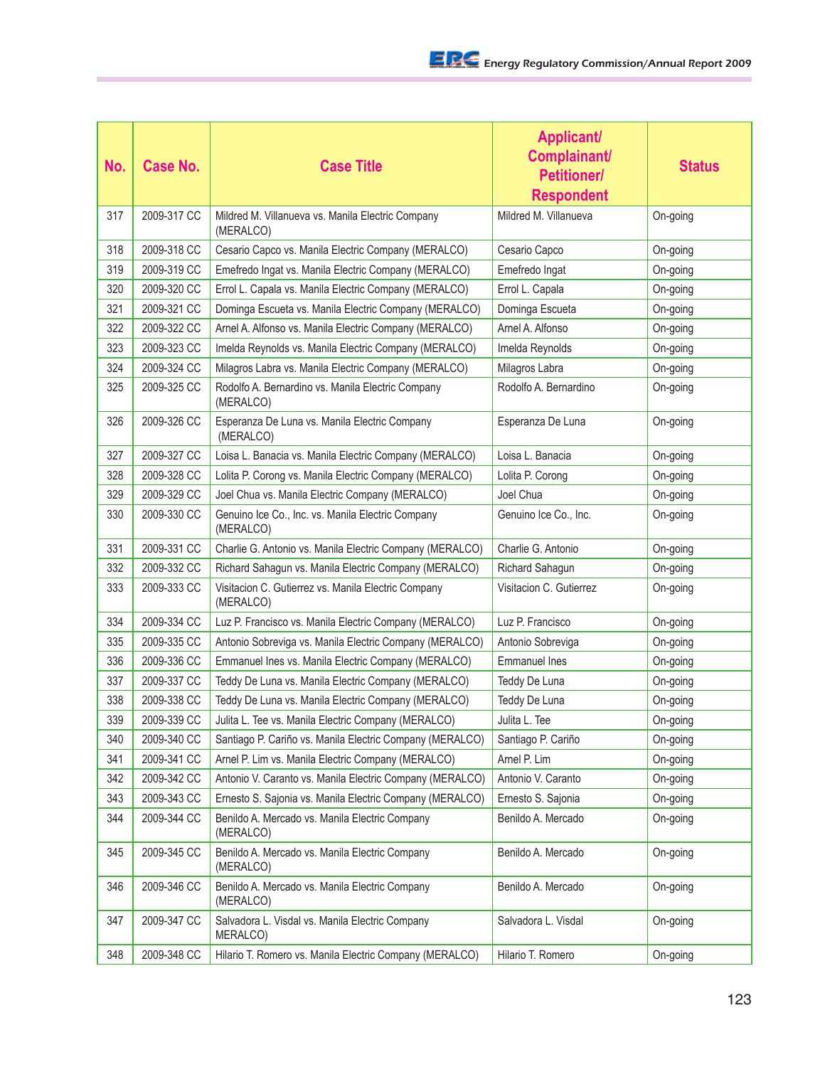| No. | Case No. | Case Title | Applicant/ Complainant/ Petitioner/ Respondent | Status |
|---|---|---|---|---|
| 317 | 2009-317 CC | Mildred M. Villanueva vs. Manila Electric Company (MERALCO) | Mildred M. Villanueva | On-going |
| 318 | 2009-318 CC | Cesario Capco vs. Manila Electric Company (MERALCO) | Cesario Capco | On-going |
| 319 | 2009-319 CC | Emefredo Ingat vs. Manila Electric Company (MERALCO) | Emefredo Ingat | On-going |
| 320 | 2009-320 CC | Errol L. Capala vs. Manila Electric Company (MERALCO) | Errol L. Capala | On-going |
| 321 | 2009-321 CC | Dominga Escueta vs. Manila Electric Company (MERALCO) | Dominga Escueta | On-going |
| 322 | 2009-322 CC | Arnel A. Alfonso vs. Manila Electric Company (MERALCO) | Arnel A. Alfonso | On-going |
| 323 | 2009-323 CC | Imelda Reynolds vs. Manila Electric Company (MERALCO) | Imelda Reynolds | On-going |
| 324 | 2009-324 CC | Milagros Labra vs. Manila Electric Company (MERALCO) | Milagros Labra | On-going |
| 325 | 2009-325 CC | Rodolfo A. Bernardino vs. Manila Electric Company (MERALCO) | Rodolfo A. Bernardino | On-going |
| 326 | 2009-326 CC | Esperanza De Luna vs. Manila Electric Company (MERALCO) | Esperanza De Luna | On-going |
| 327 | 2009-327 CC | Loisa L. Banacia vs. Manila Electric Company (MERALCO) | Loisa L. Banacia | On-going |
| 328 | 2009-328 CC | Lolita P. Corong vs. Manila Electric Company (MERALCO) | Lolita P. Corong | On-going |
| 329 | 2009-329 CC | Joel Chua vs. Manila Electric Company (MERALCO) | Joel Chua | On-going |
| 330 | 2009-330 CC | Genuino Ice Co., Inc. vs. Manila Electric Company (MERALCO) | Genuino Ice Co., Inc. | On-going |
| 331 | 2009-331 CC | Charlie G. Antonio vs. Manila Electric Company (MERALCO) | Charlie G. Antonio | On-going |
| 332 | 2009-332 CC | Richard Sahagun vs. Manila Electric Company (MERALCO) | Richard Sahagun | On-going |
| 333 | 2009-333 CC | Visitacion C. Gutierrez vs. Manila Electric Company (MERALCO) | Visitacion C. Gutierrez | On-going |
| 334 | 2009-334 CC | Luz P. Francisco vs. Manila Electric Company (MERALCO) | Luz P. Francisco | On-going |
| 335 | 2009-335 CC | Antonio Sobreviga vs. Manila Electric Company (MERALCO) | Antonio Sobreviga | On-going |
| 336 | 2009-336 CC | Emmanuel Ines vs. Manila Electric Company (MERALCO) | Emmanuel Ines | On-going |
| 337 | 2009-337 CC | Teddy De Luna vs. Manila Electric Company (MERALCO) | Teddy De Luna | On-going |
| 338 | 2009-338 CC | Teddy De Luna vs. Manila Electric Company (MERALCO) | Teddy De Luna | On-going |
| 339 | 2009-339 CC | Julita L. Tee vs. Manila Electric Company (MERALCO) | Julita L. Tee | On-going |
| 340 | 2009-340 CC | Santiago P. Cariño vs. Manila Electric Company (MERALCO) | Santiago P. Cariño | On-going |
| 341 | 2009-341 CC | Arnel P. Lim vs. Manila Electric Company (MERALCO) | Arnel P. Lim | On-going |
| 342 | 2009-342 CC | Antonio V. Caranto vs. Manila Electric Company (MERALCO) | Antonio V. Caranto | On-going |
| 343 | 2009-343 CC | Ernesto S. Sajonia vs. Manila Electric Company (MERALCO) | Ernesto S. Sajonia | On-going |
| 344 | 2009-344 CC | Benildo A. Mercado vs. Manila Electric Company (MERALCO) | Benildo A. Mercado | On-going |
| 345 | 2009-345 CC | Benildo A. Mercado vs. Manila Electric Company (MERALCO) | Benildo A. Mercado | On-going |
| 346 | 2009-346 CC | Benildo A. Mercado vs. Manila Electric Company (MERALCO) | Benildo A. Mercado | On-going |
| 347 | 2009-347 CC | Salvadora L. Visdal vs. Manila Electric Company MERALCO) | Salvadora L. Visdal | On-going |
| 348 | 2009-348 CC | Hilario T. Romero vs. Manila Electric Company (MERALCO) | Hilario T. Romero | On-going |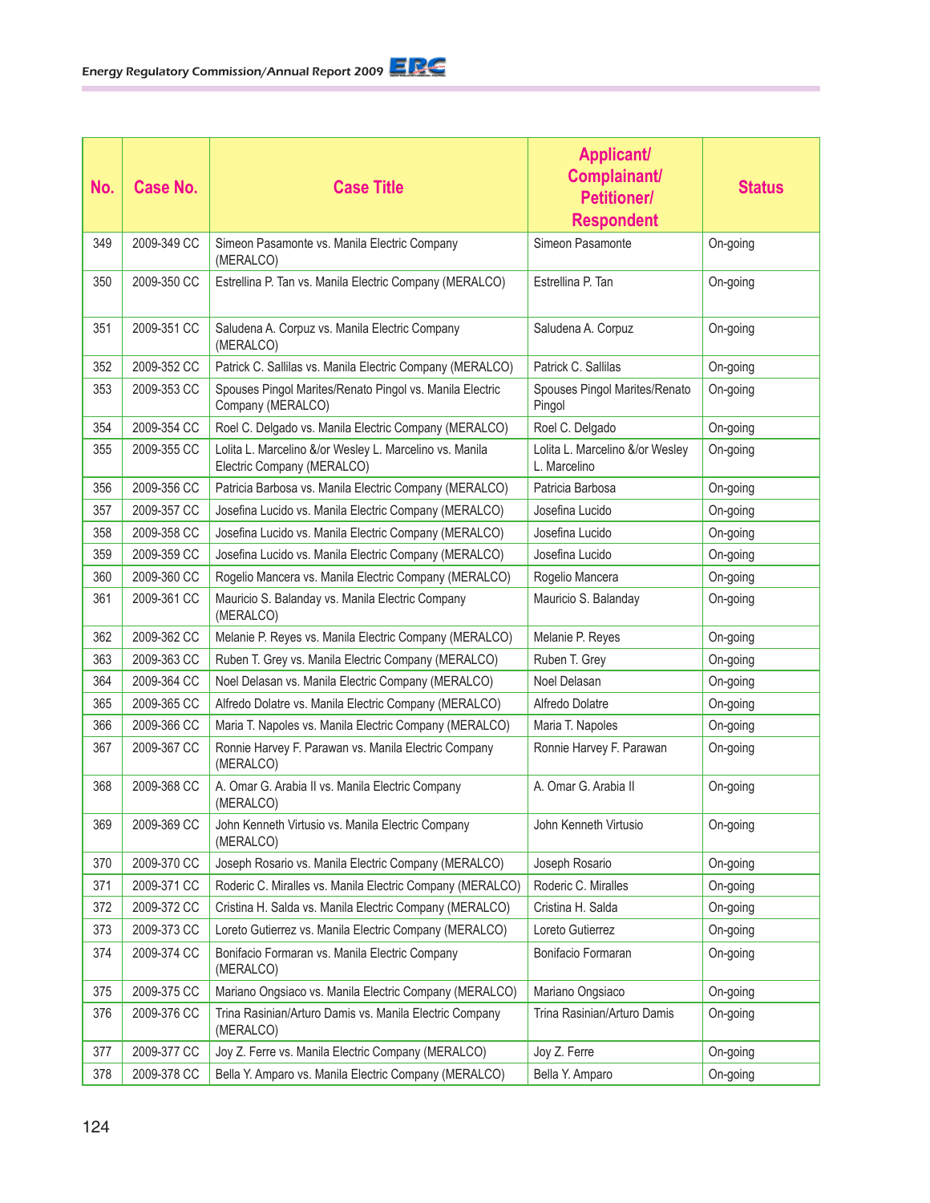| No. | Case No. | Case Title | Applicant/ Complainant/ Petitioner/ Respondent | Status |
|---|---|---|---|---|
| 349 | 2009-349 CC | Simeon Pasamonte vs. Manila Electric Company (MERALCO) | Simeon Pasamonte | On-going |
| 350 | 2009-350 CC | Estrellina P. Tan vs. Manila Electric Company (MERALCO) | Estrellina P. Tan | On-going |
| 351 | 2009-351 CC | Saludena A. Corpuz vs. Manila Electric Company (MERALCO) | Saludena A. Corpuz | On-going |
| 352 | 2009-352 CC | Patrick C. Sallilas vs. Manila Electric Company (MERALCO) | Patrick C. Sallilas | On-going |
| 353 | 2009-353 CC | Spouses Pingol Marites/Renato Pingol vs. Manila Electric Company (MERALCO) | Spouses Pingol Marites/Renato Pingol | On-going |
| 354 | 2009-354 CC | Roel C. Delgado vs. Manila Electric Company (MERALCO) | Roel C. Delgado | On-going |
| 355 | 2009-355 CC | Lolita L. Marcelino &/or Wesley L. Marcelino vs. Manila Electric Company (MERALCO) | Lolita L. Marcelino &/or Wesley L. Marcelino | On-going |
| 356 | 2009-356 CC | Patricia Barbosa vs. Manila Electric Company (MERALCO) | Patricia Barbosa | On-going |
| 357 | 2009-357 CC | Josefina Lucido vs. Manila Electric Company (MERALCO) | Josefina Lucido | On-going |
| 358 | 2009-358 CC | Josefina Lucido vs. Manila Electric Company (MERALCO) | Josefina Lucido | On-going |
| 359 | 2009-359 CC | Josefina Lucido vs. Manila Electric Company (MERALCO) | Josefina Lucido | On-going |
| 360 | 2009-360 CC | Rogelio Mancera vs. Manila Electric Company (MERALCO) | Rogelio Mancera | On-going |
| 361 | 2009-361 CC | Mauricio S. Balanday vs. Manila Electric Company (MERALCO) | Mauricio S. Balanday | On-going |
| 362 | 2009-362 CC | Melanie P. Reyes vs. Manila Electric Company (MERALCO) | Melanie P. Reyes | On-going |
| 363 | 2009-363 CC | Ruben T. Grey vs. Manila Electric Company (MERALCO) | Ruben T. Grey | On-going |
| 364 | 2009-364 CC | Noel Delasan vs. Manila Electric Company (MERALCO) | Noel Delasan | On-going |
| 365 | 2009-365 CC | Alfredo Dolatre vs. Manila Electric Company (MERALCO) | Alfredo Dolatre | On-going |
| 366 | 2009-366 CC | Maria T. Napoles vs. Manila Electric Company (MERALCO) | Maria T. Napoles | On-going |
| 367 | 2009-367 CC | Ronnie Harvey F. Parawan vs. Manila Electric Company (MERALCO) | Ronnie Harvey F. Parawan | On-going |
| 368 | 2009-368 CC | A. Omar G. Arabia II vs. Manila Electric Company (MERALCO) | A. Omar G. Arabia II | On-going |
| 369 | 2009-369 CC | John Kenneth Virtusio vs. Manila Electric Company (MERALCO) | John Kenneth Virtusio | On-going |
| 370 | 2009-370 CC | Joseph Rosario vs. Manila Electric Company (MERALCO) | Joseph Rosario | On-going |
| 371 | 2009-371 CC | Roderic C. Miralles vs. Manila Electric Company (MERALCO) | Roderic C. Miralles | On-going |
| 372 | 2009-372 CC | Cristina H. Salda vs. Manila Electric Company (MERALCO) | Cristina H. Salda | On-going |
| 373 | 2009-373 CC | Loreto Gutierrez vs. Manila Electric Company (MERALCO) | Loreto Gutierrez | On-going |
| 374 | 2009-374 CC | Bonifacio Formaran vs. Manila Electric Company (MERALCO) | Bonifacio Formaran | On-going |
| 375 | 2009-375 CC | Mariano Ongsiaco vs. Manila Electric Company (MERALCO) | Mariano Ongsiaco | On-going |
| 376 | 2009-376 CC | Trina Rasinian/Arturo Damis vs. Manila Electric Company (MERALCO) | Trina Rasinian/Arturo Damis | On-going |
| 377 | 2009-377 CC | Joy Z. Ferre vs. Manila Electric Company (MERALCO) | Joy Z. Ferre | On-going |
| 378 | 2009-378 CC | Bella Y. Amparo vs. Manila Electric Company (MERALCO) | Bella Y. Amparo | On-going |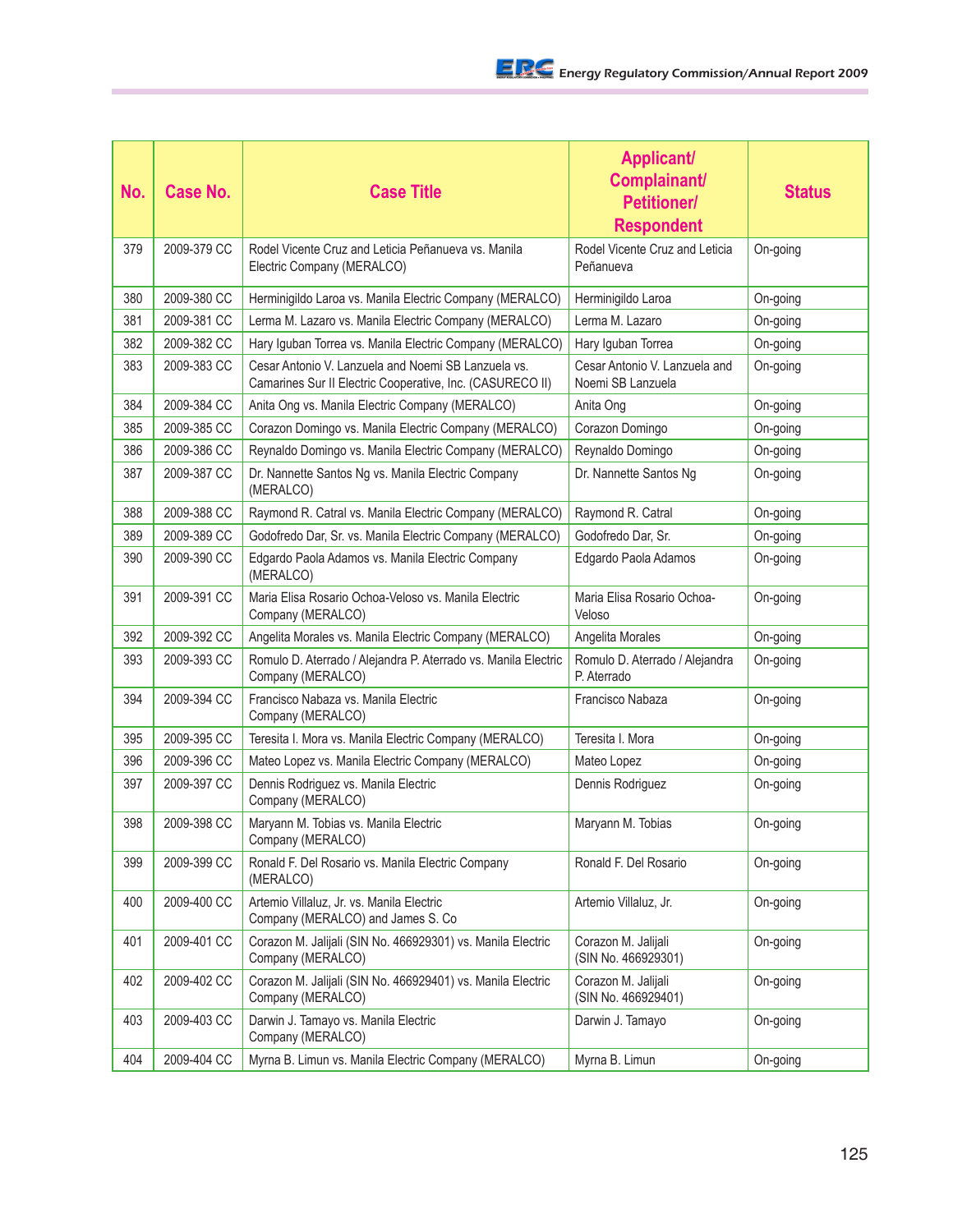| No. | Case No. | Case Title | Applicant/ Complainant/ Petitioner/ Respondent | Status |
|---|---|---|---|---|
| 379 | 2009-379 CC | Rodel Vicente Cruz and Leticia Peñanueva vs. Manila Electric Company (MERALCO) | Rodel Vicente Cruz and Leticia Peñanueva | On-going |
| 380 | 2009-380 CC | Herminigildo Laroa vs. Manila Electric Company (MERALCO) | Herminigildo Laroa | On-going |
| 381 | 2009-381 CC | Lerma M. Lazaro vs. Manila Electric Company (MERALCO) | Lerma M. Lazaro | On-going |
| 382 | 2009-382 CC | Hary Iguban Torrea vs. Manila Electric Company (MERALCO) | Hary Iguban Torrea | On-going |
| 383 | 2009-383 CC | Cesar Antonio V. Lanzuela and Noemi SB Lanzuela vs. Camarines Sur II Electric Cooperative, Inc. (CASURECO II) | Cesar Antonio V. Lanzuela and Noemi SB Lanzuela | On-going |
| 384 | 2009-384 CC | Anita Ong vs. Manila Electric Company (MERALCO) | Anita Ong | On-going |
| 385 | 2009-385 CC | Corazon Domingo vs. Manila Electric Company (MERALCO) | Corazon Domingo | On-going |
| 386 | 2009-386 CC | Reynaldo Domingo vs. Manila Electric Company (MERALCO) | Reynaldo Domingo | On-going |
| 387 | 2009-387 CC | Dr. Nannette Santos Ng vs. Manila Electric Company (MERALCO) | Dr. Nannette Santos Ng | On-going |
| 388 | 2009-388 CC | Raymond R. Catral vs. Manila Electric Company (MERALCO) | Raymond R. Catral | On-going |
| 389 | 2009-389 CC | Godofredo Dar, Sr. vs. Manila Electric Company (MERALCO) | Godofredo Dar, Sr. | On-going |
| 390 | 2009-390 CC | Edgardo Paola Adamos vs. Manila Electric Company (MERALCO) | Edgardo Paola Adamos | On-going |
| 391 | 2009-391 CC | Maria Elisa Rosario Ochoa-Veloso vs. Manila Electric Company (MERALCO) | Maria Elisa Rosario Ochoa-Veloso | On-going |
| 392 | 2009-392 CC | Angelita Morales vs. Manila Electric Company (MERALCO) | Angelita Morales | On-going |
| 393 | 2009-393 CC | Romulo D. Aterrado / Alejandra P. Aterrado vs. Manila Electric Company (MERALCO) | Romulo D. Aterrado / Alejandra P. Aterrado | On-going |
| 394 | 2009-394 CC | Francisco Nabaza vs. Manila Electric Company (MERALCO) | Francisco Nabaza | On-going |
| 395 | 2009-395 CC | Teresita I. Mora vs. Manila Electric Company (MERALCO) | Teresita I. Mora | On-going |
| 396 | 2009-396 CC | Mateo Lopez vs. Manila Electric Company (MERALCO) | Mateo Lopez | On-going |
| 397 | 2009-397 CC | Dennis Rodriguez vs. Manila Electric Company (MERALCO) | Dennis Rodriguez | On-going |
| 398 | 2009-398 CC | Maryann M. Tobias vs. Manila Electric Company (MERALCO) | Maryann M. Tobias | On-going |
| 399 | 2009-399 CC | Ronald F. Del Rosario vs. Manila Electric Company (MERALCO) | Ronald F. Del Rosario | On-going |
| 400 | 2009-400 CC | Artemio Villaluz, Jr. vs. Manila Electric Company (MERALCO) and James S. Co | Artemio Villaluz, Jr. | On-going |
| 401 | 2009-401 CC | Corazon M. Jalijali (SIN No. 466929301) vs. Manila Electric Company (MERALCO) | Corazon M. Jalijali (SIN No. 466929301) | On-going |
| 402 | 2009-402 CC | Corazon M. Jalijali (SIN No. 466929401) vs. Manila Electric Company (MERALCO) | Corazon M. Jalijali (SIN No. 466929401) | On-going |
| 403 | 2009-403 CC | Darwin J. Tamayo vs. Manila Electric Company (MERALCO) | Darwin J. Tamayo | On-going |
| 404 | 2009-404 CC | Myrna B. Limun vs. Manila Electric Company (MERALCO) | Myrna B. Limun | On-going |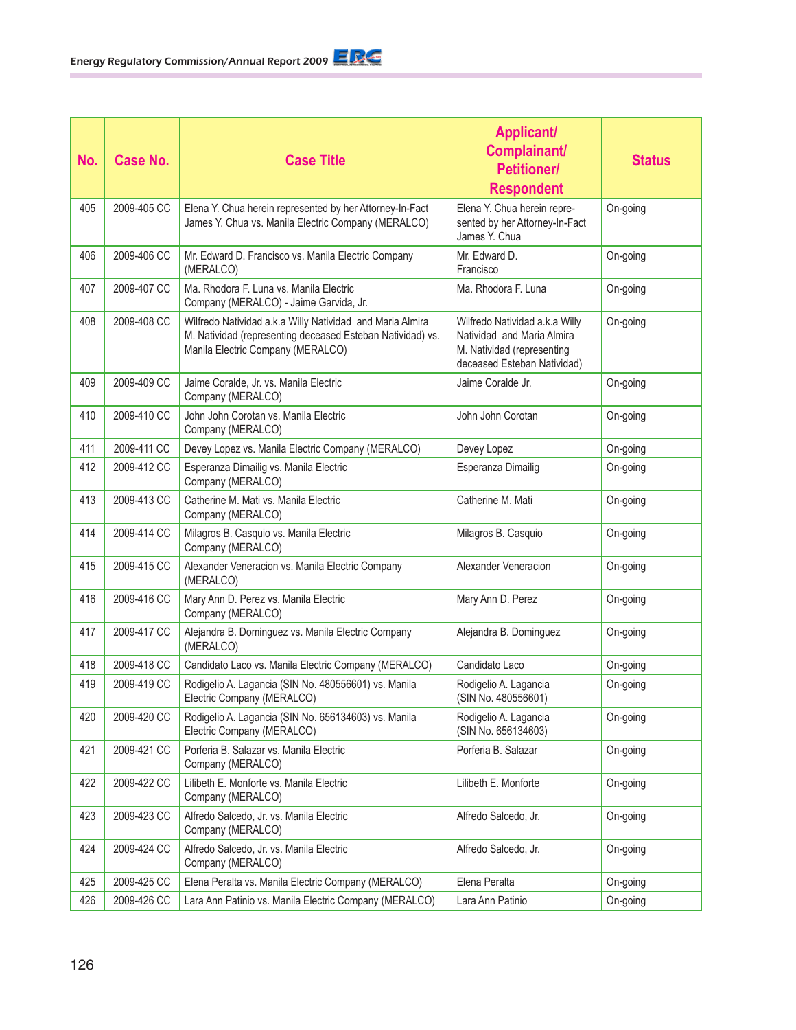| No. | Case No. | Case Title | Applicant/ Complainant/ Petitioner/ Respondent | Status |
|---|---|---|---|---|
| 405 | 2009-405 CC | Elena Y. Chua herein represented by her Attorney-In-Fact James Y. Chua vs. Manila Electric Company (MERALCO) | Elena Y. Chua herein represented by her Attorney-In-Fact James Y. Chua | On-going |
| 406 | 2009-406 CC | Mr. Edward D. Francisco vs. Manila Electric Company (MERALCO) | Mr. Edward D. Francisco | On-going |
| 407 | 2009-407 CC | Ma. Rhodora F. Luna vs. Manila Electric Company (MERALCO) - Jaime Garvida, Jr. | Ma. Rhodora F. Luna | On-going |
| 408 | 2009-408 CC | Wilfredo Natividad a.k.a Willy Natividad and Maria Almira M. Natividad (representing deceased Esteban Natividad) vs. Manila Electric Company (MERALCO) | Wilfredo Natividad a.k.a Willy Natividad and Maria Almira M. Natividad (representing deceased Esteban Natividad) | On-going |
| 409 | 2009-409 CC | Jaime Coralde, Jr. vs. Manila Electric Company (MERALCO) | Jaime Coralde Jr. | On-going |
| 410 | 2009-410 CC | John John Corotan vs. Manila Electric Company (MERALCO) | John John Corotan | On-going |
| 411 | 2009-411 CC | Devey Lopez vs. Manila Electric Company (MERALCO) | Devey Lopez | On-going |
| 412 | 2009-412 CC | Esperanza Dimailig vs. Manila Electric Company (MERALCO) | Esperanza Dimailig | On-going |
| 413 | 2009-413 CC | Catherine M. Mati vs. Manila Electric Company (MERALCO) | Catherine M. Mati | On-going |
| 414 | 2009-414 CC | Milagros B. Casquio vs. Manila Electric Company (MERALCO) | Milagros B. Casquio | On-going |
| 415 | 2009-415 CC | Alexander Veneracion vs. Manila Electric Company (MERALCO) | Alexander Veneracion | On-going |
| 416 | 2009-416 CC | Mary Ann D. Perez vs. Manila Electric Company (MERALCO) | Mary Ann D. Perez | On-going |
| 417 | 2009-417 CC | Alejandra B. Dominguez vs. Manila Electric Company (MERALCO) | Alejandra B. Dominguez | On-going |
| 418 | 2009-418 CC | Candidato Laco vs. Manila Electric Company (MERALCO) | Candidato Laco | On-going |
| 419 | 2009-419 CC | Rodigelio A. Lagancia (SIN No. 480556601) vs. Manila Electric Company (MERALCO) | Rodigelio A. Lagancia (SIN No. 480556601) | On-going |
| 420 | 2009-420 CC | Rodigelio A. Lagancia (SIN No. 656134603) vs. Manila Electric Company (MERALCO) | Rodigelio A. Lagancia (SIN No. 656134603) | On-going |
| 421 | 2009-421 CC | Porferia B. Salazar vs. Manila Electric Company (MERALCO) | Porferia B. Salazar | On-going |
| 422 | 2009-422 CC | Lilibeth E. Monforte vs. Manila Electric Company (MERALCO) | Lilibeth E. Monforte | On-going |
| 423 | 2009-423 CC | Alfredo Salcedo, Jr. vs. Manila Electric Company (MERALCO) | Alfredo Salcedo, Jr. | On-going |
| 424 | 2009-424 CC | Alfredo Salcedo, Jr. vs. Manila Electric Company (MERALCO) | Alfredo Salcedo, Jr. | On-going |
| 425 | 2009-425 CC | Elena Peralta vs. Manila Electric Company (MERALCO) | Elena Peralta | On-going |
| 426 | 2009-426 CC | Lara Ann Patinio vs. Manila Electric Company (MERALCO) | Lara Ann Patinio | On-going |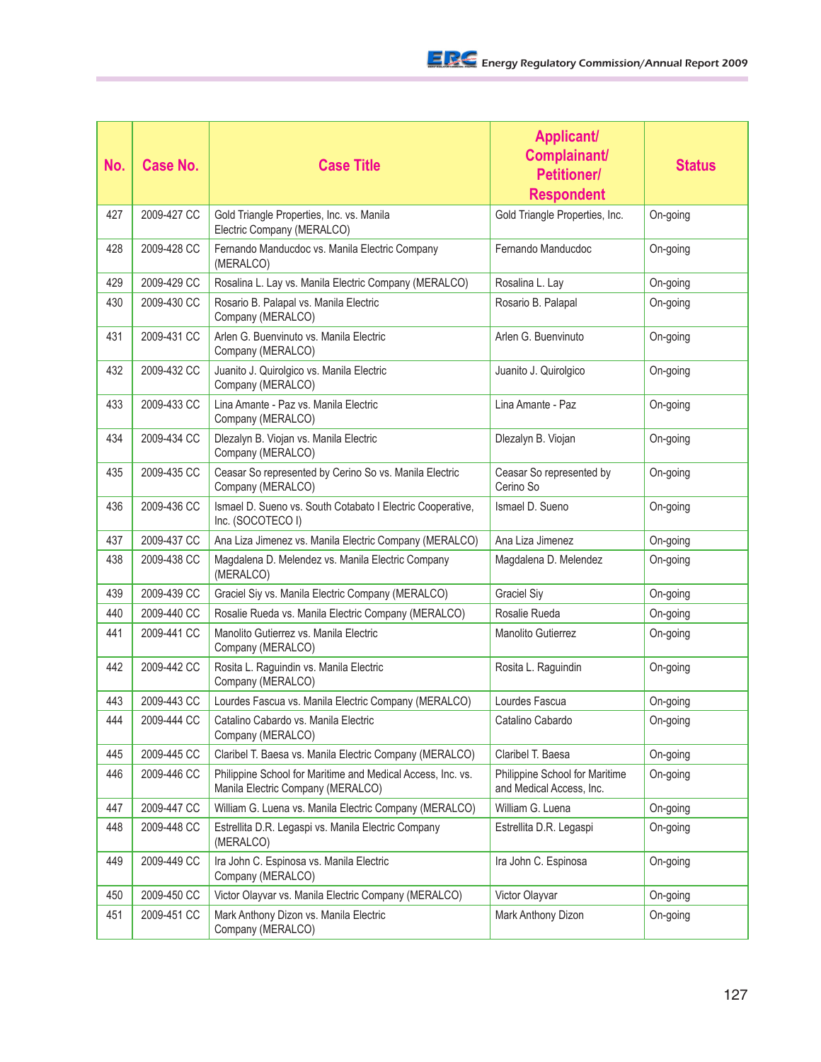| No. | Case No. | Case Title | Applicant/ Complainant/ Petitioner/ Respondent | Status |
|---|---|---|---|---|
| 427 | 2009-427 CC | Gold Triangle Properties, Inc. vs. Manila Electric Company (MERALCO) | Gold Triangle Properties, Inc. | On-going |
| 428 | 2009-428 CC | Fernando Manducdoc vs. Manila Electric Company (MERALCO) | Fernando Manducdoc | On-going |
| 429 | 2009-429 CC | Rosalina L. Lay vs. Manila Electric Company (MERALCO) | Rosalina L. Lay | On-going |
| 430 | 2009-430 CC | Rosario B. Palapal vs. Manila Electric Company (MERALCO) | Rosario B. Palapal | On-going |
| 431 | 2009-431 CC | Arlen G. Buenvinuto vs. Manila Electric Company (MERALCO) | Arlen G. Buenvinuto | On-going |
| 432 | 2009-432 CC | Juanito J. Quirolgico vs. Manila Electric Company (MERALCO) | Juanito J. Quirolgico | On-going |
| 433 | 2009-433 CC | Lina Amante - Paz vs. Manila Electric Company (MERALCO) | Lina Amante - Paz | On-going |
| 434 | 2009-434 CC | Dlezalyn B. Viojan vs. Manila Electric Company (MERALCO) | Dlezalyn B. Viojan | On-going |
| 435 | 2009-435 CC | Ceasar So represented by Cerino So vs. Manila Electric Company (MERALCO) | Ceasar So represented by Cerino So | On-going |
| 436 | 2009-436 CC | Ismael D. Sueno vs. South Cotabato I Electric Cooperative, Inc. (SOCOTECO I) | Ismael D. Sueno | On-going |
| 437 | 2009-437 CC | Ana Liza Jimenez vs. Manila Electric Company (MERALCO) | Ana Liza Jimenez | On-going |
| 438 | 2009-438 CC | Magdalena D. Melendez vs. Manila Electric Company (MERALCO) | Magdalena D. Melendez | On-going |
| 439 | 2009-439 CC | Graciel Siy vs. Manila Electric Company (MERALCO) | Graciel Siy | On-going |
| 440 | 2009-440 CC | Rosalie Rueda vs. Manila Electric Company (MERALCO) | Rosalie Rueda | On-going |
| 441 | 2009-441 CC | Manolito Gutierrez vs. Manila Electric Company (MERALCO) | Manolito Gutierrez | On-going |
| 442 | 2009-442 CC | Rosita L. Raguindin vs. Manila Electric Company (MERALCO) | Rosita L. Raguindin | On-going |
| 443 | 2009-443 CC | Lourdes Fascua vs. Manila Electric Company (MERALCO) | Lourdes Fascua | On-going |
| 444 | 2009-444 CC | Catalino Cabardo vs. Manila Electric Company (MERALCO) | Catalino Cabardo | On-going |
| 445 | 2009-445 CC | Claribel T. Baesa vs. Manila Electric Company (MERALCO) | Claribel T. Baesa | On-going |
| 446 | 2009-446 CC | Philippine School for Maritime and Medical Access, Inc. vs. Manila Electric Company (MERALCO) | Philippine School for Maritime and Medical Access, Inc. | On-going |
| 447 | 2009-447 CC | William G. Luena vs. Manila Electric Company (MERALCO) | William G. Luena | On-going |
| 448 | 2009-448 CC | Estrellita D.R. Legaspi vs. Manila Electric Company (MERALCO) | Estrellita D.R. Legaspi | On-going |
| 449 | 2009-449 CC | Ira John C. Espinosa vs. Manila Electric Company (MERALCO) | Ira John C. Espinosa | On-going |
| 450 | 2009-450 CC | Victor Olayvar vs. Manila Electric Company (MERALCO) | Victor Olayvar | On-going |
| 451 | 2009-451 CC | Mark Anthony Dizon vs. Manila Electric Company (MERALCO) | Mark Anthony Dizon | On-going |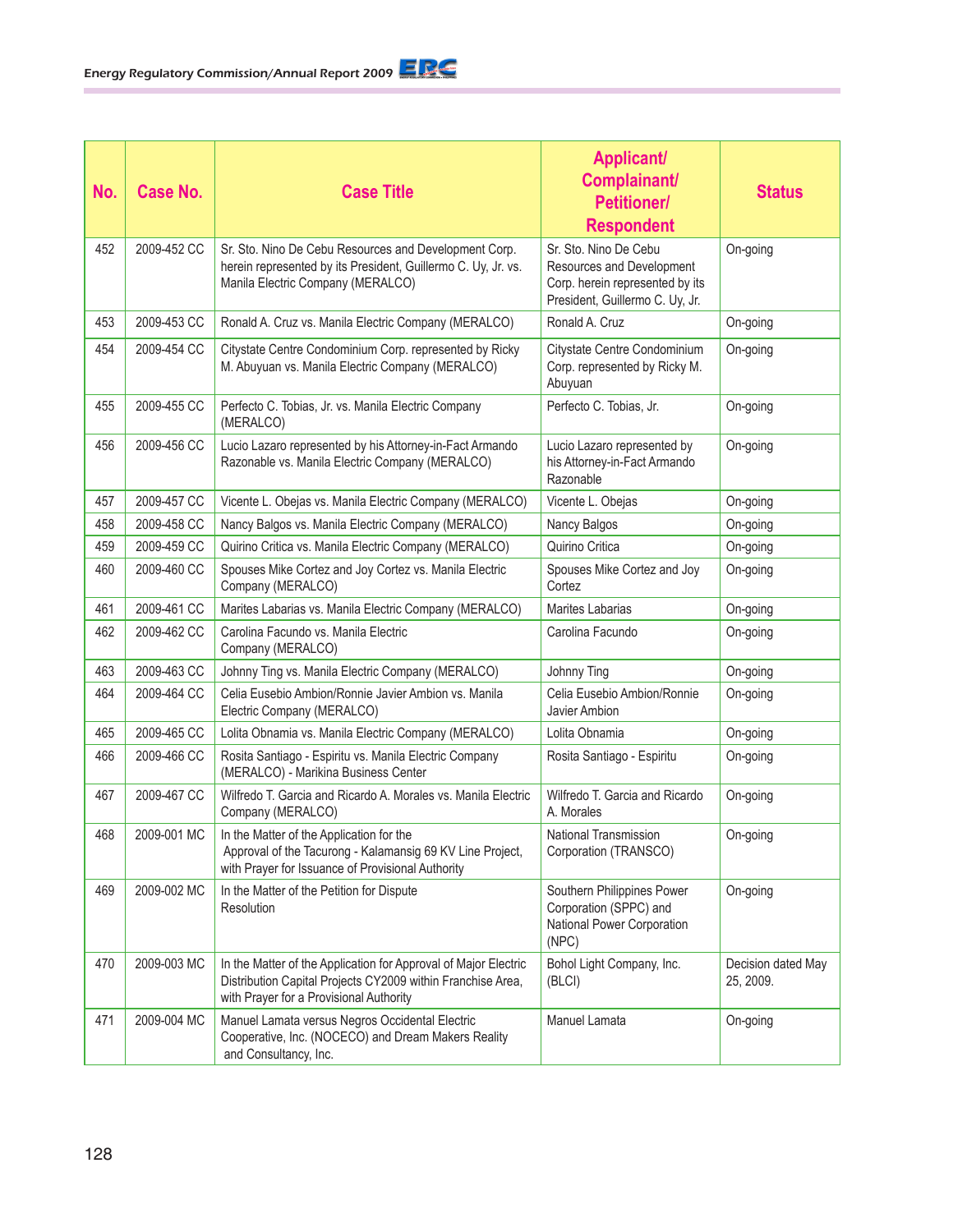| No. | Case No. | Case Title | Applicant/ Complainant/ Petitioner/ Respondent | Status |
|---|---|---|---|---|
| 452 | 2009-452 CC | Sr. Sto. Nino De Cebu Resources and Development Corp. herein represented by its President, Guillermo C. Uy, Jr. vs. Manila Electric Company (MERALCO) | Sr. Sto. Nino De Cebu Resources and Development Corp. herein represented by its President, Guillermo C. Uy, Jr. | On-going |
| 453 | 2009-453 CC | Ronald A. Cruz vs. Manila Electric Company (MERALCO) | Ronald A. Cruz | On-going |
| 454 | 2009-454 CC | Citystate Centre Condominium Corp. represented by Ricky M. Abuyuan vs. Manila Electric Company (MERALCO) | Citystate Centre Condominium Corp. represented by Ricky M. Abuyuan | On-going |
| 455 | 2009-455 CC | Perfecto C. Tobias, Jr. vs. Manila Electric Company (MERALCO) | Perfecto C. Tobias, Jr. | On-going |
| 456 | 2009-456 CC | Lucio Lazaro represented by his Attorney-in-Fact Armando Razonable vs. Manila Electric Company (MERALCO) | Lucio Lazaro represented by his Attorney-in-Fact Armando Razonable | On-going |
| 457 | 2009-457 CC | Vicente L. Obejas vs. Manila Electric Company (MERALCO) | Vicente L. Obejas | On-going |
| 458 | 2009-458 CC | Nancy Balgos vs. Manila Electric Company (MERALCO) | Nancy Balgos | On-going |
| 459 | 2009-459 CC | Quirino Critica vs. Manila Electric Company (MERALCO) | Quirino Critica | On-going |
| 460 | 2009-460 CC | Spouses Mike Cortez and Joy Cortez vs. Manila Electric Company (MERALCO) | Spouses Mike Cortez and Joy Cortez | On-going |
| 461 | 2009-461 CC | Marites Labarias vs. Manila Electric Company (MERALCO) | Marites Labarias | On-going |
| 462 | 2009-462 CC | Carolina Facundo vs. Manila Electric Company (MERALCO) | Carolina Facundo | On-going |
| 463 | 2009-463 CC | Johnny Ting vs. Manila Electric Company (MERALCO) | Johnny Ting | On-going |
| 464 | 2009-464 CC | Celia Eusebio Ambion/Ronnie Javier Ambion vs. Manila Electric Company (MERALCO) | Celia Eusebio Ambion/Ronnie Javier Ambion | On-going |
| 465 | 2009-465 CC | Lolita Obnamia vs. Manila Electric Company (MERALCO) | Lolita Obnamia | On-going |
| 466 | 2009-466 CC | Rosita Santiago - Espiritu vs. Manila Electric Company (MERALCO) - Marikina Business Center | Rosita Santiago - Espiritu | On-going |
| 467 | 2009-467 CC | Wilfredo T. Garcia and Ricardo A. Morales vs. Manila Electric Company (MERALCO) | Wilfredo T. Garcia and Ricardo A. Morales | On-going |
| 468 | 2009-001 MC | In the Matter of the Application for the Approval of the Tacurong - Kalamansig 69 KV Line Project, with Prayer for Issuance of Provisional Authority | National Transmission Corporation (TRANSCO) | On-going |
| 469 | 2009-002 MC | In the Matter of the Petition for Dispute Resolution | Southern Philippines Power Corporation (SPPC) and National Power Corporation (NPC) | On-going |
| 470 | 2009-003 MC | In the Matter of the Application for Approval of Major Electric Distribution Capital Projects CY2009 within Franchise Area, with Prayer for a Provisional Authority | Bohol Light Company, Inc. (BLCI) | Decision dated May 25, 2009. |
| 471 | 2009-004 MC | Manuel Lamata versus Negros Occidental Electric Cooperative, Inc. (NOCECO) and Dream Makers Reality and Consultancy, Inc. | Manuel Lamata | On-going |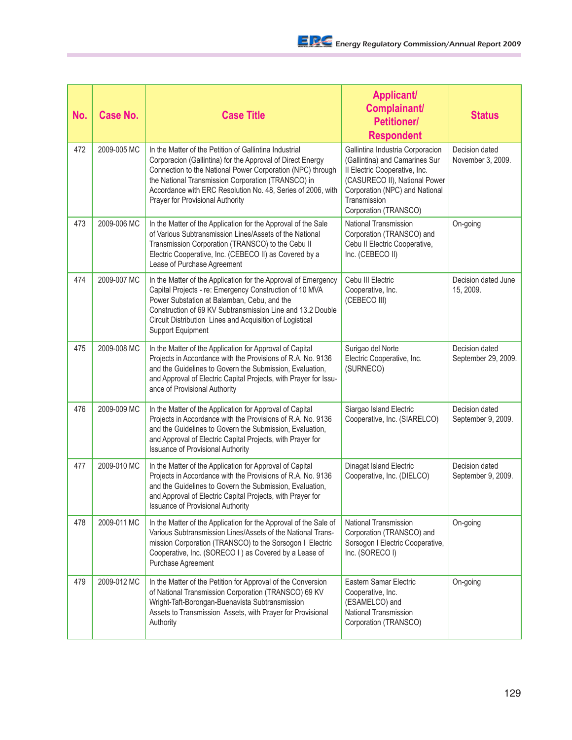| No. | Case No. | Case Title | Applicant/ Complainant/ Petitioner/ Respondent | Status |
|---|---|---|---|---|
| 472 | 2009-005 MC | In the Matter of the Petition of Gallintina Industrial Corporacion (Gallintina) for the Approval of Direct Energy Connection to the National Power Corporation (NPC) through the National Transmission Corporation (TRANSCO) in Accordance with ERC Resolution No. 48, Series of 2006, with Prayer for Provisional Authority | Gallintina Industria Corporacion (Gallintina) and Camarines Sur II Electric Cooperative, Inc. (CASURECO II), National Power Corporation (NPC) and National Transmission Corporation (TRANSCO) | Decision dated November 3, 2009. |
| 473 | 2009-006 MC | In the Matter of the Application for the Approval of the Sale of Various Subtransmission Lines/Assets of the National Transmission Corporation (TRANSCO) to the Cebu II Electric Cooperative, Inc. (CEBECO II) as Covered by a Lease of Purchase Agreement | National Transmission Corporation (TRANSCO) and Cebu II Electric Cooperative, Inc. (CEBECO II) | On-going |
| 474 | 2009-007 MC | In the Matter of the Application for the Approval of Emergency Capital Projects - re: Emergency Construction of 10 MVA Power Substation at Balamban, Cebu, and the Construction of 69 KV Subtransmission Line and 13.2 Double Circuit Distribution Lines and Acquisition of Logistical Support Equipment | Cebu III Electric Cooperative, Inc. (CEBECO III) | Decision dated June 15, 2009. |
| 475 | 2009-008 MC | In the Matter of the Application for Approval of Capital Projects in Accordance with the Provisions of R.A. No. 9136 and the Guidelines to Govern the Submission, Evaluation, and Approval of Electric Capital Projects, with Prayer for Issuance of Provisional Authority | Surigao del Norte Electric Cooperative, Inc. (SURNECO) | Decision dated September 29, 2009. |
| 476 | 2009-009 MC | In the Matter of the Application for Approval of Capital Projects in Accordance with the Provisions of R.A. No. 9136 and the Guidelines to Govern the Submission, Evaluation, and Approval of Electric Capital Projects, with Prayer for Issuance of Provisional Authority | Siargao Island Electric Cooperative, Inc. (SIARELCO) | Decision dated September 9, 2009. |
| 477 | 2009-010 MC | In the Matter of the Application for Approval of Capital Projects in Accordance with the Provisions of R.A. No. 9136 and the Guidelines to Govern the Submission, Evaluation, and Approval of Electric Capital Projects, with Prayer for Issuance of Provisional Authority | Dinagat Island Electric Cooperative, Inc. (DIELCO) | Decision dated September 9, 2009. |
| 478 | 2009-011 MC | In the Matter of the Application for the Approval of the Sale of Various Subtransmission Lines/Assets of the National Transmission Corporation (TRANSCO) to the Sorsogon I Electric Cooperative, Inc. (SORECO I ) as Covered by a Lease of Purchase Agreement | National Transmission Corporation (TRANSCO) and Sorsogon I Electric Cooperative, Inc. (SORECO I) | On-going |
| 479 | 2009-012 MC | In the Matter of the Petition for Approval of the Conversion of National Transmission Corporation (TRANSCO) 69 KV Wright-Taft-Borongan-Buenavista Subtransmission Assets to Transmission Assets, with Prayer for Provisional Authority | Eastern Samar Electric Cooperative, Inc. (ESAMELCO) and National Transmission Corporation (TRANSCO) | On-going |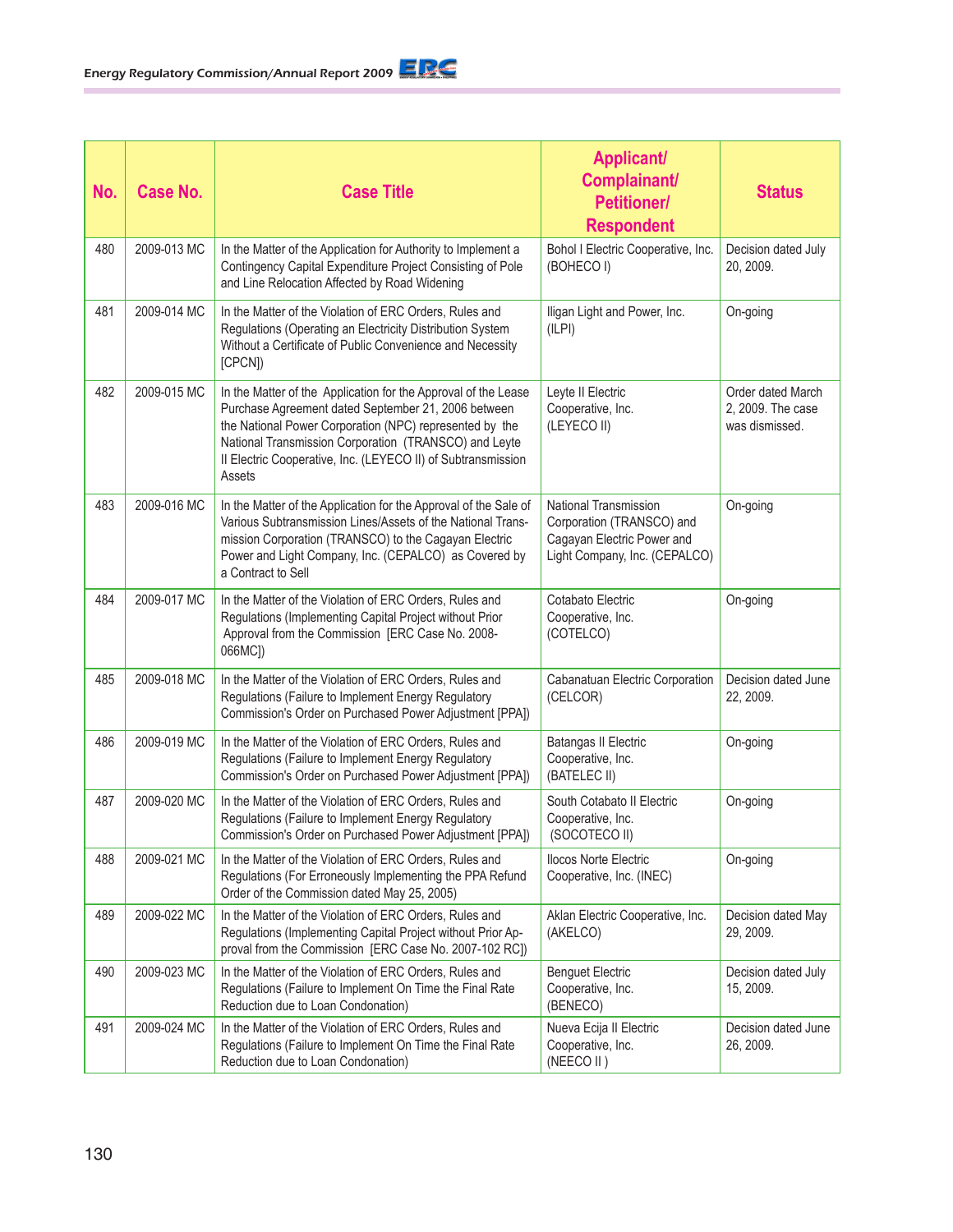| No. | Case No. | Case Title | Applicant/ Complainant/ Petitioner/ Respondent | Status |
|---|---|---|---|---|
| 480 | 2009-013 MC | In the Matter of the Application for Authority to Implement a Contingency Capital Expenditure Project Consisting of Pole and Line Relocation Affected by Road Widening | Bohol I Electric Cooperative, Inc. (BOHECO I) | Decision dated July 20, 2009. |
| 481 | 2009-014 MC | In the Matter of the Violation of ERC Orders, Rules and Regulations (Operating an Electricity Distribution System Without a Certificate of Public Convenience and Necessity [CPCN]) | Iligan Light and Power, Inc. (ILPI) | On-going |
| 482 | 2009-015 MC | In the Matter of the Application for the Approval of the Lease Purchase Agreement dated September 21, 2006 between the National Power Corporation (NPC) represented by the National Transmission Corporation (TRANSCO) and Leyte II Electric Cooperative, Inc. (LEYECO II) of Subtransmission Assets | Leyte II Electric Cooperative, Inc. (LEYECO II) | Order dated March 2, 2009. The case was dismissed. |
| 483 | 2009-016 MC | In the Matter of the Application for the Approval of the Sale of Various Subtransmission Lines/Assets of the National Transmission Corporation (TRANSCO) to the Cagayan Electric Power and Light Company, Inc. (CEPALCO) as Covered by a Contract to Sell | National Transmission Corporation (TRANSCO) and Cagayan Electric Power and Light Company, Inc. (CEPALCO) | On-going |
| 484 | 2009-017 MC | In the Matter of the Violation of ERC Orders, Rules and Regulations (Implementing Capital Project without Prior Approval from the Commission [ERC Case No. 2008-066MC]) | Cotabato Electric Cooperative, Inc. (COTELCO) | On-going |
| 485 | 2009-018 MC | In the Matter of the Violation of ERC Orders, Rules and Regulations (Failure to Implement Energy Regulatory Commission's Order on Purchased Power Adjustment [PPA]) | Cabanatuan Electric Corporation (CELCOR) | Decision dated June 22, 2009. |
| 486 | 2009-019 MC | In the Matter of the Violation of ERC Orders, Rules and Regulations (Failure to Implement Energy Regulatory Commission's Order on Purchased Power Adjustment [PPA]) | Batangas II Electric Cooperative, Inc. (BATELEC II) | On-going |
| 487 | 2009-020 MC | In the Matter of the Violation of ERC Orders, Rules and Regulations (Failure to Implement Energy Regulatory Commission's Order on Purchased Power Adjustment [PPA]) | South Cotabato II Electric Cooperative, Inc. (SOCOTECO II) | On-going |
| 488 | 2009-021 MC | In the Matter of the Violation of ERC Orders, Rules and Regulations (For Erroneously Implementing the PPA Refund Order of the Commission dated May 25, 2005) | Ilocos Norte Electric Cooperative, Inc. (INEC) | On-going |
| 489 | 2009-022 MC | In the Matter of the Violation of ERC Orders, Rules and Regulations (Implementing Capital Project without Prior Approval from the Commission [ERC Case No. 2007-102 RC]) | Aklan Electric Cooperative, Inc. (AKELCO) | Decision dated May 29, 2009. |
| 490 | 2009-023 MC | In the Matter of the Violation of ERC Orders, Rules and Regulations (Failure to Implement On Time the Final Rate Reduction due to Loan Condonation) | Benguet Electric Cooperative, Inc. (BENECO) | Decision dated July 15, 2009. |
| 491 | 2009-024 MC | In the Matter of the Violation of ERC Orders, Rules and Regulations (Failure to Implement On Time the Final Rate Reduction due to Loan Condonation) | Nueva Ecija II Electric Cooperative, Inc. (NEECO II ) | Decision dated June 26, 2009. |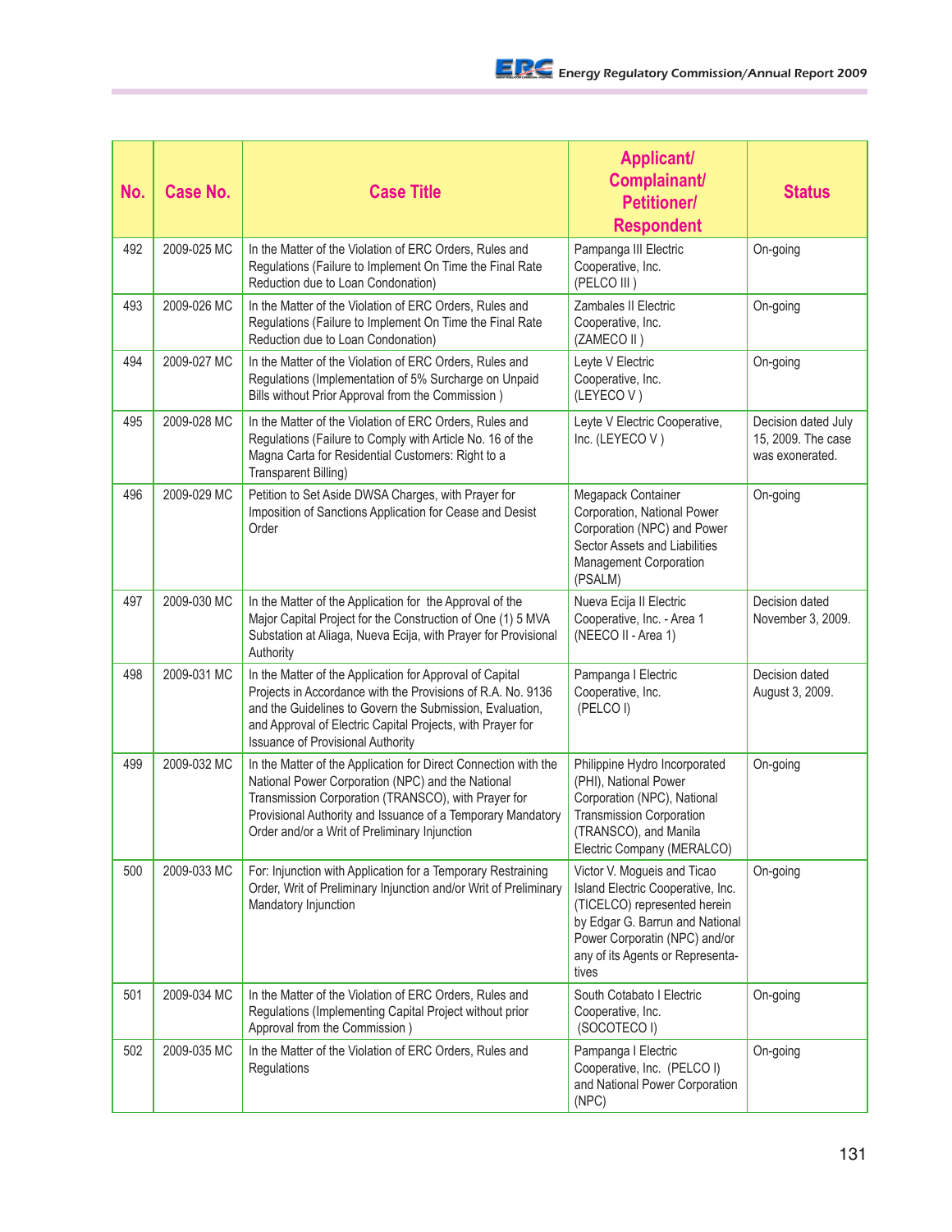| No. | Case No. | Case Title | Applicant/ Complainant/ Petitioner/ Respondent | Status |
|---|---|---|---|---|
| 492 | 2009-025 MC | In the Matter of the Violation of ERC Orders, Rules and Regulations (Failure to Implement On Time the Final Rate Reduction due to Loan Condonation) | Pampanga III Electric Cooperative, Inc. (PELCO III ) | On-going |
| 493 | 2009-026 MC | In the Matter of the Violation of ERC Orders, Rules and Regulations (Failure to Implement On Time the Final Rate Reduction due to Loan Condonation) | Zambales II Electric Cooperative, Inc. (ZAMECO II ) | On-going |
| 494 | 2009-027 MC | In the Matter of the Violation of ERC Orders, Rules and Regulations (Implementation of 5% Surcharge on Unpaid Bills without Prior Approval from the Commission ) | Leyte V Electric Cooperative, Inc. (LEYECO V ) | On-going |
| 495 | 2009-028 MC | In the Matter of the Violation of ERC Orders, Rules and Regulations (Failure to Comply with Article No. 16 of the Magna Carta for Residential Customers: Right to a Transparent Billing) | Leyte V Electric Cooperative, Inc. (LEYECO V ) | Decision dated July 15, 2009. The case was exonerated. |
| 496 | 2009-029 MC | Petition to Set Aside DWSA Charges, with Prayer for Imposition of Sanctions Application for Cease and Desist Order | Megapack Container Corporation, National Power Corporation (NPC) and Power Sector Assets and Liabilities Management Corporation (PSALM) | On-going |
| 497 | 2009-030 MC | In the Matter of the Application for the Approval of the Major Capital Project for the Construction of One (1) 5 MVA Substation at Aliaga, Nueva Ecija, with Prayer for Provisional Authority | Nueva Ecija II Electric Cooperative, Inc. - Area 1 (NEECO II - Area 1) | Decision dated November 3, 2009. |
| 498 | 2009-031 MC | In the Matter of the Application for Approval of Capital Projects in Accordance with the Provisions of R.A. No. 9136 and the Guidelines to Govern the Submission, Evaluation, and Approval of Electric Capital Projects, with Prayer for Issuance of Provisional Authority | Pampanga I Electric Cooperative, Inc. (PELCO I) | Decision dated August 3, 2009. |
| 499 | 2009-032 MC | In the Matter of the Application for Direct Connection with the National Power Corporation (NPC) and the National Transmission Corporation (TRANSCO), with Prayer for Provisional Authority and Issuance of a Temporary Mandatory Order and/or a Writ of Preliminary Injunction | Philippine Hydro Incorporated (PHI), National Power Corporation (NPC), National Transmission Corporation (TRANSCO), and Manila Electric Company (MERALCO) | On-going |
| 500 | 2009-033 MC | For: Injunction with Application for a Temporary Restraining Order, Writ of Preliminary Injunction and/or Writ of Preliminary Mandatory Injunction | Victor V. Mogueis and Ticao Island Electric Cooperative, Inc. (TICELCO) represented herein by Edgar G. Barrun and National Power Corporatin (NPC) and/or any of its Agents or Representa-tives | On-going |
| 501 | 2009-034 MC | In the Matter of the Violation of ERC Orders, Rules and Regulations (Implementing Capital Project without prior Approval from the Commission ) | South Cotabato I Electric Cooperative, Inc. (SOCOTECO I) | On-going |
| 502 | 2009-035 MC | In the Matter of the Violation of ERC Orders, Rules and Regulations | Pampanga I Electric Cooperative, Inc. (PELCO I) and National Power Corporation (NPC) | On-going |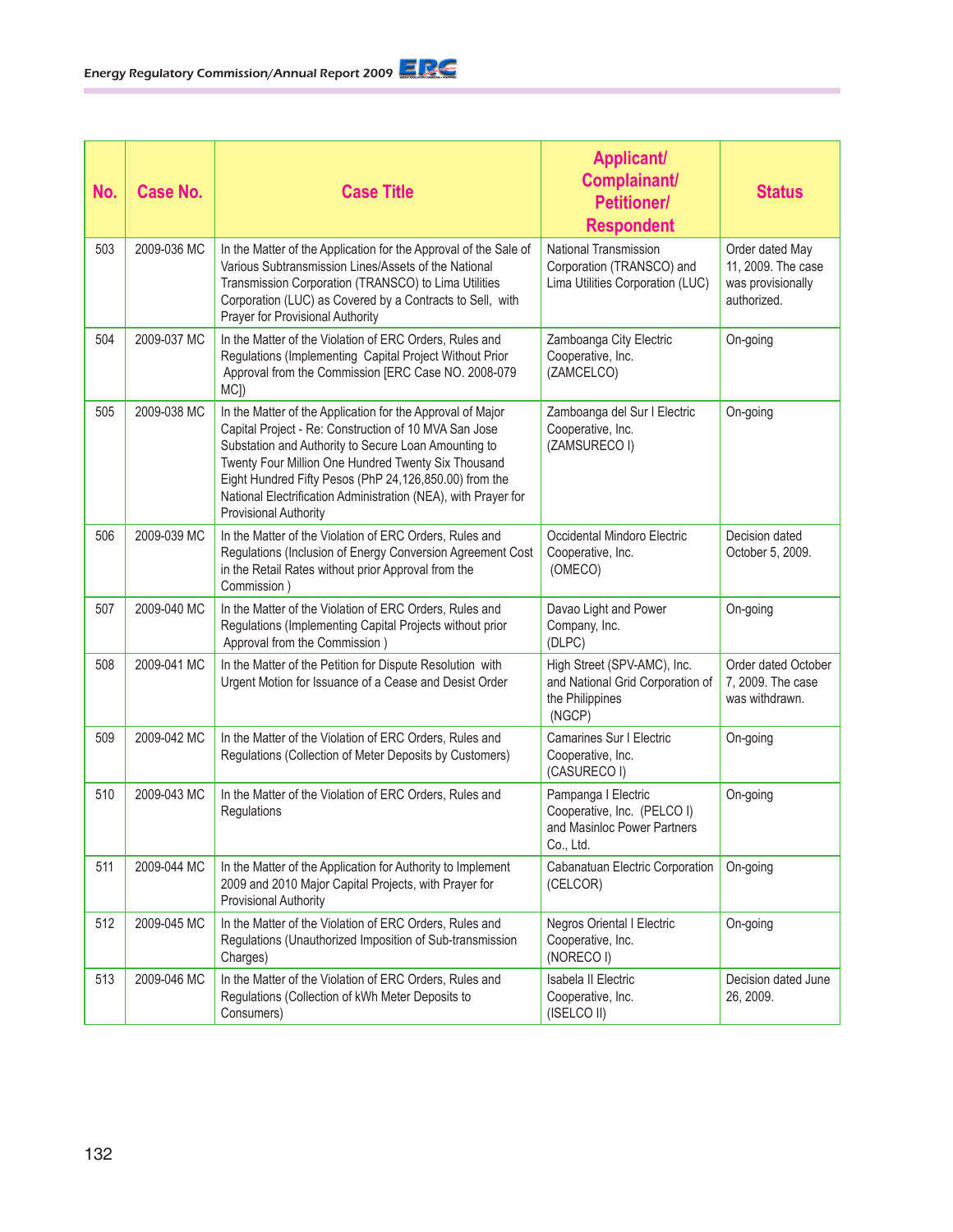| No. | Case No. | Case Title | Applicant/ Complainant/ Petitioner/ Respondent | Status |
|---|---|---|---|---|
| 503 | 2009-036 MC | In the Matter of the Application for the Approval of the Sale of Various Subtransmission Lines/Assets of the National Transmission Corporation (TRANSCO) to Lima Utilities Corporation (LUC) as Covered by a Contracts to Sell, with Prayer for Provisional Authority | National Transmission Corporation (TRANSCO) and Lima Utilities Corporation (LUC) | Order dated May 11, 2009. The case was provisionally authorized. |
| 504 | 2009-037 MC | In the Matter of the Violation of ERC Orders, Rules and Regulations (Implementing Capital Project Without Prior Approval from the Commission [ERC Case NO. 2008-079 MC]) | Zamboanga City Electric Cooperative, Inc. (ZAMCELCO) | On-going |
| 505 | 2009-038 MC | In the Matter of the Application for the Approval of Major Capital Project - Re: Construction of 10 MVA San Jose Substation and Authority to Secure Loan Amounting to Twenty Four Million One Hundred Twenty Six Thousand Eight Hundred Fifty Pesos (PhP 24,126,850.00) from the National Electrification Administration (NEA), with Prayer for Provisional Authority | Zamboanga del Sur I Electric Cooperative, Inc. (ZAMSURECO I) | On-going |
| 506 | 2009-039 MC | In the Matter of the Violation of ERC Orders, Rules and Regulations (Inclusion of Energy Conversion Agreement Cost in the Retail Rates without prior Approval from the Commission ) | Occidental Mindoro Electric Cooperative, Inc. (OMECO) | Decision dated October 5, 2009. |
| 507 | 2009-040 MC | In the Matter of the Violation of ERC Orders, Rules and Regulations (Implementing Capital Projects without prior Approval from the Commission ) | Davao Light and Power Company, Inc. (DLPC) | On-going |
| 508 | 2009-041 MC | In the Matter of the Petition for Dispute Resolution with Urgent Motion for Issuance of a Cease and Desist Order | High Street (SPV-AMC), Inc. and National Grid Corporation of the Philippines (NGCP) | Order dated October 7, 2009. The case was withdrawn. |
| 509 | 2009-042 MC | In the Matter of the Violation of ERC Orders, Rules and Regulations (Collection of Meter Deposits by Customers) | Camarines Sur I Electric Cooperative, Inc. (CASURECO I) | On-going |
| 510 | 2009-043 MC | In the Matter of the Violation of ERC Orders, Rules and Regulations | Pampanga I Electric Cooperative, Inc. (PELCO I) and Masinloc Power Partners Co., Ltd. | On-going |
| 511 | 2009-044 MC | In the Matter of the Application for Authority to Implement 2009 and 2010 Major Capital Projects, with Prayer for Provisional Authority | Cabanatuan Electric Corporation (CELCOR) | On-going |
| 512 | 2009-045 MC | In the Matter of the Violation of ERC Orders, Rules and Regulations (Unauthorized Imposition of Sub-transmission Charges) | Negros Oriental I Electric Cooperative, Inc. (NORECO I) | On-going |
| 513 | 2009-046 MC | In the Matter of the Violation of ERC Orders, Rules and Regulations (Collection of kWh Meter Deposits to Consumers) | Isabela II Electric Cooperative, Inc. (ISELCO II) | Decision dated June 26, 2009. |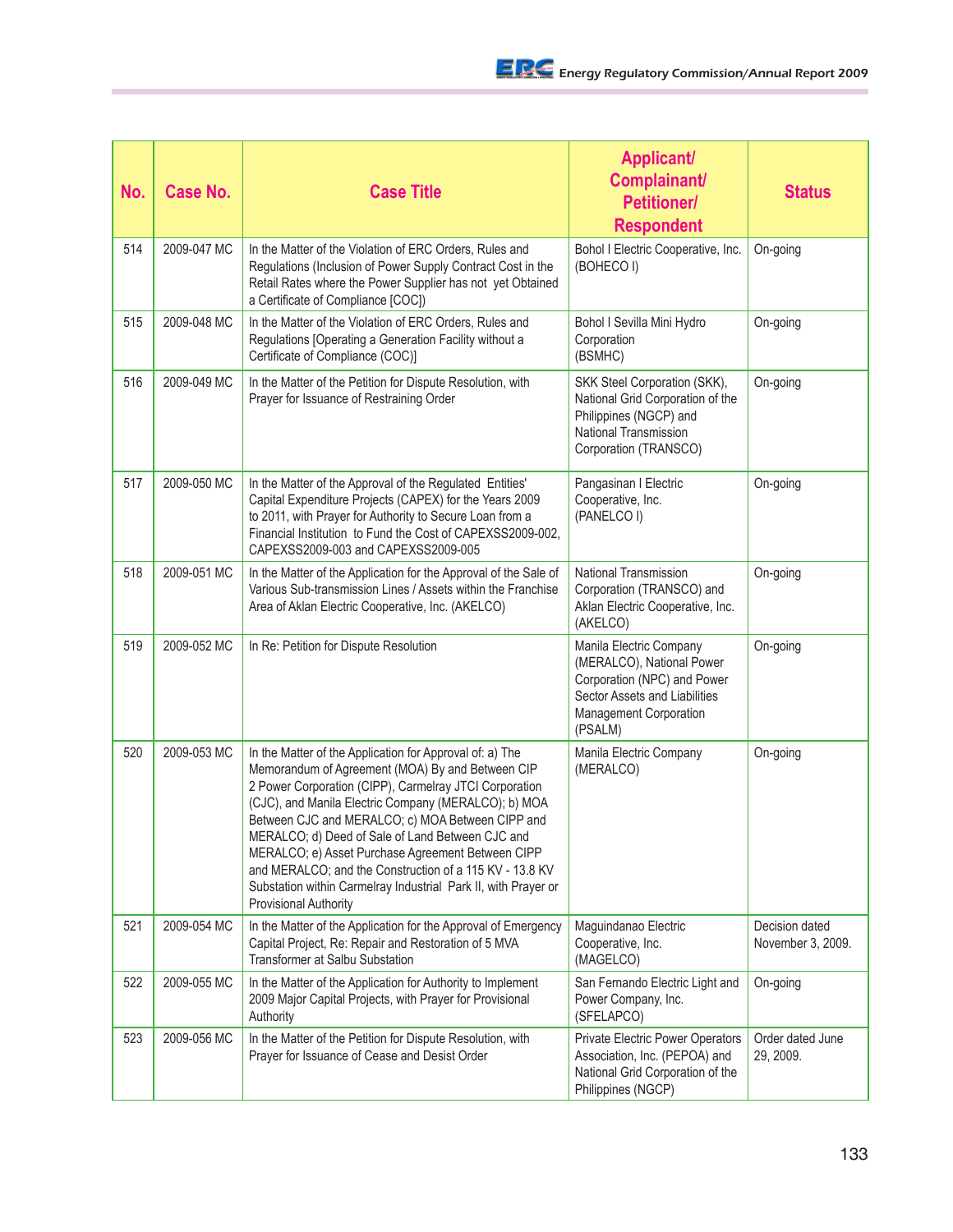| No. | Case No. | Case Title | Applicant/ Complainant/ Petitioner/ Respondent | Status |
|---|---|---|---|---|
| 514 | 2009-047 MC | In the Matter of the Violation of ERC Orders, Rules and Regulations (Inclusion of Power Supply Contract Cost in the Retail Rates where the Power Supplier has not yet Obtained a Certificate of Compliance [COC]) | Bohol I Electric Cooperative, Inc. (BOHECO I) | On-going |
| 515 | 2009-048 MC | In the Matter of the Violation of ERC Orders, Rules and Regulations [Operating a Generation Facility without a Certificate of Compliance (COC)] | Bohol I Sevilla Mini Hydro Corporation (BSMHC) | On-going |
| 516 | 2009-049 MC | In the Matter of the Petition for Dispute Resolution, with Prayer for Issuance of Restraining Order | SKK Steel Corporation (SKK), National Grid Corporation of the Philippines (NGCP) and National Transmission Corporation (TRANSCO) | On-going |
| 517 | 2009-050 MC | In the Matter of the Approval of the Regulated Entities' Capital Expenditure Projects (CAPEX) for the Years 2009 to 2011, with Prayer for Authority to Secure Loan from a Financial Institution to Fund the Cost of CAPEXSS2009-002, CAPEXSS2009-003 and CAPEXSS2009-005 | Pangasinan I Electric Cooperative, Inc. (PANELCO I) | On-going |
| 518 | 2009-051 MC | In the Matter of the Application for the Approval of the Sale of Various Sub-transmission Lines / Assets within the Franchise Area of Aklan Electric Cooperative, Inc. (AKELCO) | National Transmission Corporation (TRANSCO) and Aklan Electric Cooperative, Inc. (AKELCO) | On-going |
| 519 | 2009-052 MC | In Re: Petition for Dispute Resolution | Manila Electric Company (MERALCO), National Power Corporation (NPC) and Power Sector Assets and Liabilities Management Corporation (PSALM) | On-going |
| 520 | 2009-053 MC | In the Matter of the Application for Approval of: a) The Memorandum of Agreement (MOA) By and Between CIP 2 Power Corporation (CIPP), Carmelray JTCI Corporation (CJC), and Manila Electric Company (MERALCO); b) MOA Between CJC and MERALCO; c) MOA Between CIPP and MERALCO; d) Deed of Sale of Land Between CJC and MERALCO; e) Asset Purchase Agreement Between CIPP and MERALCO; and the Construction of a 115 KV - 13.8 KV Substation within Carmelray Industrial Park II, with Prayer or Provisional Authority | Manila Electric Company (MERALCO) | On-going |
| 521 | 2009-054 MC | In the Matter of the Application for the Approval of Emergency Capital Project, Re: Repair and Restoration of 5 MVA Transformer at Salbu Substation | Maguindanao Electric Cooperative, Inc. (MAGELCO) | Decision dated November 3, 2009. |
| 522 | 2009-055 MC | In the Matter of the Application for Authority to Implement 2009 Major Capital Projects, with Prayer for Provisional Authority | San Fernando Electric Light and Power Company, Inc. (SFELAPCO) | On-going |
| 523 | 2009-056 MC | In the Matter of the Petition for Dispute Resolution, with Prayer for Issuance of Cease and Desist Order | Private Electric Power Operators Association, Inc. (PEPOA) and National Grid Corporation of the Philippines (NGCP) | Order dated June 29, 2009. |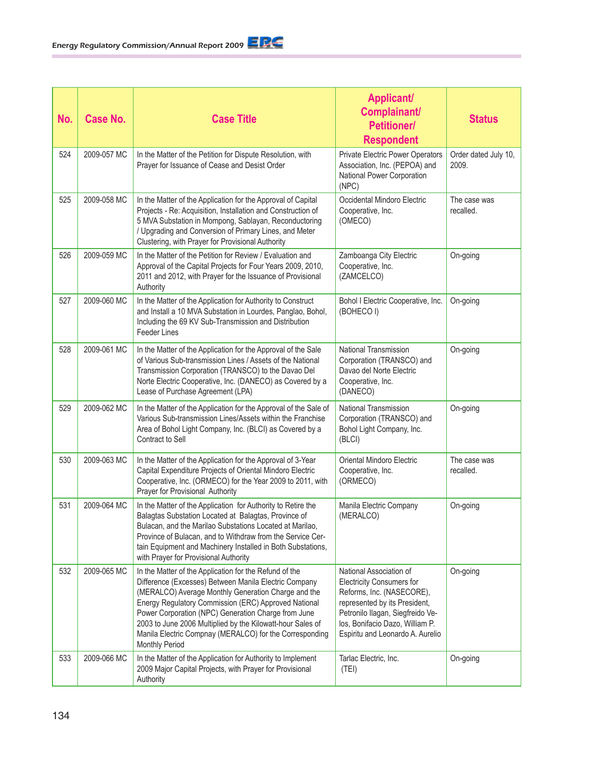| No. | Case No. | Case Title | Applicant/ Complainant/ Petitioner/ Respondent | Status |
|---|---|---|---|---|
| 524 | 2009-057 MC | In the Matter of the Petition for Dispute Resolution, with Prayer for Issuance of Cease and Desist Order | Private Electric Power Operators Association, Inc. (PEPOA) and National Power Corporation (NPC) | Order dated July 10, 2009. |
| 525 | 2009-058 MC | In the Matter of the Application for the Approval of Capital Projects - Re: Acquisition, Installation and Construction of 5 MVA Substation in Mompong, Sablayan, Reconductoring / Upgrading and Conversion of Primary Lines, and Meter Clustering, with Prayer for Provisional Authority | Occidental Mindoro Electric Cooperative, Inc. (OMECO) | The case was recalled. |
| 526 | 2009-059 MC | In the Matter of the Petition for Review / Evaluation and Approval of the Capital Projects for Four Years 2009, 2010, 2011 and 2012, with Prayer for the Issuance of Provisional Authority | Zamboanga City Electric Cooperative, Inc. (ZAMCELCO) | On-going |
| 527 | 2009-060 MC | In the Matter of the Application for Authority to Construct and Install a 10 MVA Substation in Lourdes, Panglao, Bohol, Including the 69 KV Sub-Transmission and Distribution Feeder Lines | Bohol I Electric Cooperative, Inc. (BOHECO I) | On-going |
| 528 | 2009-061 MC | In the Matter of the Application for the Approval of the Sale of Various Sub-transmission Lines / Assets of the National Transmission Corporation (TRANSCO) to the Davao Del Norte Electric Cooperative, Inc. (DANECO) as Covered by a Lease of Purchase Agreement (LPA) | National Transmission Corporation (TRANSCO) and Davao del Norte Electric Cooperative, Inc. (DANECO) | On-going |
| 529 | 2009-062 MC | In the Matter of the Application for the Approval of the Sale of Various Sub-transmission Lines/Assets within the Franchise Area of Bohol Light Company, Inc. (BLCI) as Covered by a Contract to Sell | National Transmission Corporation (TRANSCO) and Bohol Light Company, Inc. (BLCI) | On-going |
| 530 | 2009-063 MC | In the Matter of the Application for the Approval of 3-Year Capital Expenditure Projects of Oriental Mindoro Electric Cooperative, Inc. (ORMECO) for the Year 2009 to 2011, with Prayer for Provisional Authority | Oriental Mindoro Electric Cooperative, Inc. (ORMECO) | The case was recalled. |
| 531 | 2009-064 MC | In the Matter of the Application for Authority to Retire the Balagtas Substation Located at Balagtas, Province of Bulacan, and the Marilao Substations Located at Marilao, Province of Bulacan, and to Withdraw from the Service Certain Equipment and Machinery Installed in Both Substations, with Prayer for Provisional Authority | Manila Electric Company (MERALCO) | On-going |
| 532 | 2009-065 MC | In the Matter of the Application for the Refund of the Difference (Excesses) Between Manila Electric Company (MERALCO) Average Monthly Generation Charge and the Energy Regulatory Commission (ERC) Approved National Power Corporation (NPC) Generation Charge from June 2003 to June 2006 Multiplied by the Kilowatt-hour Sales of Manila Electric Compnay (MERALCO) for the Corresponding Monthly Period | National Association of Electricity Consumers for Reforms, Inc. (NASECORE), represented by its President, Petronilo Ilagan, Siegfreido Velos, Bonifacio Dazo, William P. Espiritu and Leonardo A. Aurelio | On-going |
| 533 | 2009-066 MC | In the Matter of the Application for Authority to Implement 2009 Major Capital Projects, with Prayer for Provisional Authority | Tarlac Electric, Inc. (TEI) | On-going |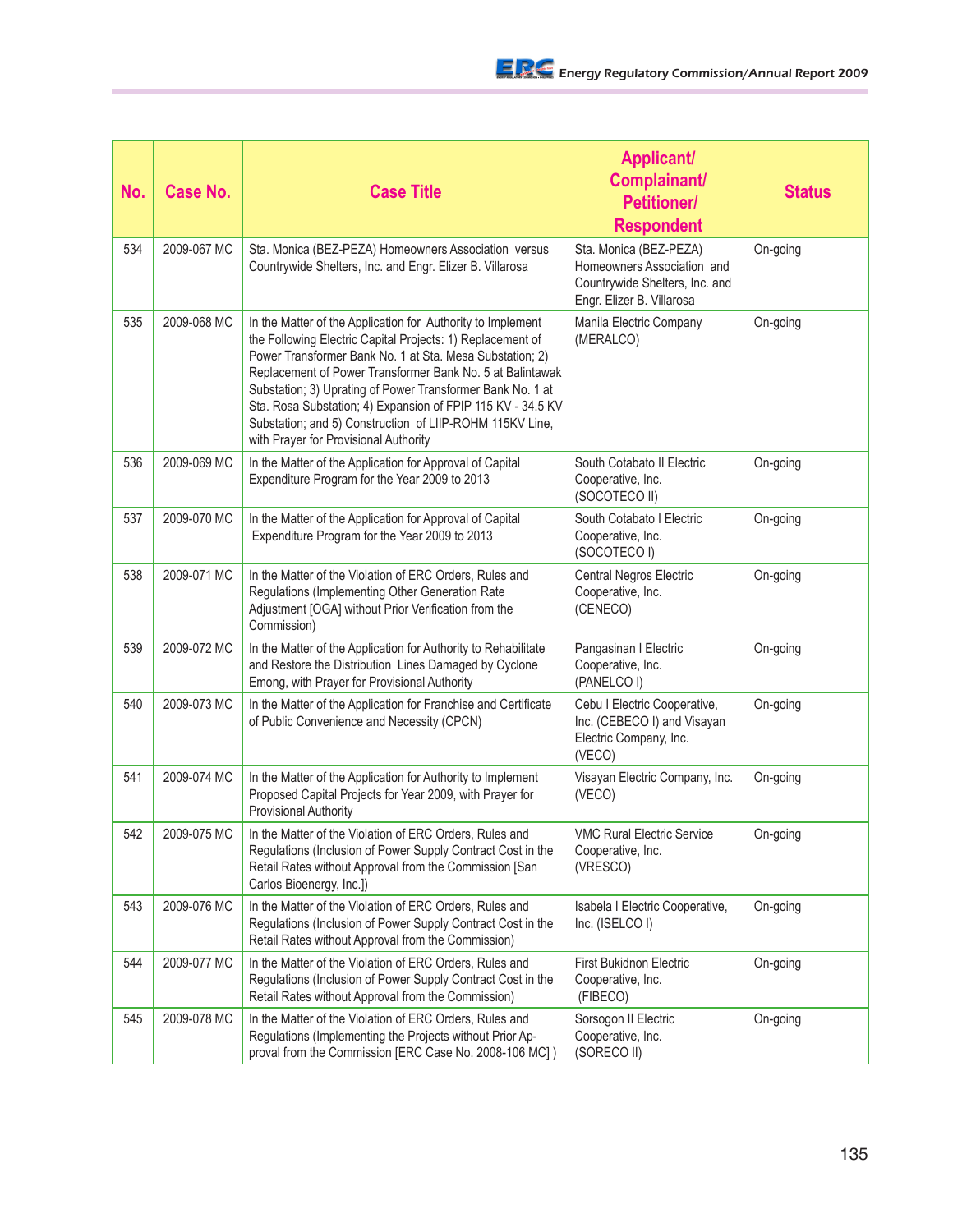| No. | Case No. | Case Title | Applicant/ Complainant/ Petitioner/ Respondent | Status |
|---|---|---|---|---|
| 534 | 2009-067 MC | Sta. Monica (BEZ-PEZA) Homeowners Association versus Countrywide Shelters, Inc. and Engr. Elizer B. Villarosa | Sta. Monica (BEZ-PEZA) Homeowners Association and Countrywide Shelters, Inc. and Engr. Elizer B. Villarosa | On-going |
| 535 | 2009-068 MC | In the Matter of the Application for Authority to Implement the Following Electric Capital Projects: 1) Replacement of Power Transformer Bank No. 1 at Sta. Mesa Substation; 2) Replacement of Power Transformer Bank No. 5 at Balintawak Substation; 3) Uprating of Power Transformer Bank No. 1 at Sta. Rosa Substation; 4) Expansion of FPIP 115 KV - 34.5 KV Substation; and 5) Construction of LIIP-ROHM 115KV Line, with Prayer for Provisional Authority | Manila Electric Company (MERALCO) | On-going |
| 536 | 2009-069 MC | In the Matter of the Application for Approval of Capital Expenditure Program for the Year 2009 to 2013 | South Cotabato II Electric Cooperative, Inc. (SOCOTECO II) | On-going |
| 537 | 2009-070 MC | In the Matter of the Application for Approval of Capital Expenditure Program for the Year 2009 to 2013 | South Cotabato I Electric Cooperative, Inc. (SOCOTECO I) | On-going |
| 538 | 2009-071 MC | In the Matter of the Violation of ERC Orders, Rules and Regulations (Implementing Other Generation Rate Adjustment [OGA] without Prior Verification from the Commission) | Central Negros Electric Cooperative, Inc. (CENECO) | On-going |
| 539 | 2009-072 MC | In the Matter of the Application for Authority to Rehabilitate and Restore the Distribution Lines Damaged by Cyclone Emong, with Prayer for Provisional Authority | Pangasinan I Electric Cooperative, Inc. (PANELCO I) | On-going |
| 540 | 2009-073 MC | In the Matter of the Application for Franchise and Certificate of Public Convenience and Necessity (CPCN) | Cebu I Electric Cooperative, Inc. (CEBECO I) and Visayan Electric Company, Inc. (VECO) | On-going |
| 541 | 2009-074 MC | In the Matter of the Application for Authority to Implement Proposed Capital Projects for Year 2009, with Prayer for Provisional Authority | Visayan Electric Company, Inc. (VECO) | On-going |
| 542 | 2009-075 MC | In the Matter of the Violation of ERC Orders, Rules and Regulations (Inclusion of Power Supply Contract Cost in the Retail Rates without Approval from the Commission [San Carlos Bioenergy, Inc.]) | VMC Rural Electric Service Cooperative, Inc. (VRESCO) | On-going |
| 543 | 2009-076 MC | In the Matter of the Violation of ERC Orders, Rules and Regulations (Inclusion of Power Supply Contract Cost in the Retail Rates without Approval from the Commission) | Isabela I Electric Cooperative, Inc. (ISELCO I) | On-going |
| 544 | 2009-077 MC | In the Matter of the Violation of ERC Orders, Rules and Regulations (Inclusion of Power Supply Contract Cost in the Retail Rates without Approval from the Commission) | First Bukidnon Electric Cooperative, Inc. (FIBECO) | On-going |
| 545 | 2009-078 MC | In the Matter of the Violation of ERC Orders, Rules and Regulations (Implementing the Projects without Prior Approval from the Commission [ERC Case No. 2008-106 MC] ) | Sorsogon II Electric Cooperative, Inc. (SORECO II) | On-going |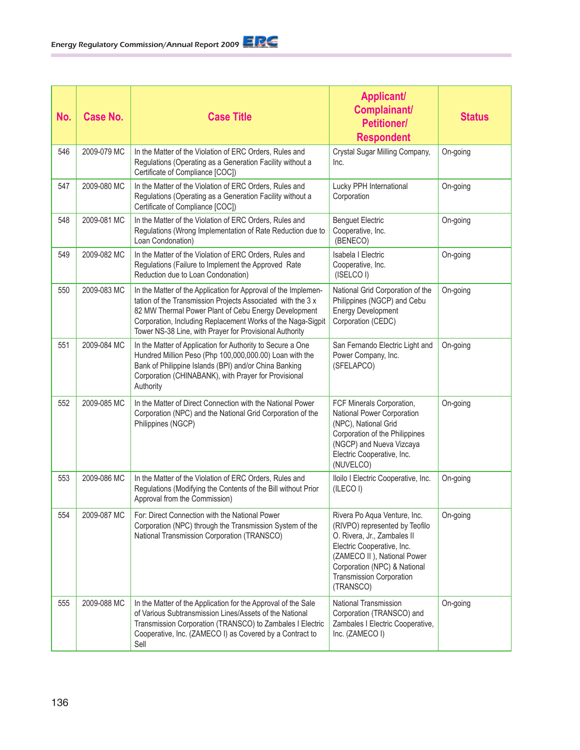| No. | Case No. | Case Title | Applicant/ Complainant/ Petitioner/ Respondent | Status |
|---|---|---|---|---|
| 546 | 2009-079 MC | In the Matter of the Violation of ERC Orders, Rules and Regulations (Operating as a Generation Facility without a Certificate of Compliance [COC]) | Crystal Sugar Milling Company, Inc. | On-going |
| 547 | 2009-080 MC | In the Matter of the Violation of ERC Orders, Rules and Regulations (Operating as a Generation Facility without a Certificate of Compliance [COC]) | Lucky PPH International Corporation | On-going |
| 548 | 2009-081 MC | In the Matter of the Violation of ERC Orders, Rules and Regulations (Wrong Implementation of Rate Reduction due to Loan Condonation) | Benguet Electric Cooperative, Inc. (BENECO) | On-going |
| 549 | 2009-082 MC | In the Matter of the Violation of ERC Orders, Rules and Regulations (Failure to Implement the Approved Rate Reduction due to Loan Condonation) | Isabela I Electric Cooperative, Inc. (ISELCO I) | On-going |
| 550 | 2009-083 MC | In the Matter of the Application for Approval of the Implementation of the Transmission Projects Associated with the 3 x 82 MW Thermal Power Plant of Cebu Energy Development Corporation, Including Replacement Works of the Naga-Sigpit Tower NS-38 Line, with Prayer for Provisional Authority | National Grid Corporation of the Philippines (NGCP) and Cebu Energy Development Corporation (CEDC) | On-going |
| 551 | 2009-084 MC | In the Matter of Application for Authority to Secure a One Hundred Million Peso (Php 100,000,000.00) Loan with the Bank of Philippine Islands (BPI) and/or China Banking Corporation (CHINABANK), with Prayer for Provisional Authority | San Fernando Electric Light and Power Company, Inc. (SFELAPCO) | On-going |
| 552 | 2009-085 MC | In the Matter of Direct Connection with the National Power Corporation (NPC) and the National Grid Corporation of the Philippines (NGCP) | FCF Minerals Corporation, National Power Corporation (NPC), National Grid Corporation of the Philippines (NGCP) and Nueva Vizcaya Electric Cooperative, Inc. (NUVELCO) | On-going |
| 553 | 2009-086 MC | In the Matter of the Violation of ERC Orders, Rules and Regulations (Modifying the Contents of the Bill without Prior Approval from the Commission) | Iloilo I Electric Cooperative, Inc. (ILECO I) | On-going |
| 554 | 2009-087 MC | For: Direct Connection with the National Power Corporation (NPC) through the Transmission System of the National Transmission Corporation (TRANSCO) | Rivera Po Aqua Venture, Inc. (RIVPO) represented by Teofilo O. Rivera, Jr., Zambales II Electric Cooperative, Inc. (ZAMECO II ), National Power Corporation (NPC) & National Transmission Corporation (TRANSCO) | On-going |
| 555 | 2009-088 MC | In the Matter of the Application for the Approval of the Sale of Various Subtransmission Lines/Assets of the National Transmission Corporation (TRANSCO) to Zambales I Electric Cooperative, Inc. (ZAMECO I) as Covered by a Contract to Sell | National Transmission Corporation (TRANSCO) and Zambales I Electric Cooperative, Inc. (ZAMECO I) | On-going |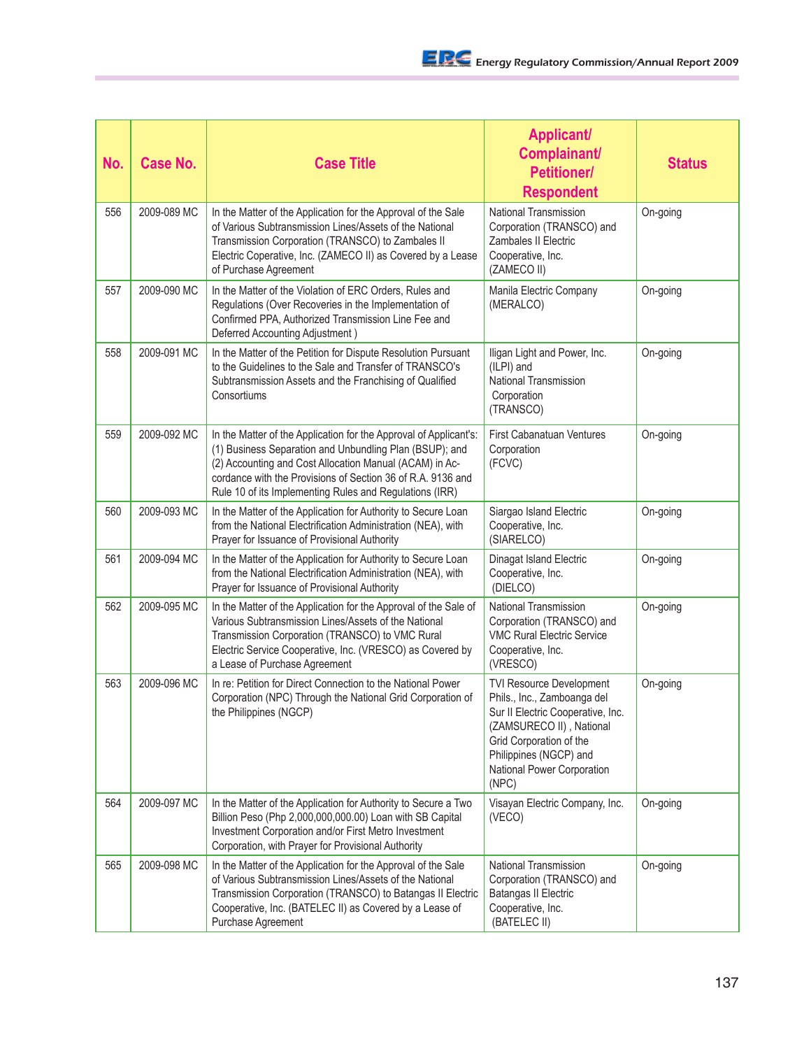| No. | Case No. | Case Title | Applicant/ Complainant/ Petitioner/ Respondent | Status |
|---|---|---|---|---|
| 556 | 2009-089 MC | In the Matter of the Application for the Approval of the Sale of Various Subtransmission Lines/Assets of the National Transmission Corporation (TRANSCO) to Zambales II Electric Coperative, Inc. (ZAMECO II) as Covered by a Lease of Purchase Agreement | National Transmission Corporation (TRANSCO) and Zambales II Electric Cooperative, Inc. (ZAMECO II) | On-going |
| 557 | 2009-090 MC | In the Matter of the Violation of ERC Orders, Rules and Regulations (Over Recoveries in the Implementation of Confirmed PPA, Authorized Transmission Line Fee and Deferred Accounting Adjustment ) | Manila Electric Company (MERALCO) | On-going |
| 558 | 2009-091 MC | In the Matter of the Petition for Dispute Resolution Pursuant to the Guidelines to the Sale and Transfer of TRANSCO's Subtransmission Assets and the Franchising of Qualified Consortiums | Iligan Light and Power, Inc. (ILPI) and National Transmission Corporation (TRANSCO) | On-going |
| 559 | 2009-092 MC | In the Matter of the Application for the Approval of Applicant's: (1) Business Separation and Unbundling Plan (BSUP); and (2) Accounting and Cost Allocation Manual (ACAM) in Accordance with the Provisions of Section 36 of R.A. 9136 and Rule 10 of its Implementing Rules and Regulations (IRR) | First Cabanatuan Ventures Corporation (FCVC) | On-going |
| 560 | 2009-093 MC | In the Matter of the Application for Authority to Secure Loan from the National Electrification Administration (NEA), with Prayer for Issuance of Provisional Authority | Siargao Island Electric Cooperative, Inc. (SIARELCO) | On-going |
| 561 | 2009-094 MC | In the Matter of the Application for Authority to Secure Loan from the National Electrification Administration (NEA), with Prayer for Issuance of Provisional Authority | Dinagat Island Electric Cooperative, Inc. (DIELCO) | On-going |
| 562 | 2009-095 MC | In the Matter of the Application for the Approval of the Sale of Various Subtransmission Lines/Assets of the National Transmission Corporation (TRANSCO) to VMC Rural Electric Service Cooperative, Inc. (VRESCO) as Covered by a Lease of Purchase Agreement | National Transmission Corporation (TRANSCO) and VMC Rural Electric Service Cooperative, Inc. (VRESCO) | On-going |
| 563 | 2009-096 MC | In re: Petition for Direct Connection to the National Power Corporation (NPC) Through the National Grid Corporation of the Philippines (NGCP) | TVI Resource Development Phils., Inc., Zamboanga del Sur II Electric Cooperative, Inc. (ZAMSURECO II) , National Grid Corporation of the Philippines (NGCP) and National Power Corporation (NPC) | On-going |
| 564 | 2009-097 MC | In the Matter of the Application for Authority to Secure a Two Billion Peso (Php 2,000,000,000.00) Loan with SB Capital Investment Corporation and/or First Metro Investment Corporation, with Prayer for Provisional Authority | Visayan Electric Company, Inc. (VECO) | On-going |
| 565 | 2009-098 MC | In the Matter of the Application for the Approval of the Sale of Various Subtransmission Lines/Assets of the National Transmission Corporation (TRANSCO) to Batangas II Electric Cooperative, Inc. (BATELEC II) as Covered by a Lease of Purchase Agreement | National Transmission Corporation (TRANSCO) and Batangas II Electric Cooperative, Inc. (BATELEC II) | On-going |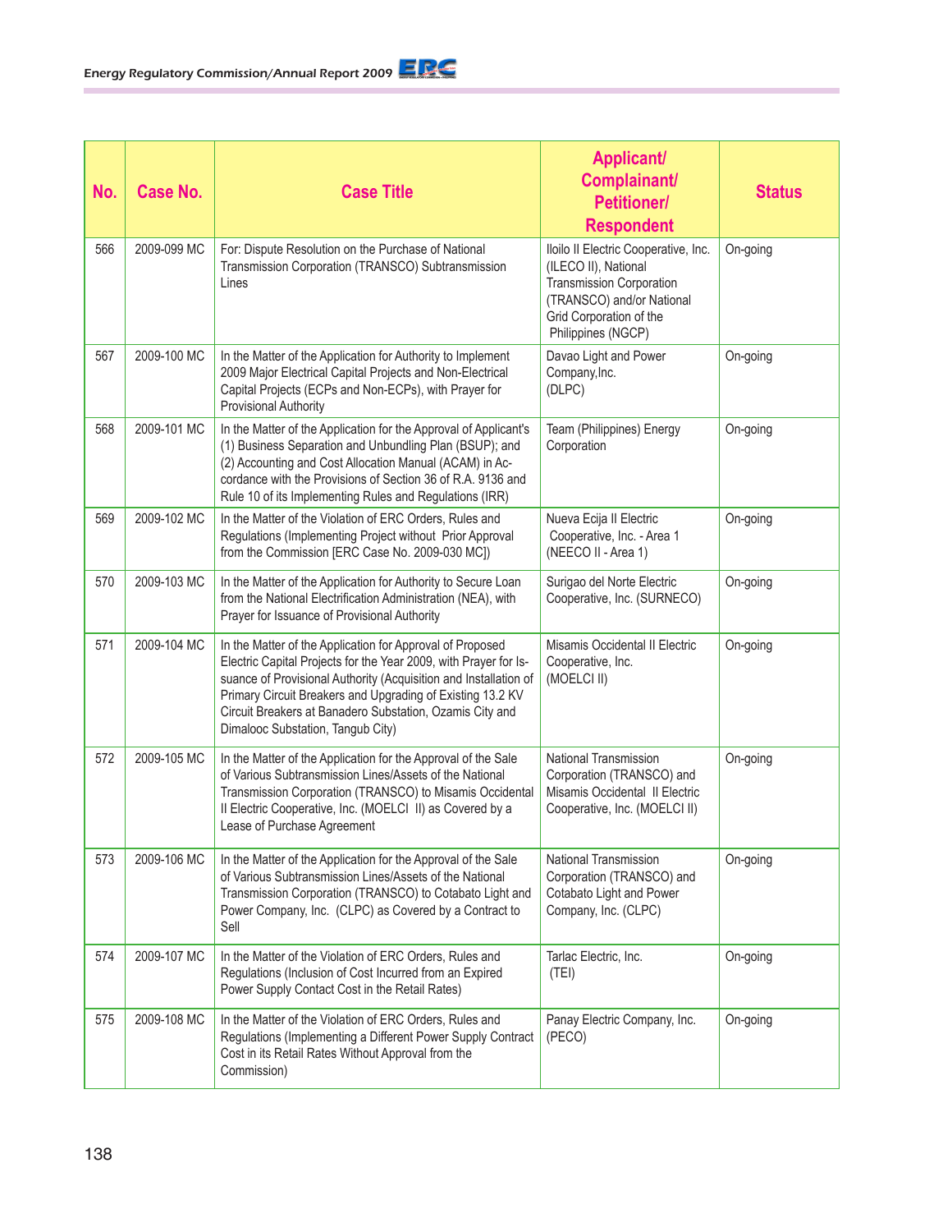| No. | Case No. | Case Title | Applicant/ Complainant/ Petitioner/ Respondent | Status |
|---|---|---|---|---|
| 566 | 2009-099 MC | For: Dispute Resolution on the Purchase of National Transmission Corporation (TRANSCO) Subtransmission Lines | Iloilo II Electric Cooperative, Inc. (ILECO II), National Transmission Corporation (TRANSCO) and/or National Grid Corporation of the Philippines (NGCP) | On-going |
| 567 | 2009-100 MC | In the Matter of the Application for Authority to Implement 2009 Major Electrical Capital Projects and Non-Electrical Capital Projects (ECPs and Non-ECPs), with Prayer for Provisional Authority | Davao Light and Power Company,Inc. (DLPC) | On-going |
| 568 | 2009-101 MC | In the Matter of the Application for the Approval of Applicant's (1) Business Separation and Unbundling Plan (BSUP); and (2) Accounting and Cost Allocation Manual (ACAM) in Accordance with the Provisions of Section 36 of R.A. 9136 and Rule 10 of its Implementing Rules and Regulations (IRR) | Team (Philippines) Energy Corporation | On-going |
| 569 | 2009-102 MC | In the Matter of the Violation of ERC Orders, Rules and Regulations (Implementing Project without Prior Approval from the Commission [ERC Case No. 2009-030 MC]) | Nueva Ecija II Electric Cooperative, Inc. - Area 1 (NEECO II - Area 1) | On-going |
| 570 | 2009-103 MC | In the Matter of the Application for Authority to Secure Loan from the National Electrification Administration (NEA), with Prayer for Issuance of Provisional Authority | Surigao del Norte Electric Cooperative, Inc. (SURNECO) | On-going |
| 571 | 2009-104 MC | In the Matter of the Application for Approval of Proposed Electric Capital Projects for the Year 2009, with Prayer for Issuance of Provisional Authority (Acquisition and Installation of Primary Circuit Breakers and Upgrading of Existing 13.2 KV Circuit Breakers at Banadero Substation, Ozamis City and Dimalooc Substation, Tangub City) | Misamis Occidental II Electric Cooperative, Inc. (MOELCI II) | On-going |
| 572 | 2009-105 MC | In the Matter of the Application for the Approval of the Sale of Various Subtransmission Lines/Assets of the National Transmission Corporation (TRANSCO) to Misamis Occidental II Electric Cooperative, Inc. (MOELCI II) as Covered by a Lease of Purchase Agreement | National Transmission Corporation (TRANSCO) and Misamis Occidental II Electric Cooperative, Inc. (MOELCI II) | On-going |
| 573 | 2009-106 MC | In the Matter of the Application for the Approval of the Sale of Various Subtransmission Lines/Assets of the National Transmission Corporation (TRANSCO) to Cotabato Light and Power Company, Inc. (CLPC) as Covered by a Contract to Sell | National Transmission Corporation (TRANSCO) and Cotabato Light and Power Company, Inc. (CLPC) | On-going |
| 574 | 2009-107 MC | In the Matter of the Violation of ERC Orders, Rules and Regulations (Inclusion of Cost Incurred from an Expired Power Supply Contact Cost in the Retail Rates) | Tarlac Electric, Inc. (TEI) | On-going |
| 575 | 2009-108 MC | In the Matter of the Violation of ERC Orders, Rules and Regulations (Implementing a Different Power Supply Contract Cost in its Retail Rates Without Approval from the Commission) | Panay Electric Company, Inc. (PECO) | On-going |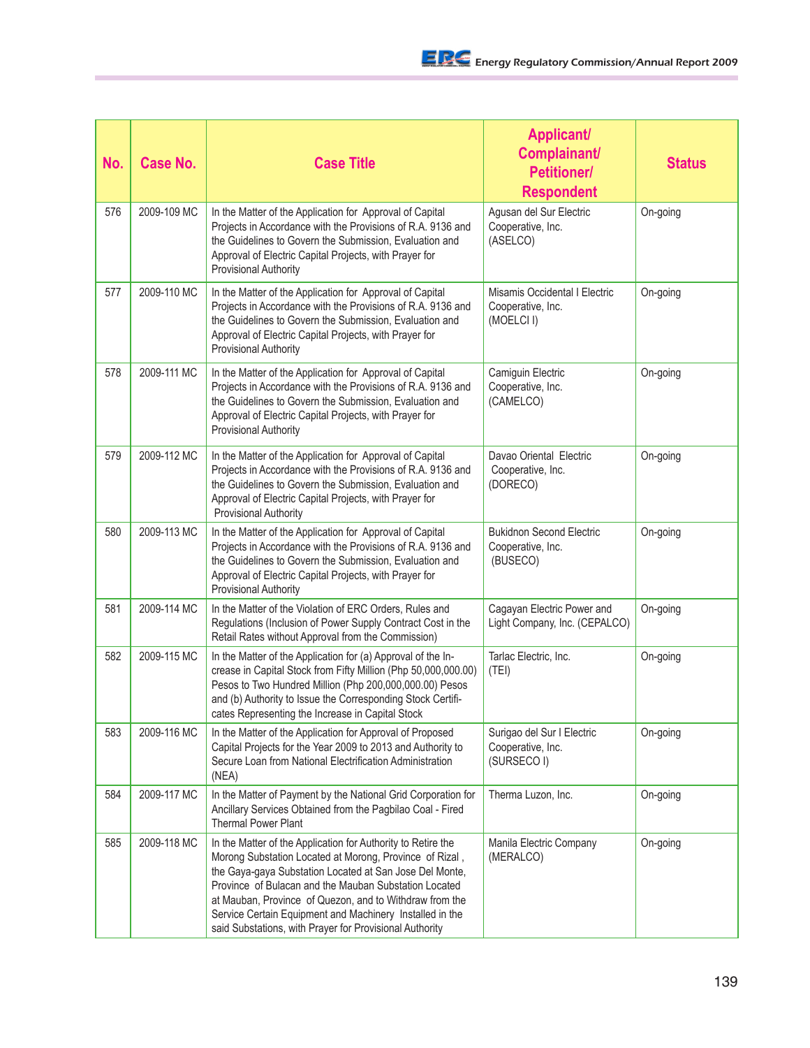| No. | Case No. | Case Title | Applicant/ Complainant/ Petitioner/ Respondent | Status |
|---|---|---|---|---|
| 576 | 2009-109 MC | In the Matter of the Application for Approval of Capital Projects in Accordance with the Provisions of R.A. 9136 and the Guidelines to Govern the Submission, Evaluation and Approval of Electric Capital Projects, with Prayer for Provisional Authority | Agusan del Sur Electric Cooperative, Inc. (ASELCO) | On-going |
| 577 | 2009-110 MC | In the Matter of the Application for Approval of Capital Projects in Accordance with the Provisions of R.A. 9136 and the Guidelines to Govern the Submission, Evaluation and Approval of Electric Capital Projects, with Prayer for Provisional Authority | Misamis Occidental I Electric Cooperative, Inc. (MOELCI I) | On-going |
| 578 | 2009-111 MC | In the Matter of the Application for Approval of Capital Projects in Accordance with the Provisions of R.A. 9136 and the Guidelines to Govern the Submission, Evaluation and Approval of Electric Capital Projects, with Prayer for Provisional Authority | Camiguin Electric Cooperative, Inc. (CAMELCO) | On-going |
| 579 | 2009-112 MC | In the Matter of the Application for Approval of Capital Projects in Accordance with the Provisions of R.A. 9136 and the Guidelines to Govern the Submission, Evaluation and Approval of Electric Capital Projects, with Prayer for Provisional Authority | Davao Oriental Electric Cooperative, Inc. (DORECO) | On-going |
| 580 | 2009-113 MC | In the Matter of the Application for Approval of Capital Projects in Accordance with the Provisions of R.A. 9136 and the Guidelines to Govern the Submission, Evaluation and Approval of Electric Capital Projects, with Prayer for Provisional Authority | Bukidnon Second Electric Cooperative, Inc. (BUSECO) | On-going |
| 581 | 2009-114 MC | In the Matter of the Violation of ERC Orders, Rules and Regulations (Inclusion of Power Supply Contract Cost in the Retail Rates without Approval from the Commission) | Cagayan Electric Power and Light Company, Inc. (CEPALCO) | On-going |
| 582 | 2009-115 MC | In the Matter of the Application for (a) Approval of the Increase in Capital Stock from Fifty Million (Php 50,000,000.00) Pesos to Two Hundred Million (Php 200,000,000.00) Pesos and (b) Authority to Issue the Corresponding Stock Certificates Representing the Increase in Capital Stock | Tarlac Electric, Inc. (TEI) | On-going |
| 583 | 2009-116 MC | In the Matter of the Application for Approval of Proposed Capital Projects for the Year 2009 to 2013 and Authority to Secure Loan from National Electrification Administration (NEA) | Surigao del Sur I Electric Cooperative, Inc. (SURSECO I) | On-going |
| 584 | 2009-117 MC | In the Matter of Payment by the National Grid Corporation for Ancillary Services Obtained from the Pagbilao Coal - Fired Thermal Power Plant | Therma Luzon, Inc. | On-going |
| 585 | 2009-118 MC | In the Matter of the Application for Authority to Retire the Morong Substation Located at Morong, Province of Rizal , the Gaya-gaya Substation Located at San Jose Del Monte, Province of Bulacan and the Mauban Substation Located at Mauban, Province of Quezon, and to Withdraw from the Service Certain Equipment and Machinery Installed in the said Substations, with Prayer for Provisional Authority | Manila Electric Company (MERALCO) | On-going |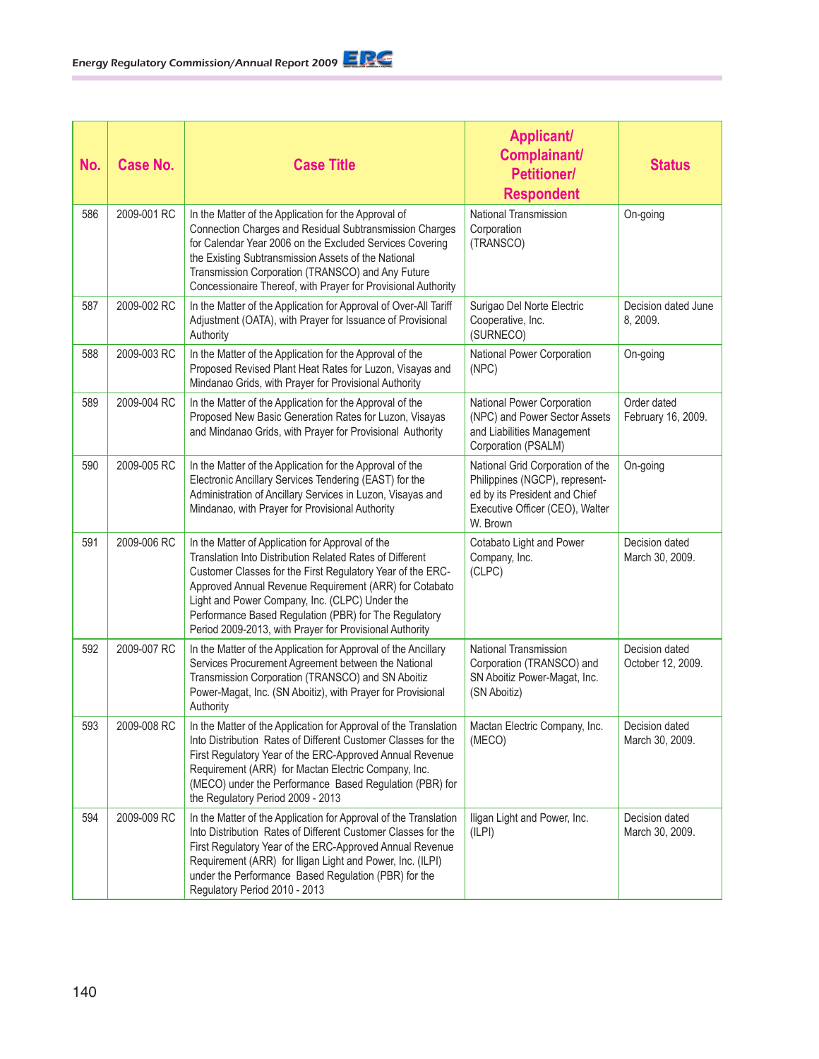| No. | Case No. | Case Title | Applicant/ Complainant/ Petitioner/ Respondent | Status |
|---|---|---|---|---|
| 586 | 2009-001 RC | In the Matter of the Application for the Approval of Connection Charges and Residual Subtransmission Charges for Calendar Year 2006 on the Excluded Services Covering the Existing Subtransmission Assets of the National Transmission Corporation (TRANSCO) and Any Future Concessionaire Thereof, with Prayer for Provisional Authority | National Transmission Corporation (TRANSCO) | On-going |
| 587 | 2009-002 RC | In the Matter of the Application for Approval of Over-All Tariff Adjustment (OATA), with Prayer for Issuance of Provisional Authority | Surigao Del Norte Electric Cooperative, Inc. (SURNECO) | Decision dated June 8, 2009. |
| 588 | 2009-003 RC | In the Matter of the Application for the Approval of the Proposed Revised Plant Heat Rates for Luzon, Visayas and Mindanao Grids, with Prayer for Provisional Authority | National Power Corporation (NPC) | On-going |
| 589 | 2009-004 RC | In the Matter of the Application for the Approval of the Proposed New Basic Generation Rates for Luzon, Visayas and Mindanao Grids, with Prayer for Provisional Authority | National Power Corporation (NPC) and Power Sector Assets and Liabilities Management Corporation (PSALM) | Order dated February 16, 2009. |
| 590 | 2009-005 RC | In the Matter of the Application for the Approval of the Electronic Ancillary Services Tendering (EAST) for the Administration of Ancillary Services in Luzon, Visayas and Mindanao, with Prayer for Provisional Authority | National Grid Corporation of the Philippines (NGCP), represented by its President and Chief Executive Officer (CEO), Walter W. Brown | On-going |
| 591 | 2009-006 RC | In the Matter of Application for Approval of the Translation Into Distribution Related Rates of Different Customer Classes for the First Regulatory Year of the ERC-Approved Annual Revenue Requirement (ARR) for Cotabato Light and Power Company, Inc. (CLPC) Under the Performance Based Regulation (PBR) for The Regulatory Period 2009-2013, with Prayer for Provisional Authority | Cotabato Light and Power Company, Inc. (CLPC) | Decision dated March 30, 2009. |
| 592 | 2009-007 RC | In the Matter of the Application for Approval of the Ancillary Services Procurement Agreement between the National Transmission Corporation (TRANSCO) and SN Aboitiz Power-Magat, Inc. (SN Aboitiz), with Prayer for Provisional Authority | National Transmission Corporation (TRANSCO) and SN Aboitiz Power-Magat, Inc. (SN Aboitiz) | Decision dated October 12, 2009. |
| 593 | 2009-008 RC | In the Matter of the Application for Approval of the Translation Into Distribution Rates of Different Customer Classes for the First Regulatory Year of the ERC-Approved Annual Revenue Requirement (ARR) for Mactan Electric Company, Inc. (MECO) under the Performance Based Regulation (PBR) for the Regulatory Period 2009 - 2013 | Mactan Electric Company, Inc. (MECO) | Decision dated March 30, 2009. |
| 594 | 2009-009 RC | In the Matter of the Application for Approval of the Translation Into Distribution Rates of Different Customer Classes for the First Regulatory Year of the ERC-Approved Annual Revenue Requirement (ARR) for Iligan Light and Power, Inc. (ILPI) under the Performance Based Regulation (PBR) for the Regulatory Period 2010 - 2013 | Iligan Light and Power, Inc. (ILPI) | Decision dated March 30, 2009. |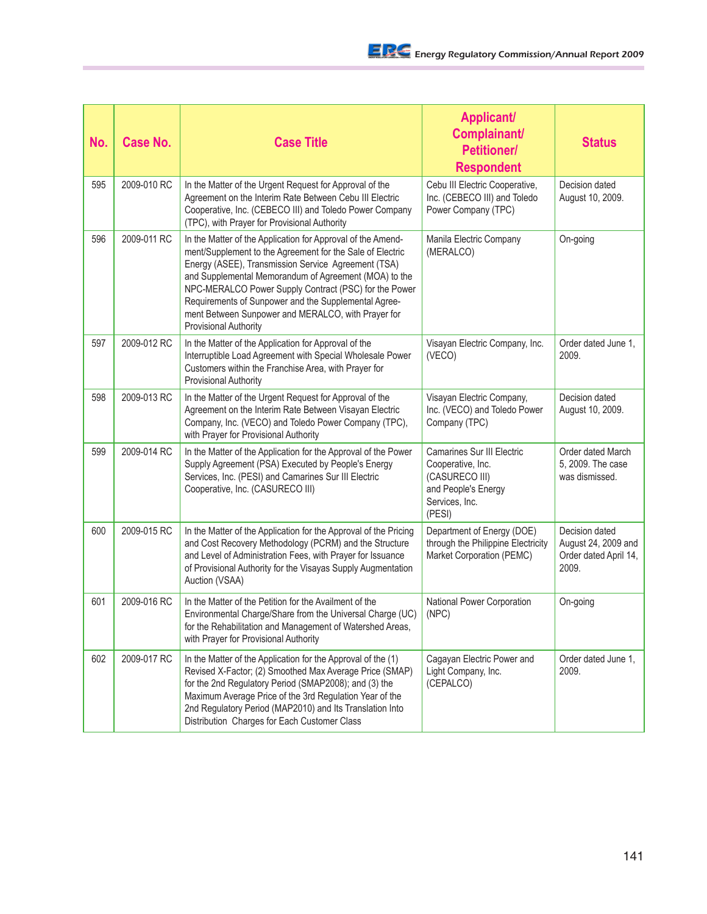| No. | Case No. | Case Title | Applicant/ Complainant/ Petitioner/ Respondent | Status |
|---|---|---|---|---|
| 595 | 2009-010 RC | In the Matter of the Urgent Request for Approval of the Agreement on the Interim Rate Between Cebu III Electric Cooperative, Inc. (CEBECO III) and Toledo Power Company (TPC), with Prayer for Provisional Authority | Cebu III Electric Cooperative, Inc. (CEBECO III) and Toledo Power Company (TPC) | Decision dated August 10, 2009. |
| 596 | 2009-011 RC | In the Matter of the Application for Approval of the Amendment/Supplement to the Agreement for the Sale of Electric Energy (ASEE), Transmission Service Agreement (TSA) and Supplemental Memorandum of Agreement (MOA) to the NPC-MERALCO Power Supply Contract (PSC) for the Power Requirements of Sunpower and the Supplemental Agreement Between Sunpower and MERALCO, with Prayer for Provisional Authority | Manila Electric Company (MERALCO) | On-going |
| 597 | 2009-012 RC | In the Matter of the Application for Approval of the Interruptible Load Agreement with Special Wholesale Power Customers within the Franchise Area, with Prayer for Provisional Authority | Visayan Electric Company, Inc. (VECO) | Order dated June 1, 2009. |
| 598 | 2009-013 RC | In the Matter of the Urgent Request for Approval of the Agreement on the Interim Rate Between Visayan Electric Company, Inc. (VECO) and Toledo Power Company (TPC), with Prayer for Provisional Authority | Visayan Electric Company, Inc. (VECO) and Toledo Power Company (TPC) | Decision dated August 10, 2009. |
| 599 | 2009-014 RC | In the Matter of the Application for the Approval of the Power Supply Agreement (PSA) Executed by People's Energy Services, Inc. (PESI) and Camarines Sur III Electric Cooperative, Inc. (CASURECO III) | Camarines Sur III Electric Cooperative, Inc. (CASURECO III) and People's Energy Services, Inc. (PESI) | Order dated March 5, 2009. The case was dismissed. |
| 600 | 2009-015 RC | In the Matter of the Application for the Approval of the Pricing and Cost Recovery Methodology (PCRM) and the Structure and Level of Administration Fees, with Prayer for Issuance of Provisional Authority for the Visayas Supply Augmentation Auction (VSAA) | Department of Energy (DOE) through the Philippine Electricity Market Corporation (PEMC) | Decision dated August 24, 2009 and Order dated April 14, 2009. |
| 601 | 2009-016 RC | In the Matter of the Petition for the Availment of the Environmental Charge/Share from the Universal Charge (UC) for the Rehabilitation and Management of Watershed Areas, with Prayer for Provisional Authority | National Power Corporation (NPC) | On-going |
| 602 | 2009-017 RC | In the Matter of the Application for the Approval of the (1) Revised X-Factor; (2) Smoothed Max Average Price (SMAP) for the 2nd Regulatory Period (SMAP2008); and (3) the Maximum Average Price of the 3rd Regulation Year of the 2nd Regulatory Period (MAP2010) and Its Translation Into Distribution Charges for Each Customer Class | Cagayan Electric Power and Light Company, Inc. (CEPALCO) | Order dated June 1, 2009. |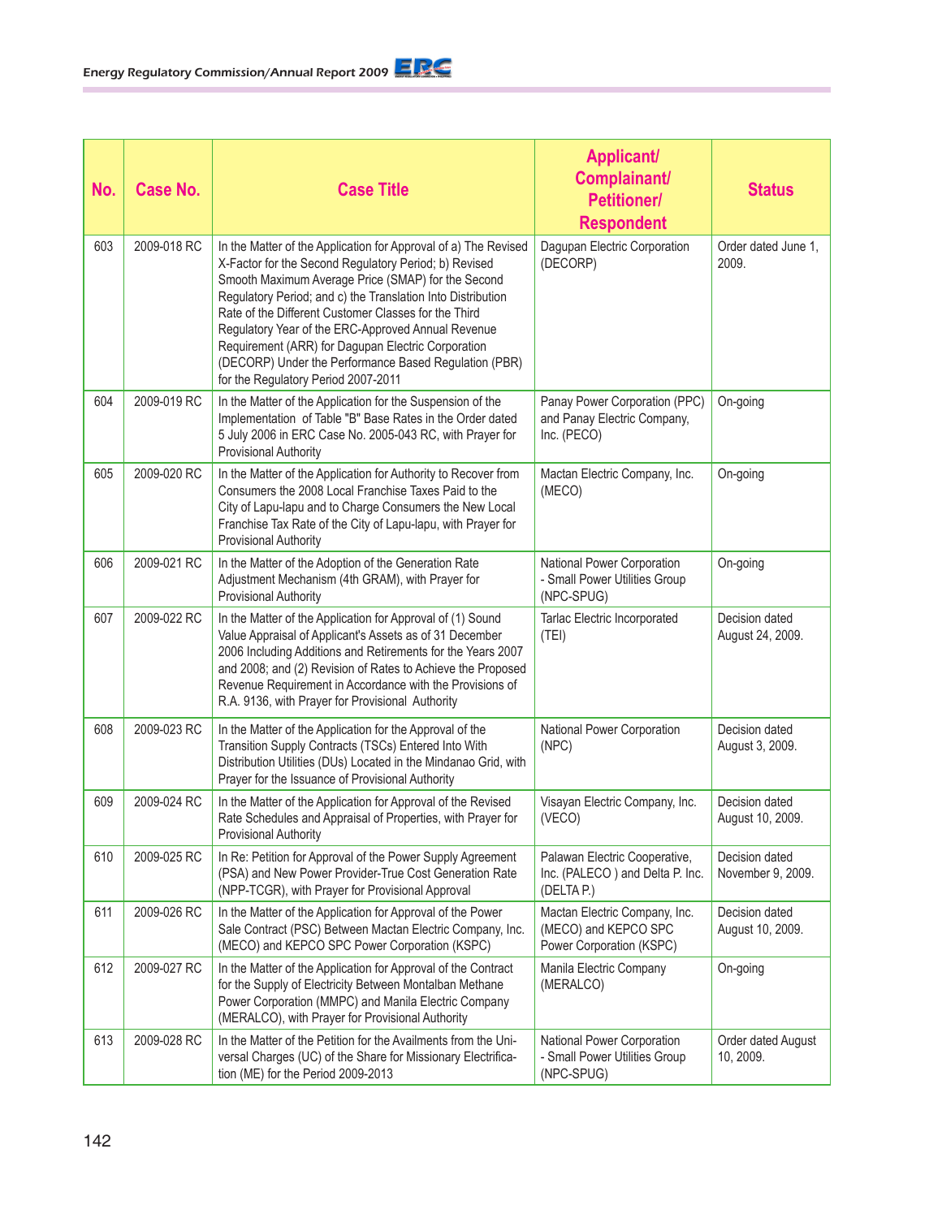| No. | Case No. | Case Title | Applicant/ Complainant/ Petitioner/ Respondent | Status |
|---|---|---|---|---|
| 603 | 2009-018 RC | In the Matter of the Application for Approval of a) The Revised X-Factor for the Second Regulatory Period; b) Revised Smooth Maximum Average Price (SMAP) for the Second Regulatory Period; and c) the Translation Into Distribution Rate of the Different Customer Classes for the Third Regulatory Year of the ERC-Approved Annual Revenue Requirement (ARR) for Dagupan Electric Corporation (DECORP) Under the Performance Based Regulation (PBR) for the Regulatory Period 2007-2011 | Dagupan Electric Corporation (DECORP) | Order dated June 1, 2009. |
| 604 | 2009-019 RC | In the Matter of the Application for the Suspension of the Implementation of Table "B" Base Rates in the Order dated 5 July 2006 in ERC Case No. 2005-043 RC, with Prayer for Provisional Authority | Panay Power Corporation (PPC) and Panay Electric Company, Inc. (PECO) | On-going |
| 605 | 2009-020 RC | In the Matter of the Application for Authority to Recover from Consumers the 2008 Local Franchise Taxes Paid to the City of Lapu-lapu and to Charge Consumers the New Local Franchise Tax Rate of the City of Lapu-lapu, with Prayer for Provisional Authority | Mactan Electric Company, Inc. (MECO) | On-going |
| 606 | 2009-021 RC | In the Matter of the Adoption of the Generation Rate Adjustment Mechanism (4th GRAM), with Prayer for Provisional Authority | National Power Corporation - Small Power Utilities Group (NPC-SPUG) | On-going |
| 607 | 2009-022 RC | In the Matter of the Application for Approval of (1) Sound Value Appraisal of Applicant's Assets as of 31 December 2006 Including Additions and Retirements for the Years 2007 and 2008; and (2) Revision of Rates to Achieve the Proposed Revenue Requirement in Accordance with the Provisions of R.A. 9136, with Prayer for Provisional Authority | Tarlac Electric Incorporated (TEI) | Decision dated August 24, 2009. |
| 608 | 2009-023 RC | In the Matter of the Application for the Approval of the Transition Supply Contracts (TSCs) Entered Into With Distribution Utilities (DUs) Located in the Mindanao Grid, with Prayer for the Issuance of Provisional Authority | National Power Corporation (NPC) | Decision dated August 3, 2009. |
| 609 | 2009-024 RC | In the Matter of the Application for Approval of the Revised Rate Schedules and Appraisal of Properties, with Prayer for Provisional Authority | Visayan Electric Company, Inc. (VECO) | Decision dated August 10, 2009. |
| 610 | 2009-025 RC | In Re: Petition for Approval of the Power Supply Agreement (PSA) and New Power Provider-True Cost Generation Rate (NPP-TCGR), with Prayer for Provisional Approval | Palawan Electric Cooperative, Inc. (PALECO ) and Delta P. Inc. (DELTA P.) | Decision dated November 9, 2009. |
| 611 | 2009-026 RC | In the Matter of the Application for Approval of the Power Sale Contract (PSC) Between Mactan Electric Company, Inc. (MECO) and KEPCO SPC Power Corporation (KSPC) | Mactan Electric Company, Inc. (MECO) and KEPCO SPC Power Corporation (KSPC) | Decision dated August 10, 2009. |
| 612 | 2009-027 RC | In the Matter of the Application for Approval of the Contract for the Supply of Electricity Between Montalban Methane Power Corporation (MMPC) and Manila Electric Company (MERALCO), with Prayer for Provisional Authority | Manila Electric Company (MERALCO) | On-going |
| 613 | 2009-028 RC | In the Matter of the Petition for the Availments from the Universal Charges (UC) of the Share for Missionary Electrification (ME) for the Period 2009-2013 | National Power Corporation - Small Power Utilities Group (NPC-SPUG) | Order dated August 10, 2009. |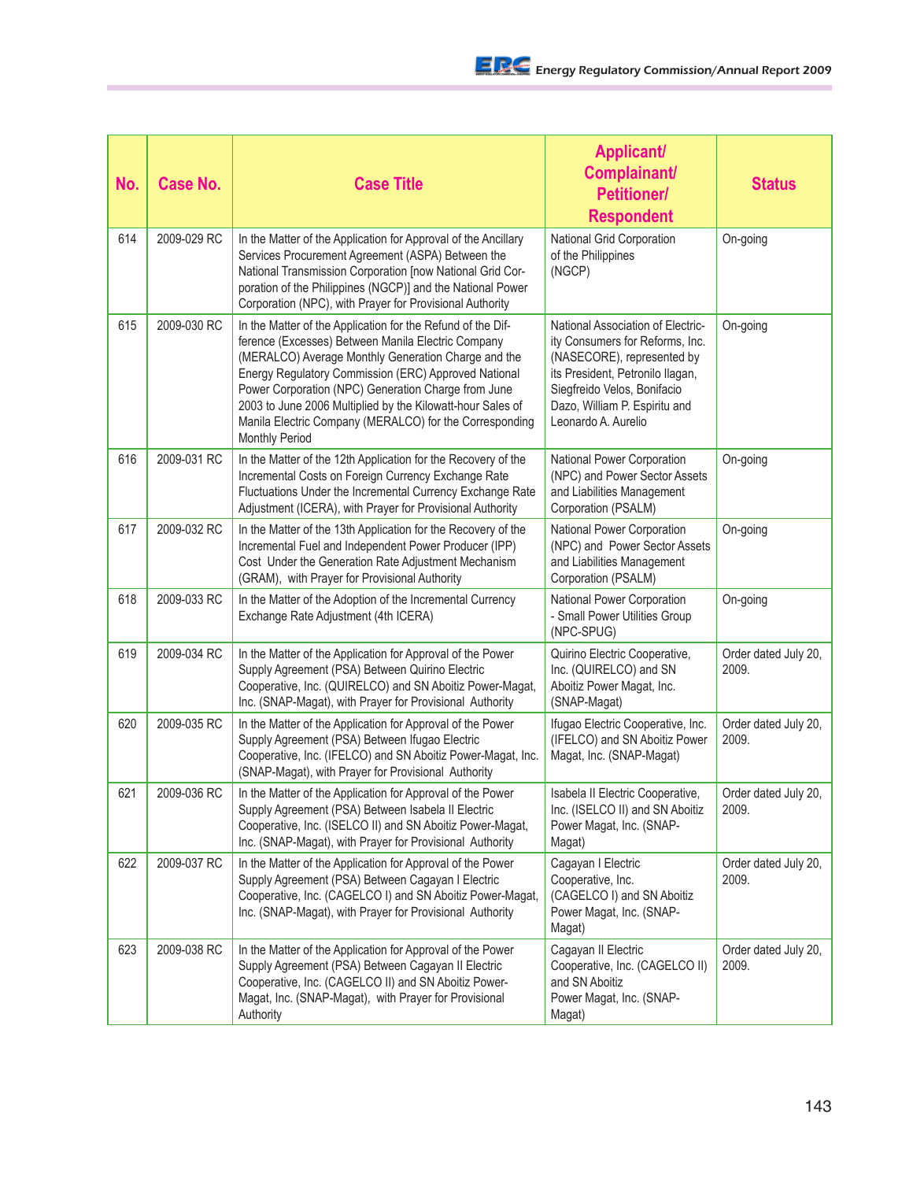| No. | Case No. | Case Title | Applicant/ Complainant/ Petitioner/ Respondent | Status |
|---|---|---|---|---|
| 614 | 2009-029 RC | In the Matter of the Application for Approval of the Ancillary Services Procurement Agreement (ASPA) Between the National Transmission Corporation [now National Grid Corporation of the Philippines (NGCP)] and the National Power Corporation (NPC), with Prayer for Provisional Authority | National Grid Corporation of the Philippines (NGCP) | On-going |
| 615 | 2009-030 RC | In the Matter of the Application for the Refund of the Difference (Excesses) Between Manila Electric Company (MERALCO) Average Monthly Generation Charge and the Energy Regulatory Commission (ERC) Approved National Power Corporation (NPC) Generation Charge from June 2003 to June 2006 Multiplied by the Kilowatt-hour Sales of Manila Electric Company (MERALCO) for the Corresponding Monthly Period | National Association of Electricity Consumers for Reforms, Inc. (NASECORE), represented by its President, Petronilo Ilagan, Siegfreido Velos, Bonifacio Dazo, William P. Espiritu and Leonardo A. Aurelio | On-going |
| 616 | 2009-031 RC | In the Matter of the 12th Application for the Recovery of the Incremental Costs on Foreign Currency Exchange Rate Fluctuations Under the Incremental Currency Exchange Rate Adjustment (ICERA), with Prayer for Provisional Authority | National Power Corporation (NPC) and Power Sector Assets and Liabilities Management Corporation (PSALM) | On-going |
| 617 | 2009-032 RC | In the Matter of the 13th Application for the Recovery of the Incremental Fuel and Independent Power Producer (IPP) Cost Under the Generation Rate Adjustment Mechanism (GRAM), with Prayer for Provisional Authority | National Power Corporation (NPC) and Power Sector Assets and Liabilities Management Corporation (PSALM) | On-going |
| 618 | 2009-033 RC | In the Matter of the Adoption of the Incremental Currency Exchange Rate Adjustment (4th ICERA) | National Power Corporation - Small Power Utilities Group (NPC-SPUG) | On-going |
| 619 | 2009-034 RC | In the Matter of the Application for Approval of the Power Supply Agreement (PSA) Between Quirino Electric Cooperative, Inc. (QUIRELCO) and SN Aboitiz Power-Magat, Inc. (SNAP-Magat), with Prayer for Provisional Authority | Quirino Electric Cooperative, Inc. (QUIRELCO) and SN Aboitiz Power Magat, Inc. (SNAP-Magat) | Order dated July 20, 2009. |
| 620 | 2009-035 RC | In the Matter of the Application for Approval of the Power Supply Agreement (PSA) Between Ifugao Electric Cooperative, Inc. (IFELCO) and SN Aboitiz Power-Magat, Inc. (SNAP-Magat), with Prayer for Provisional Authority | Ifugao Electric Cooperative, Inc. (IFELCO) and SN Aboitiz Power Magat, Inc. (SNAP-Magat) | Order dated July 20, 2009. |
| 621 | 2009-036 RC | In the Matter of the Application for Approval of the Power Supply Agreement (PSA) Between Isabela II Electric Cooperative, Inc. (ISELCO II) and SN Aboitiz Power-Magat, Inc. (SNAP-Magat), with Prayer for Provisional Authority | Isabela II Electric Cooperative, Inc. (ISELCO II) and SN Aboitiz Power Magat, Inc. (SNAP-Magat) | Order dated July 20, 2009. |
| 622 | 2009-037 RC | In the Matter of the Application for Approval of the Power Supply Agreement (PSA) Between Cagayan I Electric Cooperative, Inc. (CAGELCO I) and SN Aboitiz Power-Magat, Inc. (SNAP-Magat), with Prayer for Provisional Authority | Cagayan I Electric Cooperative, Inc. (CAGELCO I) and SN Aboitiz Power Magat, Inc. (SNAP-Magat) | Order dated July 20, 2009. |
| 623 | 2009-038 RC | In the Matter of the Application for Approval of the Power Supply Agreement (PSA) Between Cagayan II Electric Cooperative, Inc. (CAGELCO II) and SN Aboitiz Power-Magat, Inc. (SNAP-Magat), with Prayer for Provisional Authority | Cagayan II Electric Cooperative, Inc. (CAGELCO II) and SN Aboitiz Power Magat, Inc. (SNAP-Magat) | Order dated July 20, 2009. |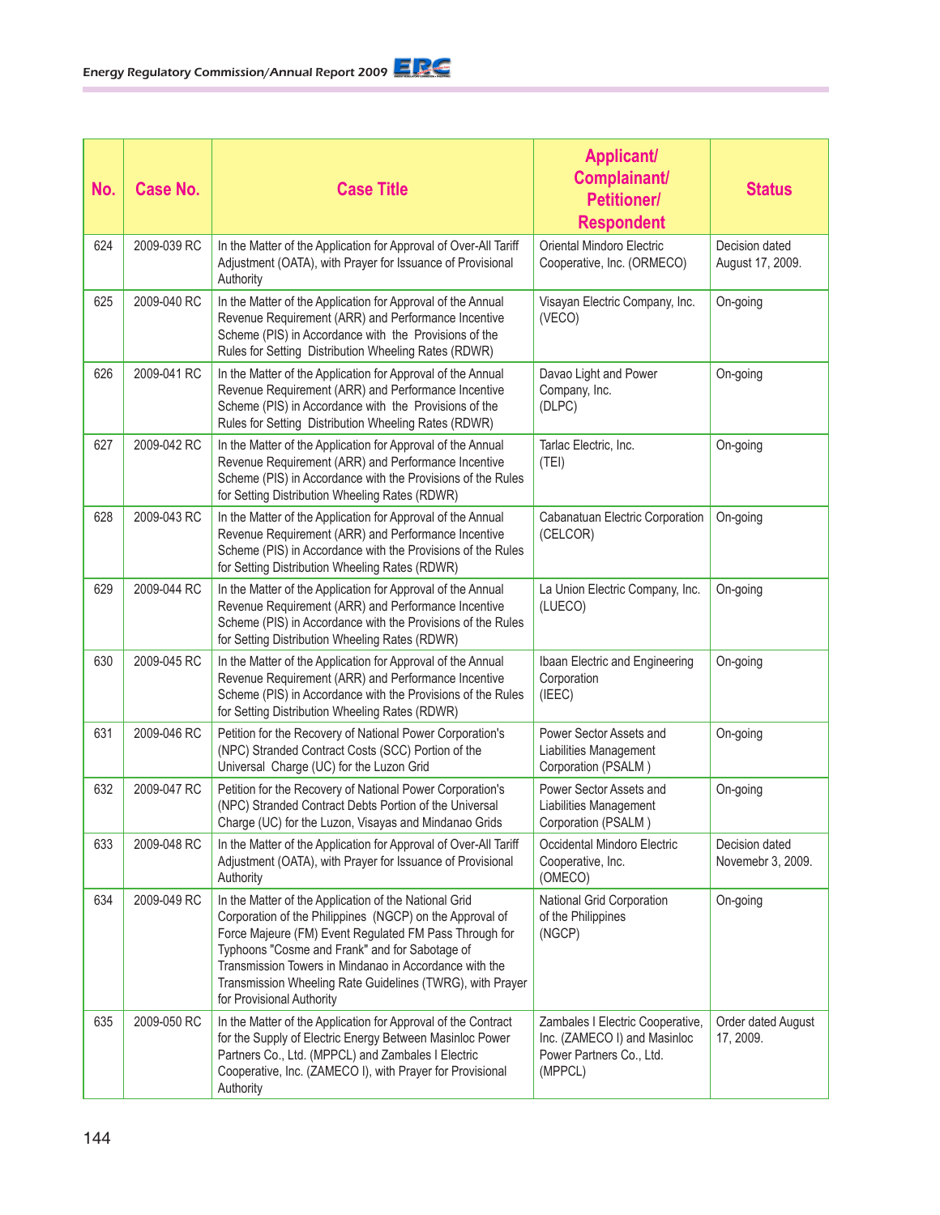| No. | Case No. | Case Title | Applicant/ Complainant/ Petitioner/ Respondent | Status |
|---|---|---|---|---|
| 624 | 2009-039 RC | In the Matter of the Application for Approval of Over-All Tariff Adjustment (OATA), with Prayer for Issuance of Provisional Authority | Oriental Mindoro Electric Cooperative, Inc. (ORMECO) | Decision dated August 17, 2009. |
| 625 | 2009-040 RC | In the Matter of the Application for Approval of the Annual Revenue Requirement (ARR) and Performance Incentive Scheme (PIS) in Accordance with the Provisions of the Rules for Setting Distribution Wheeling Rates (RDWR) | Visayan Electric Company, Inc. (VECO) | On-going |
| 626 | 2009-041 RC | In the Matter of the Application for Approval of the Annual Revenue Requirement (ARR) and Performance Incentive Scheme (PIS) in Accordance with the Provisions of the Rules for Setting Distribution Wheeling Rates (RDWR) | Davao Light and Power Company, Inc. (DLPC) | On-going |
| 627 | 2009-042 RC | In the Matter of the Application for Approval of the Annual Revenue Requirement (ARR) and Performance Incentive Scheme (PIS) in Accordance with the Provisions of the Rules for Setting Distribution Wheeling Rates (RDWR) | Tarlac Electric, Inc. (TEI) | On-going |
| 628 | 2009-043 RC | In the Matter of the Application for Approval of the Annual Revenue Requirement (ARR) and Performance Incentive Scheme (PIS) in Accordance with the Provisions of the Rules for Setting Distribution Wheeling Rates (RDWR) | Cabanatuan Electric Corporation (CELCOR) | On-going |
| 629 | 2009-044 RC | In the Matter of the Application for Approval of the Annual Revenue Requirement (ARR) and Performance Incentive Scheme (PIS) in Accordance with the Provisions of the Rules for Setting Distribution Wheeling Rates (RDWR) | La Union Electric Company, Inc. (LUECO) | On-going |
| 630 | 2009-045 RC | In the Matter of the Application for Approval of the Annual Revenue Requirement (ARR) and Performance Incentive Scheme (PIS) in Accordance with the Provisions of the Rules for Setting Distribution Wheeling Rates (RDWR) | Ibaan Electric and Engineering Corporation (IEEC) | On-going |
| 631 | 2009-046 RC | Petition for the Recovery of National Power Corporation's (NPC) Stranded Contract Costs (SCC) Portion of the Universal Charge (UC) for the Luzon Grid | Power Sector Assets and Liabilities Management Corporation (PSALM ) | On-going |
| 632 | 2009-047 RC | Petition for the Recovery of National Power Corporation's (NPC) Stranded Contract Debts Portion of the Universal Charge (UC) for the Luzon, Visayas and Mindanao Grids | Power Sector Assets and Liabilities Management Corporation (PSALM ) | On-going |
| 633 | 2009-048 RC | In the Matter of the Application for Approval of Over-All Tariff Adjustment (OATA), with Prayer for Issuance of Provisional Authority | Occidental Mindoro Electric Cooperative, Inc. (OMECO) | Decision dated Novemebr 3, 2009. |
| 634 | 2009-049 RC | In the Matter of the Application of the National Grid Corporation of the Philippines (NGCP) on the Approval of Force Majeure (FM) Event Regulated FM Pass Through for Typhoons "Cosme and Frank" and for Sabotage of Transmission Towers in Mindanao in Accordance with the Transmission Wheeling Rate Guidelines (TWRG), with Prayer for Provisional Authority | National Grid Corporation of the Philippines (NGCP) | On-going |
| 635 | 2009-050 RC | In the Matter of the Application for Approval of the Contract for the Supply of Electric Energy Between Masinloc Power Partners Co., Ltd. (MPPCL) and Zambales I Electric Cooperative, Inc. (ZAMECO I), with Prayer for Provisional Authority | Zambales I Electric Cooperative, Inc. (ZAMECO I) and Masinloc Power Partners Co., Ltd. (MPPCL) | Order dated August 17, 2009. |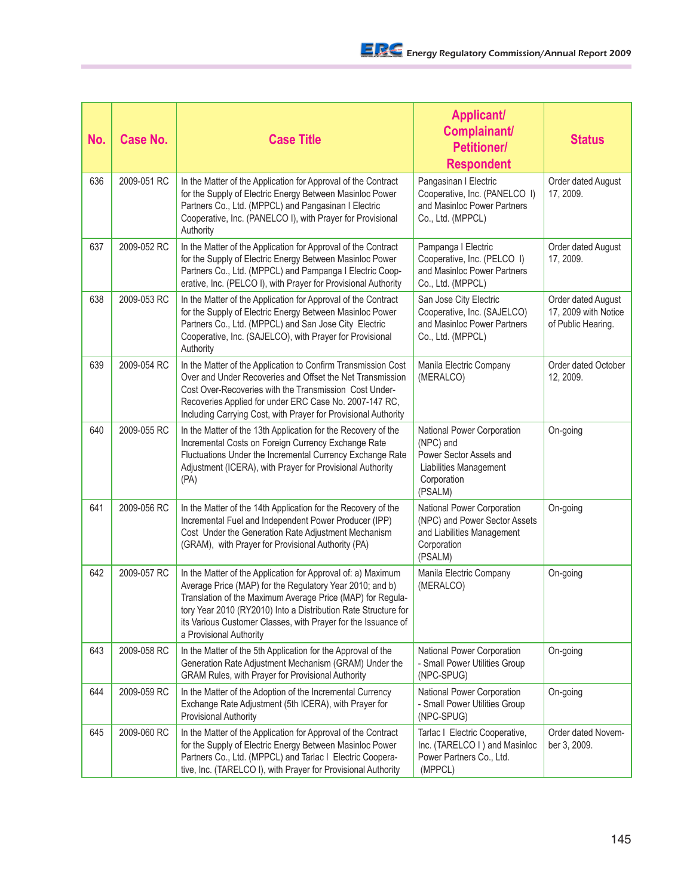| No. | Case No. | Case Title | Applicant/ Complainant/ Petitioner/ Respondent | Status |
|---|---|---|---|---|
| 636 | 2009-051 RC | In the Matter of the Application for Approval of the Contract for the Supply of Electric Energy Between Masinloc Power Partners Co., Ltd. (MPPCL) and Pangasinan I Electric Cooperative, Inc. (PANELCO I), with Prayer for Provisional Authority | Pangasinan I Electric Cooperative, Inc. (PANELCO I) and Masinloc Power Partners Co., Ltd. (MPPCL) | Order dated August 17, 2009. |
| 637 | 2009-052 RC | In the Matter of the Application for Approval of the Contract for the Supply of Electric Energy Between Masinloc Power Partners Co., Ltd. (MPPCL) and Pampanga I Electric Cooperative, Inc. (PELCO I), with Prayer for Provisional Authority | Pampanga I Electric Cooperative, Inc. (PELCO I) and Masinloc Power Partners Co., Ltd. (MPPCL) | Order dated August 17, 2009. |
| 638 | 2009-053 RC | In the Matter of the Application for Approval of the Contract for the Supply of Electric Energy Between Masinloc Power Partners Co., Ltd. (MPPCL) and San Jose City Electric Cooperative, Inc. (SAJELCO), with Prayer for Provisional Authority | San Jose City Electric Cooperative, Inc. (SAJELCO) and Masinloc Power Partners Co., Ltd. (MPPCL) | Order dated August 17, 2009 with Notice of Public Hearing. |
| 639 | 2009-054 RC | In the Matter of the Application to Confirm Transmission Cost Over and Under Recoveries and Offset the Net Transmission Cost Over-Recoveries with the Transmission Cost Under-Recoveries Applied for under ERC Case No. 2007-147 RC, Including Carrying Cost, with Prayer for Provisional Authority | Manila Electric Company (MERALCO) | Order dated October 12, 2009. |
| 640 | 2009-055 RC | In the Matter of the 13th Application for the Recovery of the Incremental Costs on Foreign Currency Exchange Rate Fluctuations Under the Incremental Currency Exchange Rate Adjustment (ICERA), with Prayer for Provisional Authority (PA) | National Power Corporation (NPC) and Power Sector Assets and Liabilities Management Corporation (PSALM) | On-going |
| 641 | 2009-056 RC | In the Matter of the 14th Application for the Recovery of the Incremental Fuel and Independent Power Producer (IPP) Cost Under the Generation Rate Adjustment Mechanism (GRAM), with Prayer for Provisional Authority (PA) | National Power Corporation (NPC) and Power Sector Assets and Liabilities Management Corporation (PSALM) | On-going |
| 642 | 2009-057 RC | In the Matter of the Application for Approval of: a) Maximum Average Price (MAP) for the Regulatory Year 2010; and b) Translation of the Maximum Average Price (MAP) for Regulatory Year 2010 (RY2010) Into a Distribution Rate Structure for its Various Customer Classes, with Prayer for the Issuance of a Provisional Authority | Manila Electric Company (MERALCO) | On-going |
| 643 | 2009-058 RC | In the Matter of the 5th Application for the Approval of the Generation Rate Adjustment Mechanism (GRAM) Under the GRAM Rules, with Prayer for Provisional Authority | National Power Corporation - Small Power Utilities Group (NPC-SPUG) | On-going |
| 644 | 2009-059 RC | In the Matter of the Adoption of the Incremental Currency Exchange Rate Adjustment (5th ICERA), with Prayer for Provisional Authority | National Power Corporation - Small Power Utilities Group (NPC-SPUG) | On-going |
| 645 | 2009-060 RC | In the Matter of the Application for Approval of the Contract for the Supply of Electric Energy Between Masinloc Power Partners Co., Ltd. (MPPCL) and Tarlac I Electric Cooperative, Inc. (TARELCO I), with Prayer for Provisional Authority | Tarlac I Electric Cooperative, Inc. (TARELCO I ) and Masinloc Power Partners Co., Ltd. (MPPCL) | Order dated November 3, 2009. |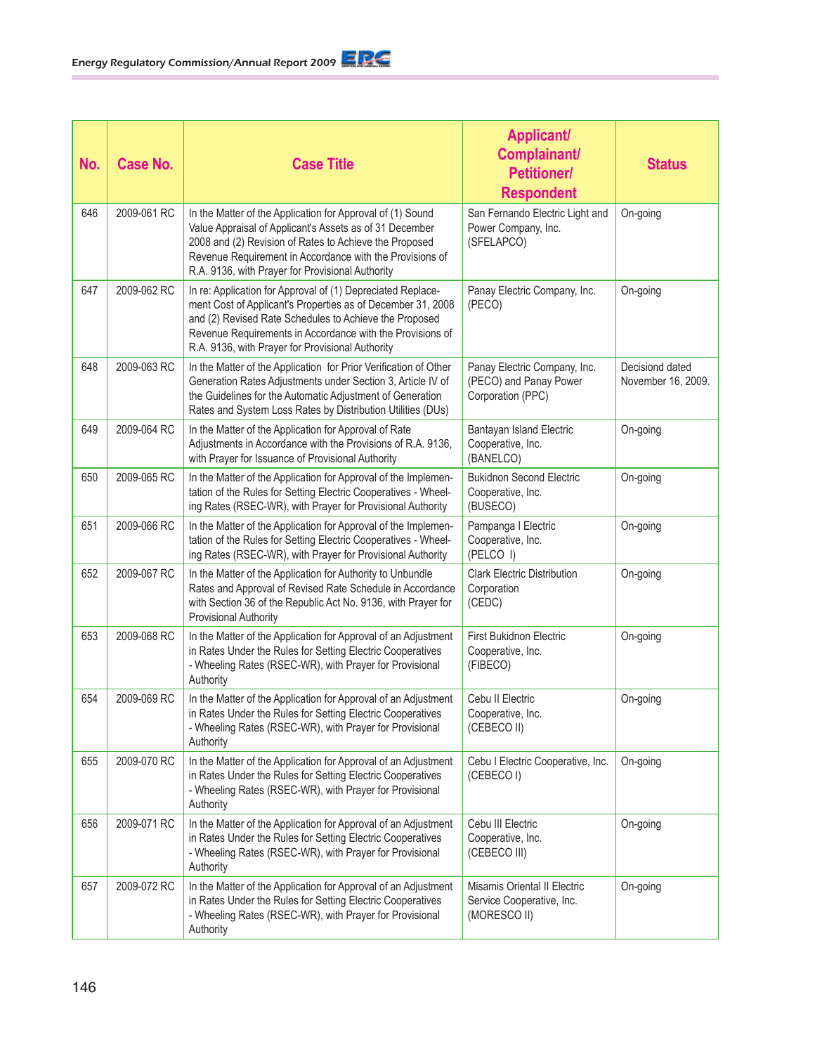| No. | Case No. | Case Title | Applicant/ Complainant/ Petitioner/ Respondent | Status |
|---|---|---|---|---|
| 646 | 2009-061 RC | In the Matter of the Application for Approval of (1) Sound Value Appraisal of Applicant's Assets as of 31 December 2008 and (2) Revision of Rates to Achieve the Proposed Revenue Requirement in Accordance with the Provisions of R.A. 9136, with Prayer for Provisional Authority | San Fernando Electric Light and Power Company, Inc. (SFELAPCO) | On-going |
| 647 | 2009-062 RC | In re: Application for Approval of (1) Depreciated Replacement Cost of Applicant's Properties as of December 31, 2008 and (2) Revised Rate Schedules to Achieve the Proposed Revenue Requirements in Accordance with the Provisions of R.A. 9136, with Prayer for Provisional Authority | Panay Electric Company, Inc. (PECO) | On-going |
| 648 | 2009-063 RC | In the Matter of the Application for Prior Verification of Other Generation Rates Adjustments under Section 3, Article IV of the Guidelines for the Automatic Adjustment of Generation Rates and System Loss Rates by Distribution Utilities (DUs) | Panay Electric Company, Inc. (PECO) and Panay Power Corporation (PPC) | Decisiond dated November 16, 2009. |
| 649 | 2009-064 RC | In the Matter of the Application for Approval of Rate Adjustments in Accordance with the Provisions of R.A. 9136, with Prayer for Issuance of Provisional Authority | Bantayan Island Electric Cooperative, Inc. (BANELCO) | On-going |
| 650 | 2009-065 RC | In the Matter of the Application for Approval of the Implementation of the Rules for Setting Electric Cooperatives - Wheeling Rates (RSEC-WR), with Prayer for Provisional Authority | Bukidnon Second Electric Cooperative, Inc. (BUSECO) | On-going |
| 651 | 2009-066 RC | In the Matter of the Application for Approval of the Implementation of the Rules for Setting Electric Cooperatives - Wheeling Rates (RSEC-WR), with Prayer for Provisional Authority | Pampanga I Electric Cooperative, Inc. (PELCO I) | On-going |
| 652 | 2009-067 RC | In the Matter of the Application for Authority to Unbundle Rates and Approval of Revised Rate Schedule in Accordance with Section 36 of the Republic Act No. 9136, with Prayer for Provisional Authority | Clark Electric Distribution Corporation (CEDC) | On-going |
| 653 | 2009-068 RC | In the Matter of the Application for Approval of an Adjustment in Rates Under the Rules for Setting Electric Cooperatives - Wheeling Rates (RSEC-WR), with Prayer for Provisional Authority | First Bukidnon Electric Cooperative, Inc. (FIBECO) | On-going |
| 654 | 2009-069 RC | In the Matter of the Application for Approval of an Adjustment in Rates Under the Rules for Setting Electric Cooperatives - Wheeling Rates (RSEC-WR), with Prayer for Provisional Authority | Cebu II Electric Cooperative, Inc. (CEBECO II) | On-going |
| 655 | 2009-070 RC | In the Matter of the Application for Approval of an Adjustment in Rates Under the Rules for Setting Electric Cooperatives - Wheeling Rates (RSEC-WR), with Prayer for Provisional Authority | Cebu I Electric Cooperative, Inc. (CEBECO I) | On-going |
| 656 | 2009-071 RC | In the Matter of the Application for Approval of an Adjustment in Rates Under the Rules for Setting Electric Cooperatives - Wheeling Rates (RSEC-WR), with Prayer for Provisional Authority | Cebu III Electric Cooperative, Inc. (CEBECO III) | On-going |
| 657 | 2009-072 RC | In the Matter of the Application for Approval of an Adjustment in Rates Under the Rules for Setting Electric Cooperatives - Wheeling Rates (RSEC-WR), with Prayer for Provisional Authority | Misamis Oriental II Electric Service Cooperative, Inc. (MORESCO II) | On-going |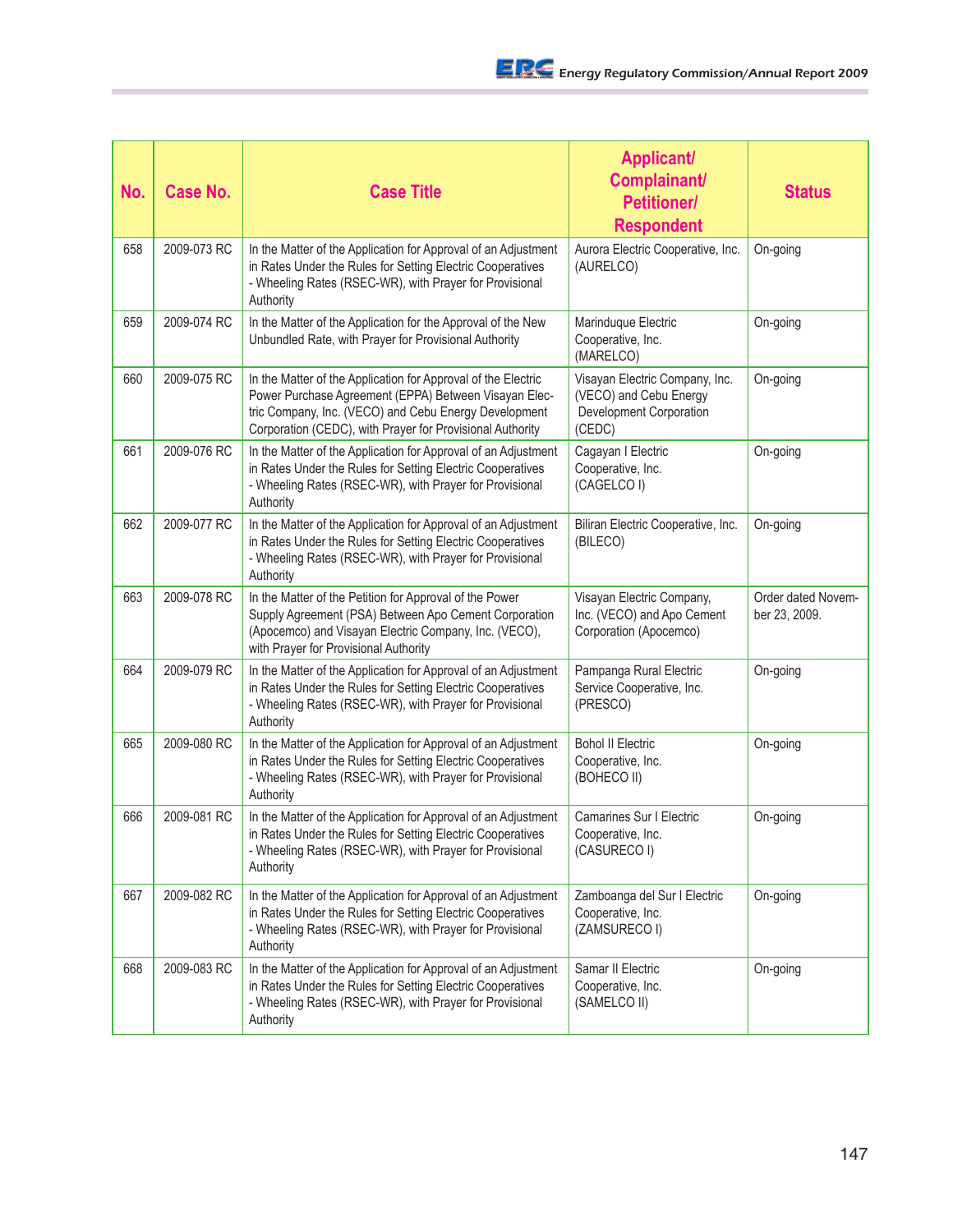| No. | Case No. | Case Title | Applicant/ Complainant/ Petitioner/ Respondent | Status |
|---|---|---|---|---|
| 658 | 2009-073 RC | In the Matter of the Application for Approval of an Adjustment in Rates Under the Rules for Setting Electric Cooperatives - Wheeling Rates (RSEC-WR), with Prayer for Provisional Authority | Aurora Electric Cooperative, Inc. (AURELCO) | On-going |
| 659 | 2009-074 RC | In the Matter of the Application for the Approval of the New Unbundled Rate, with Prayer for Provisional Authority | Marinduque Electric Cooperative, Inc. (MARELCO) | On-going |
| 660 | 2009-075 RC | In the Matter of the Application for Approval of the Electric Power Purchase Agreement (EPPA) Between Visayan Electric Company, Inc. (VECO) and Cebu Energy Development Corporation (CEDC), with Prayer for Provisional Authority | Visayan Electric Company, Inc. (VECO) and Cebu Energy Development Corporation (CEDC) | On-going |
| 661 | 2009-076 RC | In the Matter of the Application for Approval of an Adjustment in Rates Under the Rules for Setting Electric Cooperatives - Wheeling Rates (RSEC-WR), with Prayer for Provisional Authority | Cagayan I Electric Cooperative, Inc. (CAGELCO I) | On-going |
| 662 | 2009-077 RC | In the Matter of the Application for Approval of an Adjustment in Rates Under the Rules for Setting Electric Cooperatives - Wheeling Rates (RSEC-WR), with Prayer for Provisional Authority | Biliran Electric Cooperative, Inc. (BILECO) | On-going |
| 663 | 2009-078 RC | In the Matter of the Petition for Approval of the Power Supply Agreement (PSA) Between Apo Cement Corporation (Apocemco) and Visayan Electric Company, Inc. (VECO), with Prayer for Provisional Authority | Visayan Electric Company, Inc. (VECO) and Apo Cement Corporation (Apocemco) | Order dated November 23, 2009. |
| 664 | 2009-079 RC | In the Matter of the Application for Approval of an Adjustment in Rates Under the Rules for Setting Electric Cooperatives - Wheeling Rates (RSEC-WR), with Prayer for Provisional Authority | Pampanga Rural Electric Service Cooperative, Inc. (PRESCO) | On-going |
| 665 | 2009-080 RC | In the Matter of the Application for Approval of an Adjustment in Rates Under the Rules for Setting Electric Cooperatives - Wheeling Rates (RSEC-WR), with Prayer for Provisional Authority | Bohol II Electric Cooperative, Inc. (BOHECO II) | On-going |
| 666 | 2009-081 RC | In the Matter of the Application for Approval of an Adjustment in Rates Under the Rules for Setting Electric Cooperatives - Wheeling Rates (RSEC-WR), with Prayer for Provisional Authority | Camarines Sur I Electric Cooperative, Inc. (CASURECO I) | On-going |
| 667 | 2009-082 RC | In the Matter of the Application for Approval of an Adjustment in Rates Under the Rules for Setting Electric Cooperatives - Wheeling Rates (RSEC-WR), with Prayer for Provisional Authority | Zamboanga del Sur I Electric Cooperative, Inc. (ZAMSURECO I) | On-going |
| 668 | 2009-083 RC | In the Matter of the Application for Approval of an Adjustment in Rates Under the Rules for Setting Electric Cooperatives - Wheeling Rates (RSEC-WR), with Prayer for Provisional Authority | Samar II Electric Cooperative, Inc. (SAMELCO II) | On-going |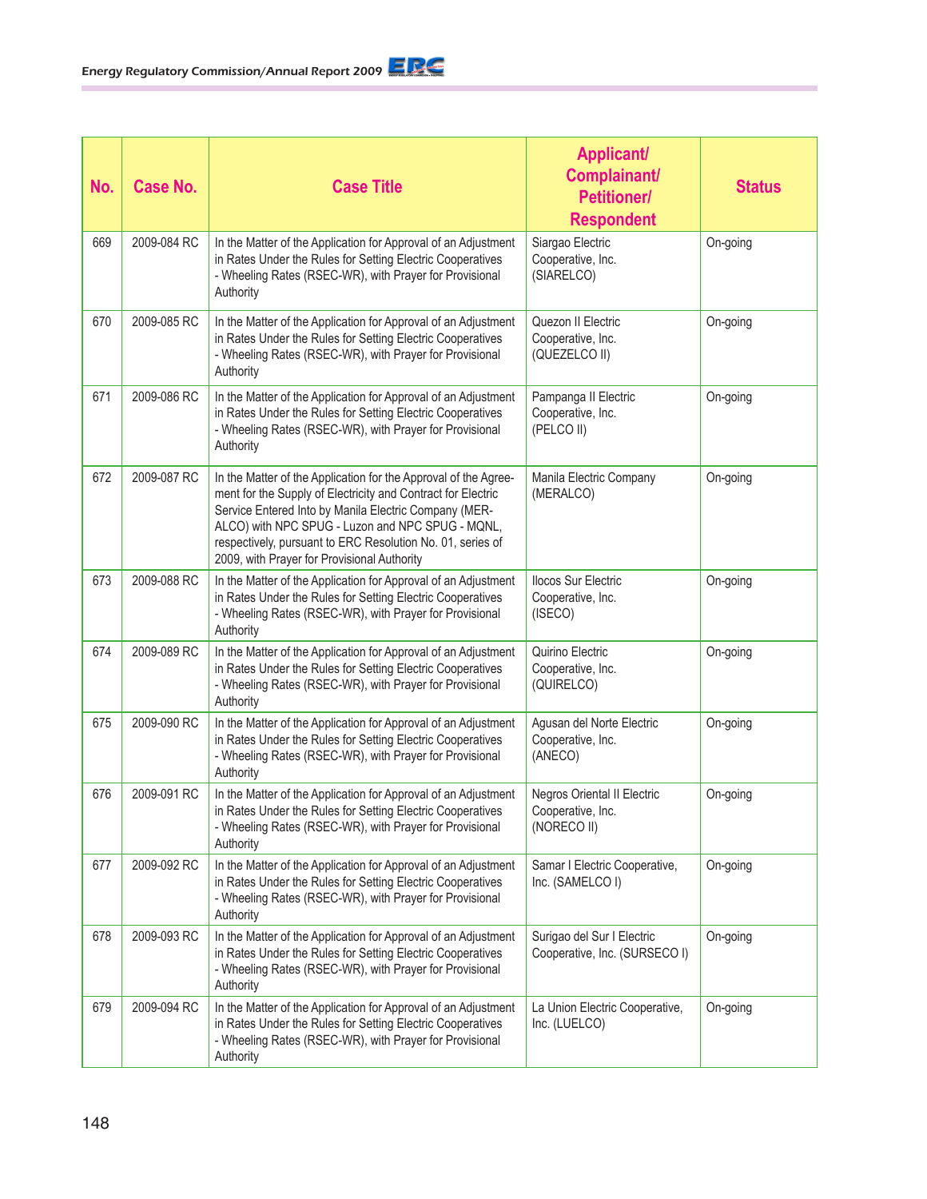| No. | Case No. | Case Title | Applicant/ Complainant/ Petitioner/ Respondent | Status |
|---|---|---|---|---|
| 669 | 2009-084 RC | In the Matter of the Application for Approval of an Adjustment in Rates Under the Rules for Setting Electric Cooperatives - Wheeling Rates (RSEC-WR), with Prayer for Provisional Authority | Siargao Electric Cooperative, Inc. (SIARELCO) | On-going |
| 670 | 2009-085 RC | In the Matter of the Application for Approval of an Adjustment in Rates Under the Rules for Setting Electric Cooperatives - Wheeling Rates (RSEC-WR), with Prayer for Provisional Authority | Quezon II Electric Cooperative, Inc. (QUEZELCO II) | On-going |
| 671 | 2009-086 RC | In the Matter of the Application for Approval of an Adjustment in Rates Under the Rules for Setting Electric Cooperatives - Wheeling Rates (RSEC-WR), with Prayer for Provisional Authority | Pampanga II Electric Cooperative, Inc. (PELCO II) | On-going |
| 672 | 2009-087 RC | In the Matter of the Application for the Approval of the Agreement for the Supply of Electricity and Contract for Electric Service Entered Into by Manila Electric Company (MERALCO) with NPC SPUG - Luzon and NPC SPUG - MQNL, respectively, pursuant to ERC Resolution No. 01, series of 2009, with Prayer for Provisional Authority | Manila Electric Company (MERALCO) | On-going |
| 673 | 2009-088 RC | In the Matter of the Application for Approval of an Adjustment in Rates Under the Rules for Setting Electric Cooperatives - Wheeling Rates (RSEC-WR), with Prayer for Provisional Authority | Ilocos Sur Electric Cooperative, Inc. (ISECO) | On-going |
| 674 | 2009-089 RC | In the Matter of the Application for Approval of an Adjustment in Rates Under the Rules for Setting Electric Cooperatives - Wheeling Rates (RSEC-WR), with Prayer for Provisional Authority | Quirino Electric Cooperative, Inc. (QUIRELCO) | On-going |
| 675 | 2009-090 RC | In the Matter of the Application for Approval of an Adjustment in Rates Under the Rules for Setting Electric Cooperatives - Wheeling Rates (RSEC-WR), with Prayer for Provisional Authority | Agusan del Norte Electric Cooperative, Inc. (ANECO) | On-going |
| 676 | 2009-091 RC | In the Matter of the Application for Approval of an Adjustment in Rates Under the Rules for Setting Electric Cooperatives - Wheeling Rates (RSEC-WR), with Prayer for Provisional Authority | Negros Oriental II Electric Cooperative, Inc. (NORECO II) | On-going |
| 677 | 2009-092 RC | In the Matter of the Application for Approval of an Adjustment in Rates Under the Rules for Setting Electric Cooperatives - Wheeling Rates (RSEC-WR), with Prayer for Provisional Authority | Samar I Electric Cooperative, Inc. (SAMELCO I) | On-going |
| 678 | 2009-093 RC | In the Matter of the Application for Approval of an Adjustment in Rates Under the Rules for Setting Electric Cooperatives - Wheeling Rates (RSEC-WR), with Prayer for Provisional Authority | Surigao del Sur I Electric Cooperative, Inc. (SURSECO I) | On-going |
| 679 | 2009-094 RC | In the Matter of the Application for Approval of an Adjustment in Rates Under the Rules for Setting Electric Cooperatives - Wheeling Rates (RSEC-WR), with Prayer for Provisional Authority | La Union Electric Cooperative, Inc. (LUELCO) | On-going |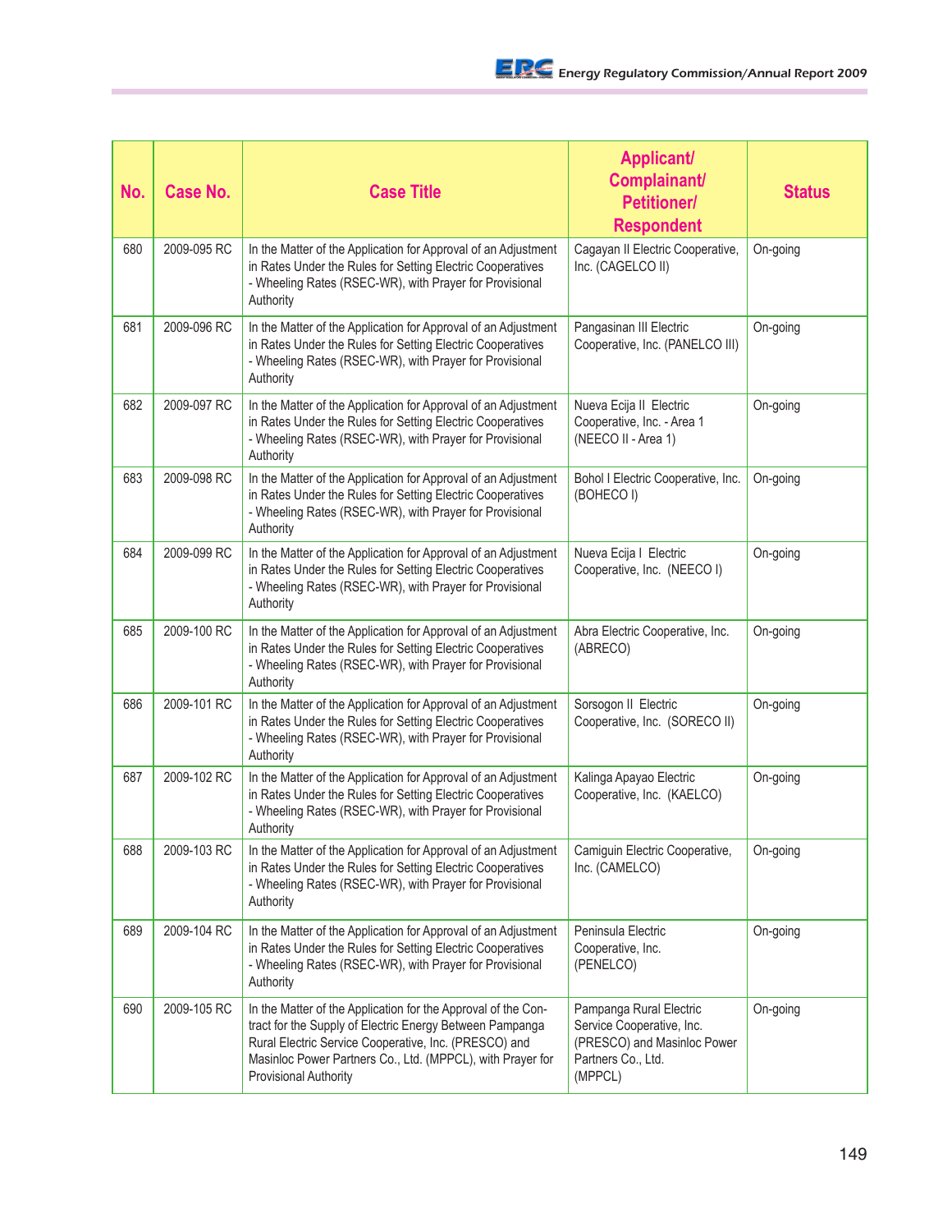| No. | Case No. | Case Title | Applicant/ Complainant/ Petitioner/ Respondent | Status |
|---|---|---|---|---|
| 680 | 2009-095 RC | In the Matter of the Application for Approval of an Adjustment in Rates Under the Rules for Setting Electric Cooperatives - Wheeling Rates (RSEC-WR), with Prayer for Provisional Authority | Cagayan II Electric Cooperative, Inc. (CAGELCO II) | On-going |
| 681 | 2009-096 RC | In the Matter of the Application for Approval of an Adjustment in Rates Under the Rules for Setting Electric Cooperatives - Wheeling Rates (RSEC-WR), with Prayer for Provisional Authority | Pangasinan III Electric Cooperative, Inc. (PANELCO III) | On-going |
| 682 | 2009-097 RC | In the Matter of the Application for Approval of an Adjustment in Rates Under the Rules for Setting Electric Cooperatives - Wheeling Rates (RSEC-WR), with Prayer for Provisional Authority | Nueva Ecija II Electric Cooperative, Inc. - Area 1 (NEECO II - Area 1) | On-going |
| 683 | 2009-098 RC | In the Matter of the Application for Approval of an Adjustment in Rates Under the Rules for Setting Electric Cooperatives - Wheeling Rates (RSEC-WR), with Prayer for Provisional Authority | Bohol I Electric Cooperative, Inc. (BOHECO I) | On-going |
| 684 | 2009-099 RC | In the Matter of the Application for Approval of an Adjustment in Rates Under the Rules for Setting Electric Cooperatives - Wheeling Rates (RSEC-WR), with Prayer for Provisional Authority | Nueva Ecija I Electric Cooperative, Inc. (NEECO I) | On-going |
| 685 | 2009-100 RC | In the Matter of the Application for Approval of an Adjustment in Rates Under the Rules for Setting Electric Cooperatives - Wheeling Rates (RSEC-WR), with Prayer for Provisional Authority | Abra Electric Cooperative, Inc. (ABRECO) | On-going |
| 686 | 2009-101 RC | In the Matter of the Application for Approval of an Adjustment in Rates Under the Rules for Setting Electric Cooperatives - Wheeling Rates (RSEC-WR), with Prayer for Provisional Authority | Sorsogon II Electric Cooperative, Inc. (SORECO II) | On-going |
| 687 | 2009-102 RC | In the Matter of the Application for Approval of an Adjustment in Rates Under the Rules for Setting Electric Cooperatives - Wheeling Rates (RSEC-WR), with Prayer for Provisional Authority | Kalinga Apayao Electric Cooperative, Inc. (KAELCO) | On-going |
| 688 | 2009-103 RC | In the Matter of the Application for Approval of an Adjustment in Rates Under the Rules for Setting Electric Cooperatives - Wheeling Rates (RSEC-WR), with Prayer for Provisional Authority | Camiguin Electric Cooperative, Inc. (CAMELCO) | On-going |
| 689 | 2009-104 RC | In the Matter of the Application for Approval of an Adjustment in Rates Under the Rules for Setting Electric Cooperatives - Wheeling Rates (RSEC-WR), with Prayer for Provisional Authority | Peninsula Electric Cooperative, Inc. (PENELCO) | On-going |
| 690 | 2009-105 RC | In the Matter of the Application for the Approval of the Contract for the Supply of Electric Energy Between Pampanga Rural Electric Service Cooperative, Inc. (PRESCO) and Masinloc Power Partners Co., Ltd. (MPPCL), with Prayer for Provisional Authority | Pampanga Rural Electric Service Cooperative, Inc. (PRESCO) and Masinloc Power Partners Co., Ltd. (MPPCL) | On-going |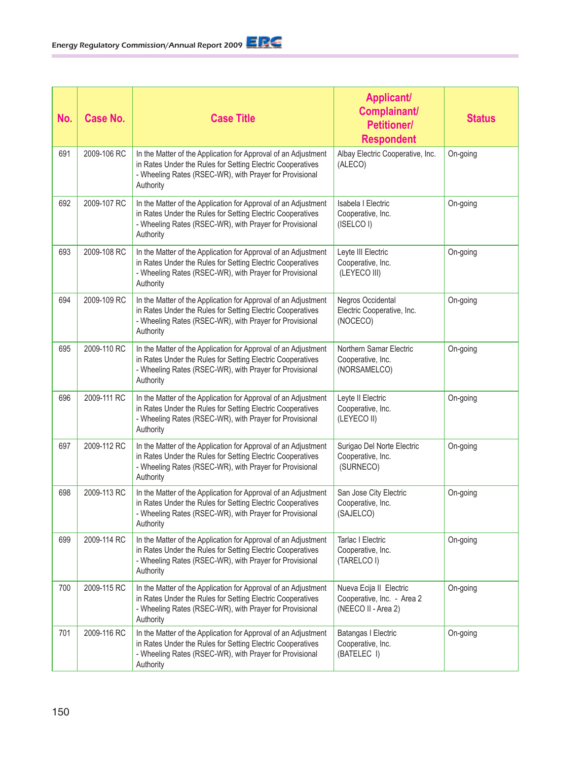| No. | Case No. | Case Title | Applicant/ Complainant/ Petitioner/ Respondent | Status |
|---|---|---|---|---|
| 691 | 2009-106 RC | In the Matter of the Application for Approval of an Adjustment in Rates Under the Rules for Setting Electric Cooperatives - Wheeling Rates (RSEC-WR), with Prayer for Provisional Authority | Albay Electric Cooperative, Inc. (ALECO) | On-going |
| 692 | 2009-107 RC | In the Matter of the Application for Approval of an Adjustment in Rates Under the Rules for Setting Electric Cooperatives - Wheeling Rates (RSEC-WR), with Prayer for Provisional Authority | Isabela I Electric Cooperative, Inc. (ISELCO I) | On-going |
| 693 | 2009-108 RC | In the Matter of the Application for Approval of an Adjustment in Rates Under the Rules for Setting Electric Cooperatives - Wheeling Rates (RSEC-WR), with Prayer for Provisional Authority | Leyte III Electric Cooperative, Inc. (LEYECO III) | On-going |
| 694 | 2009-109 RC | In the Matter of the Application for Approval of an Adjustment in Rates Under the Rules for Setting Electric Cooperatives - Wheeling Rates (RSEC-WR), with Prayer for Provisional Authority | Negros Occidental Electric Cooperative, Inc. (NOCECO) | On-going |
| 695 | 2009-110 RC | In the Matter of the Application for Approval of an Adjustment in Rates Under the Rules for Setting Electric Cooperatives - Wheeling Rates (RSEC-WR), with Prayer for Provisional Authority | Northern Samar Electric Cooperative, Inc. (NORSAMELCO) | On-going |
| 696 | 2009-111 RC | In the Matter of the Application for Approval of an Adjustment in Rates Under the Rules for Setting Electric Cooperatives - Wheeling Rates (RSEC-WR), with Prayer for Provisional Authority | Leyte II Electric Cooperative, Inc. (LEYECO II) | On-going |
| 697 | 2009-112 RC | In the Matter of the Application for Approval of an Adjustment in Rates Under the Rules for Setting Electric Cooperatives - Wheeling Rates (RSEC-WR), with Prayer for Provisional Authority | Surigao Del Norte Electric Cooperative, Inc. (SURNECO) | On-going |
| 698 | 2009-113 RC | In the Matter of the Application for Approval of an Adjustment in Rates Under the Rules for Setting Electric Cooperatives - Wheeling Rates (RSEC-WR), with Prayer for Provisional Authority | San Jose City Electric Cooperative, Inc. (SAJELCO) | On-going |
| 699 | 2009-114 RC | In the Matter of the Application for Approval of an Adjustment in Rates Under the Rules for Setting Electric Cooperatives - Wheeling Rates (RSEC-WR), with Prayer for Provisional Authority | Tarlac I Electric Cooperative, Inc. (TARELCO I) | On-going |
| 700 | 2009-115 RC | In the Matter of the Application for Approval of an Adjustment in Rates Under the Rules for Setting Electric Cooperatives - Wheeling Rates (RSEC-WR), with Prayer for Provisional Authority | Nueva Ecija II Electric Cooperative, Inc. - Area 2 (NEECO II - Area 2) | On-going |
| 701 | 2009-116 RC | In the Matter of the Application for Approval of an Adjustment in Rates Under the Rules for Setting Electric Cooperatives - Wheeling Rates (RSEC-WR), with Prayer for Provisional Authority | Batangas I Electric Cooperative, Inc. (BATELEC I) | On-going |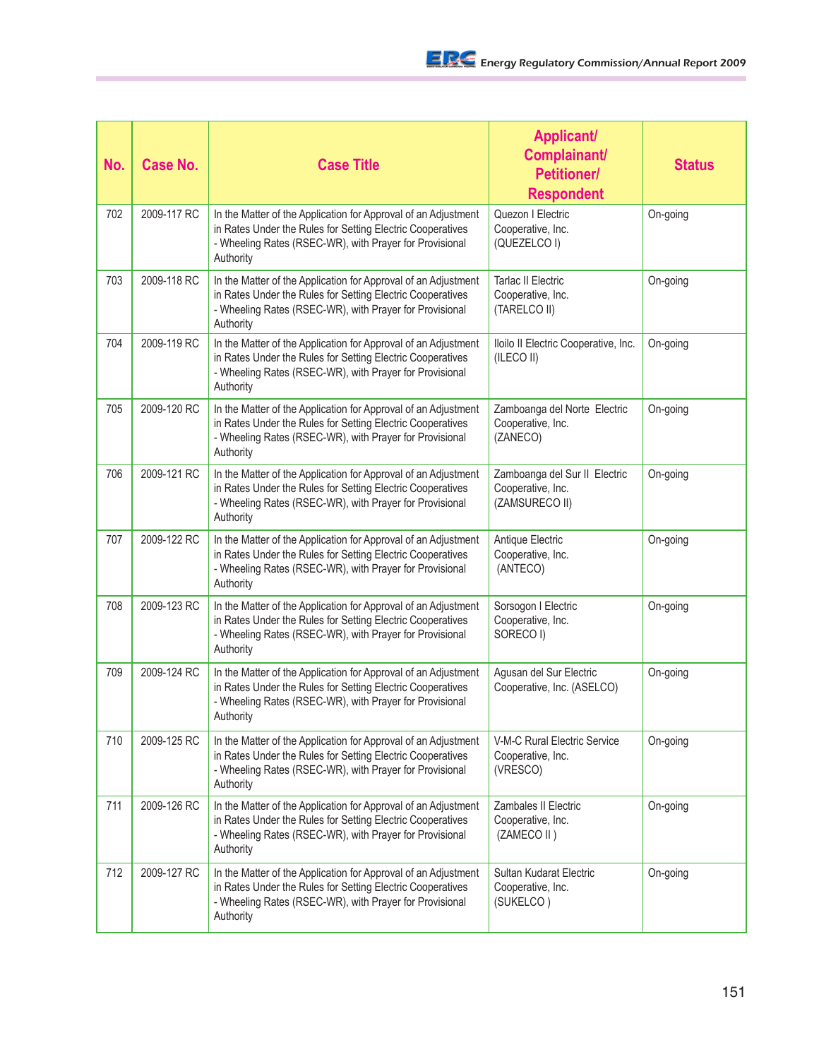| No. | Case No. | Case Title | Applicant/ Complainant/ Petitioner/ Respondent | Status |
|---|---|---|---|---|
| 702 | 2009-117 RC | In the Matter of the Application for Approval of an Adjustment in Rates Under the Rules for Setting Electric Cooperatives - Wheeling Rates (RSEC-WR), with Prayer for Provisional Authority | Quezon I Electric Cooperative, Inc. (QUEZELCO I) | On-going |
| 703 | 2009-118 RC | In the Matter of the Application for Approval of an Adjustment in Rates Under the Rules for Setting Electric Cooperatives - Wheeling Rates (RSEC-WR), with Prayer for Provisional Authority | Tarlac II Electric Cooperative, Inc. (TARELCO II) | On-going |
| 704 | 2009-119 RC | In the Matter of the Application for Approval of an Adjustment in Rates Under the Rules for Setting Electric Cooperatives - Wheeling Rates (RSEC-WR), with Prayer for Provisional Authority | Iloilo II Electric Cooperative, Inc. (ILECO II) | On-going |
| 705 | 2009-120 RC | In the Matter of the Application for Approval of an Adjustment in Rates Under the Rules for Setting Electric Cooperatives - Wheeling Rates (RSEC-WR), with Prayer for Provisional Authority | Zamboanga del Norte Electric Cooperative, Inc. (ZANECO) | On-going |
| 706 | 2009-121 RC | In the Matter of the Application for Approval of an Adjustment in Rates Under the Rules for Setting Electric Cooperatives - Wheeling Rates (RSEC-WR), with Prayer for Provisional Authority | Zamboanga del Sur II Electric Cooperative, Inc. (ZAMSURECO II) | On-going |
| 707 | 2009-122 RC | In the Matter of the Application for Approval of an Adjustment in Rates Under the Rules for Setting Electric Cooperatives - Wheeling Rates (RSEC-WR), with Prayer for Provisional Authority | Antique Electric Cooperative, Inc. (ANTECO) | On-going |
| 708 | 2009-123 RC | In the Matter of the Application for Approval of an Adjustment in Rates Under the Rules for Setting Electric Cooperatives - Wheeling Rates (RSEC-WR), with Prayer for Provisional Authority | Sorsogon I Electric Cooperative, Inc. SORECO I) | On-going |
| 709 | 2009-124 RC | In the Matter of the Application for Approval of an Adjustment in Rates Under the Rules for Setting Electric Cooperatives - Wheeling Rates (RSEC-WR), with Prayer for Provisional Authority | Agusan del Sur Electric Cooperative, Inc. (ASELCO) | On-going |
| 710 | 2009-125 RC | In the Matter of the Application for Approval of an Adjustment in Rates Under the Rules for Setting Electric Cooperatives - Wheeling Rates (RSEC-WR), with Prayer for Provisional Authority | V-M-C Rural Electric Service Cooperative, Inc. (VRESCO) | On-going |
| 711 | 2009-126 RC | In the Matter of the Application for Approval of an Adjustment in Rates Under the Rules for Setting Electric Cooperatives - Wheeling Rates (RSEC-WR), with Prayer for Provisional Authority | Zambales II Electric Cooperative, Inc. (ZAMECO II ) | On-going |
| 712 | 2009-127 RC | In the Matter of the Application for Approval of an Adjustment in Rates Under the Rules for Setting Electric Cooperatives - Wheeling Rates (RSEC-WR), with Prayer for Provisional Authority | Sultan Kudarat Electric Cooperative, Inc. (SUKELCO ) | On-going |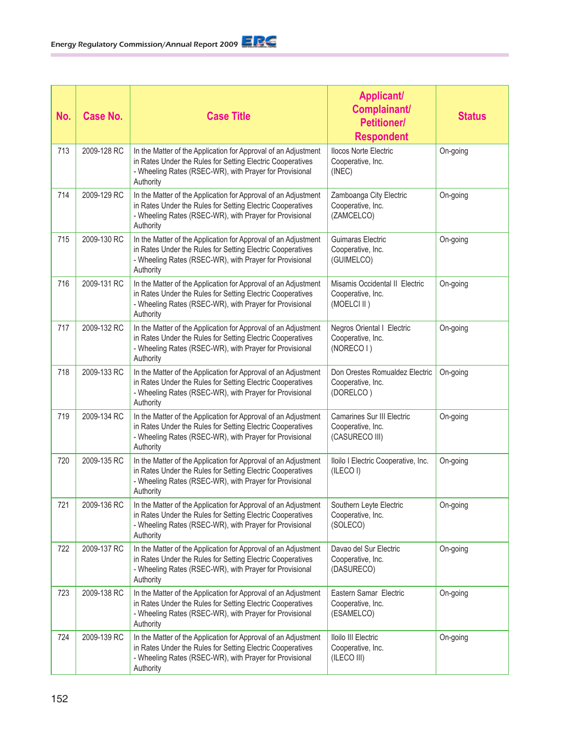| No. | Case No. | Case Title | Applicant/ Complainant/ Petitioner/ Respondent | Status |
|---|---|---|---|---|
| 713 | 2009-128 RC | In the Matter of the Application for Approval of an Adjustment in Rates Under the Rules for Setting Electric Cooperatives - Wheeling Rates (RSEC-WR), with Prayer for Provisional Authority | Ilocos Norte Electric Cooperative, Inc. (INEC) | On-going |
| 714 | 2009-129 RC | In the Matter of the Application for Approval of an Adjustment in Rates Under the Rules for Setting Electric Cooperatives - Wheeling Rates (RSEC-WR), with Prayer for Provisional Authority | Zamboanga City Electric Cooperative, Inc. (ZAMCELCO) | On-going |
| 715 | 2009-130 RC | In the Matter of the Application for Approval of an Adjustment in Rates Under the Rules for Setting Electric Cooperatives - Wheeling Rates (RSEC-WR), with Prayer for Provisional Authority | Guimaras Electric Cooperative, Inc. (GUIMELCO) | On-going |
| 716 | 2009-131 RC | In the Matter of the Application for Approval of an Adjustment in Rates Under the Rules for Setting Electric Cooperatives - Wheeling Rates (RSEC-WR), with Prayer for Provisional Authority | Misamis Occidental II Electric Cooperative, Inc. (MOELCI II ) | On-going |
| 717 | 2009-132 RC | In the Matter of the Application for Approval of an Adjustment in Rates Under the Rules for Setting Electric Cooperatives - Wheeling Rates (RSEC-WR), with Prayer for Provisional Authority | Negros Oriental I Electric Cooperative, Inc. (NORECO I ) | On-going |
| 718 | 2009-133 RC | In the Matter of the Application for Approval of an Adjustment in Rates Under the Rules for Setting Electric Cooperatives - Wheeling Rates (RSEC-WR), with Prayer for Provisional Authority | Don Orestes Romualdez Electric Cooperative, Inc. (DORELCO ) | On-going |
| 719 | 2009-134 RC | In the Matter of the Application for Approval of an Adjustment in Rates Under the Rules for Setting Electric Cooperatives - Wheeling Rates (RSEC-WR), with Prayer for Provisional Authority | Camarines Sur III Electric Cooperative, Inc. (CASURECO III) | On-going |
| 720 | 2009-135 RC | In the Matter of the Application for Approval of an Adjustment in Rates Under the Rules for Setting Electric Cooperatives - Wheeling Rates (RSEC-WR), with Prayer for Provisional Authority | Iloilo I Electric Cooperative, Inc. (ILECO I) | On-going |
| 721 | 2009-136 RC | In the Matter of the Application for Approval of an Adjustment in Rates Under the Rules for Setting Electric Cooperatives - Wheeling Rates (RSEC-WR), with Prayer for Provisional Authority | Southern Leyte Electric Cooperative, Inc. (SOLECO) | On-going |
| 722 | 2009-137 RC | In the Matter of the Application for Approval of an Adjustment in Rates Under the Rules for Setting Electric Cooperatives - Wheeling Rates (RSEC-WR), with Prayer for Provisional Authority | Davao del Sur Electric Cooperative, Inc. (DASURECO) | On-going |
| 723 | 2009-138 RC | In the Matter of the Application for Approval of an Adjustment in Rates Under the Rules for Setting Electric Cooperatives - Wheeling Rates (RSEC-WR), with Prayer for Provisional Authority | Eastern Samar Electric Cooperative, Inc. (ESAMELCO) | On-going |
| 724 | 2009-139 RC | In the Matter of the Application for Approval of an Adjustment in Rates Under the Rules for Setting Electric Cooperatives - Wheeling Rates (RSEC-WR), with Prayer for Provisional Authority | Iloilo III Electric Cooperative, Inc. (ILECO III) | On-going |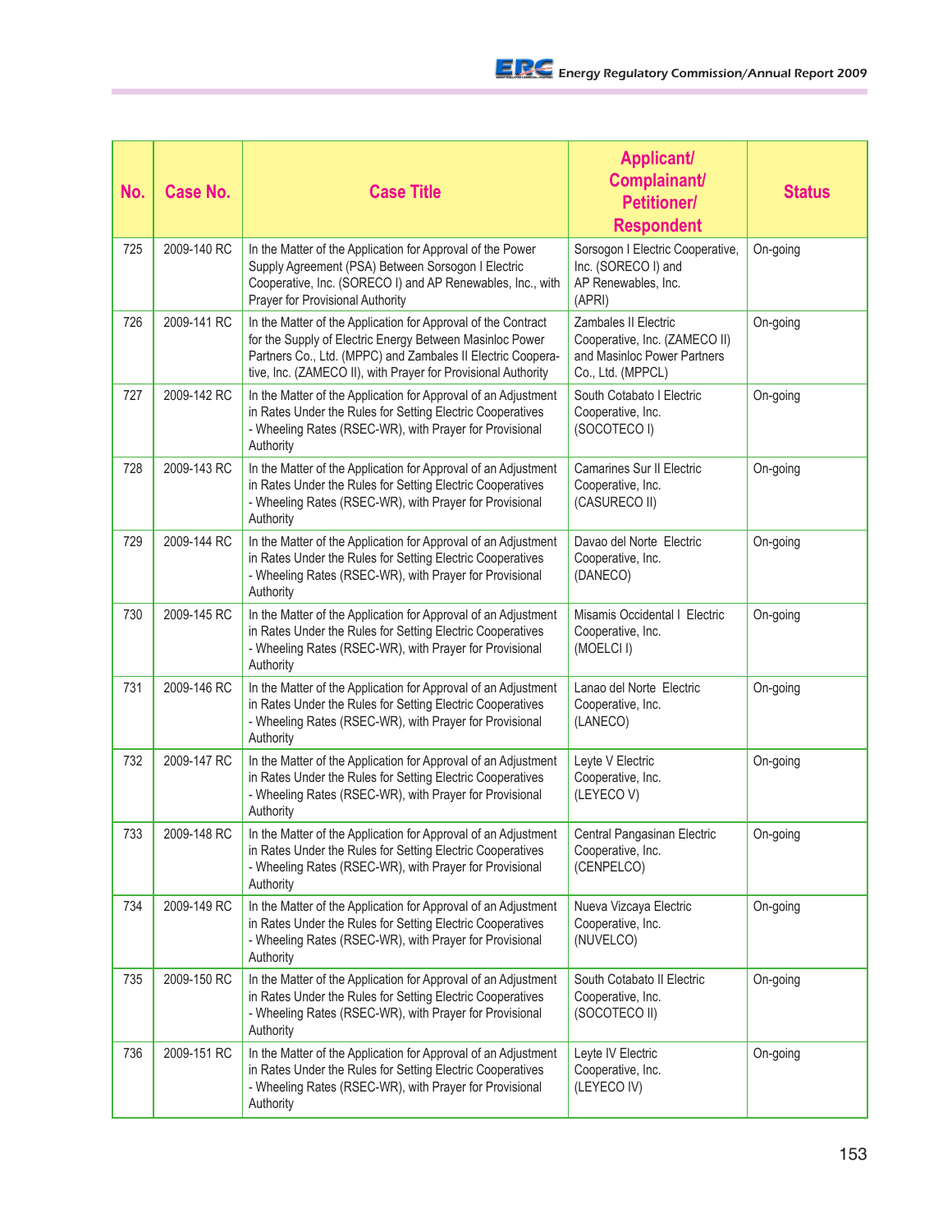| No. | Case No. | Case Title | Applicant/ Complainant/ Petitioner/ Respondent | Status |
|---|---|---|---|---|
| 725 | 2009-140 RC | In the Matter of the Application for Approval of the Power Supply Agreement (PSA) Between Sorsogon I Electric Cooperative, Inc. (SORECO I) and AP Renewables, Inc., with Prayer for Provisional Authority | Sorsogon I Electric Cooperative, Inc. (SORECO I) and AP Renewables, Inc. (APRI) | On-going |
| 726 | 2009-141 RC | In the Matter of the Application for Approval of the Contract for the Supply of Electric Energy Between Masinloc Power Partners Co., Ltd. (MPPC) and Zambales II Electric Cooperative, Inc. (ZAMECO II), with Prayer for Provisional Authority | Zambales II Electric Cooperative, Inc. (ZAMECO II) and Masinloc Power Partners Co., Ltd. (MPPCL) | On-going |
| 727 | 2009-142 RC | In the Matter of the Application for Approval of an Adjustment in Rates Under the Rules for Setting Electric Cooperatives - Wheeling Rates (RSEC-WR), with Prayer for Provisional Authority | South Cotabato I Electric Cooperative, Inc. (SOCOTECO I) | On-going |
| 728 | 2009-143 RC | In the Matter of the Application for Approval of an Adjustment in Rates Under the Rules for Setting Electric Cooperatives - Wheeling Rates (RSEC-WR), with Prayer for Provisional Authority | Camarines Sur II Electric Cooperative, Inc. (CASURECO II) | On-going |
| 729 | 2009-144 RC | In the Matter of the Application for Approval of an Adjustment in Rates Under the Rules for Setting Electric Cooperatives - Wheeling Rates (RSEC-WR), with Prayer for Provisional Authority | Davao del Norte Electric Cooperative, Inc. (DANECO) | On-going |
| 730 | 2009-145 RC | In the Matter of the Application for Approval of an Adjustment in Rates Under the Rules for Setting Electric Cooperatives - Wheeling Rates (RSEC-WR), with Prayer for Provisional Authority | Misamis Occidental I Electric Cooperative, Inc. (MOELCI I) | On-going |
| 731 | 2009-146 RC | In the Matter of the Application for Approval of an Adjustment in Rates Under the Rules for Setting Electric Cooperatives - Wheeling Rates (RSEC-WR), with Prayer for Provisional Authority | Lanao del Norte Electric Cooperative, Inc. (LANECO) | On-going |
| 732 | 2009-147 RC | In the Matter of the Application for Approval of an Adjustment in Rates Under the Rules for Setting Electric Cooperatives - Wheeling Rates (RSEC-WR), with Prayer for Provisional Authority | Leyte V Electric Cooperative, Inc. (LEYECO V) | On-going |
| 733 | 2009-148 RC | In the Matter of the Application for Approval of an Adjustment in Rates Under the Rules for Setting Electric Cooperatives - Wheeling Rates (RSEC-WR), with Prayer for Provisional Authority | Central Pangasinan Electric Cooperative, Inc. (CENPELCO) | On-going |
| 734 | 2009-149 RC | In the Matter of the Application for Approval of an Adjustment in Rates Under the Rules for Setting Electric Cooperatives - Wheeling Rates (RSEC-WR), with Prayer for Provisional Authority | Nueva Vizcaya Electric Cooperative, Inc. (NUVELCO) | On-going |
| 735 | 2009-150 RC | In the Matter of the Application for Approval of an Adjustment in Rates Under the Rules for Setting Electric Cooperatives - Wheeling Rates (RSEC-WR), with Prayer for Provisional Authority | South Cotabato II Electric Cooperative, Inc. (SOCOTECO II) | On-going |
| 736 | 2009-151 RC | In the Matter of the Application for Approval of an Adjustment in Rates Under the Rules for Setting Electric Cooperatives - Wheeling Rates (RSEC-WR), with Prayer for Provisional Authority | Leyte IV Electric Cooperative, Inc. (LEYECO IV) | On-going |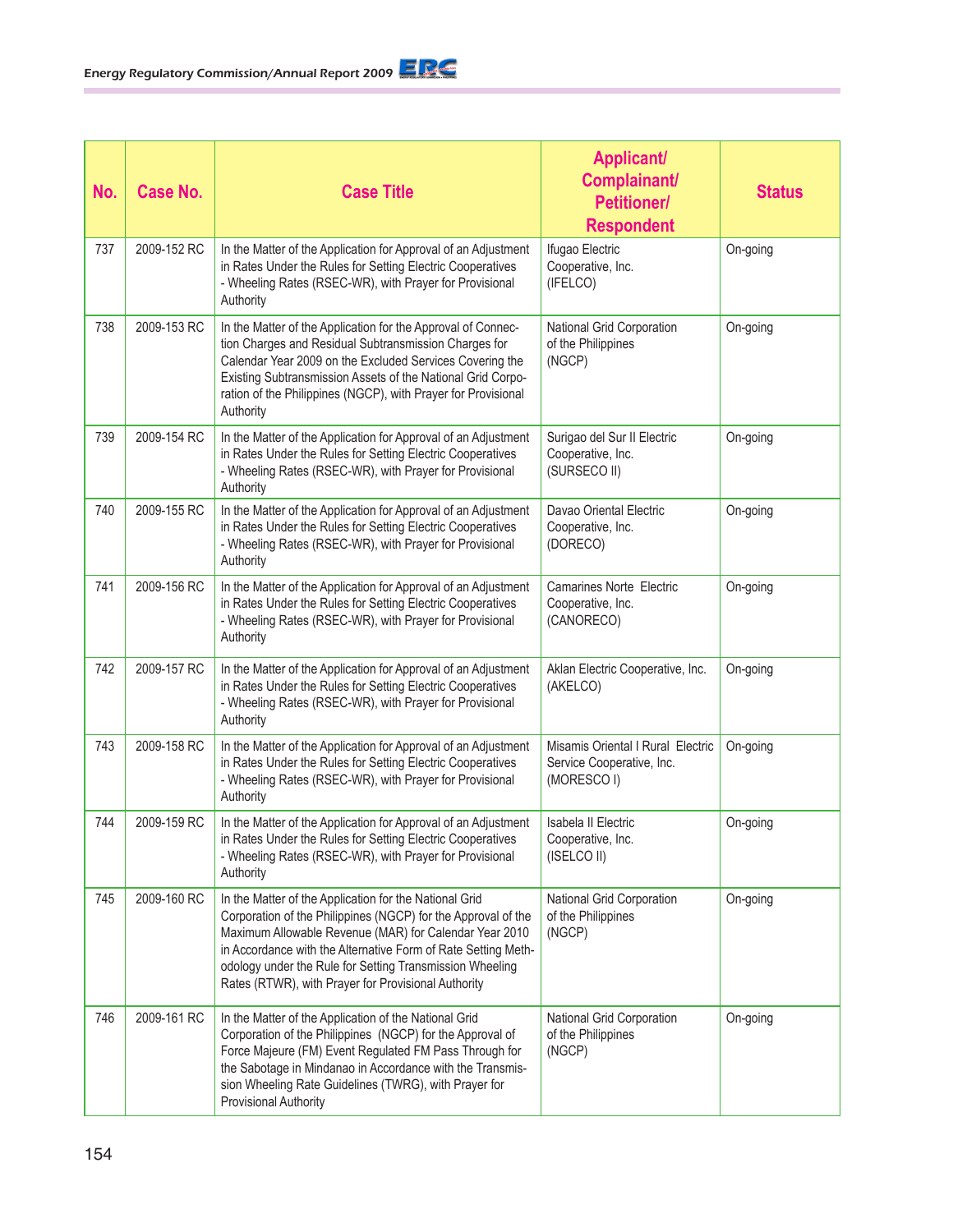| No. | Case No. | Case Title | Applicant/ Complainant/ Petitioner/ Respondent | Status |
|---|---|---|---|---|
| 737 | 2009-152 RC | In the Matter of the Application for Approval of an Adjustment in Rates Under the Rules for Setting Electric Cooperatives - Wheeling Rates (RSEC-WR), with Prayer for Provisional Authority | Ifugao Electric Cooperative, Inc. (IFELCO) | On-going |
| 738 | 2009-153 RC | In the Matter of the Application for the Approval of Connection Charges and Residual Subtransmission Charges for Calendar Year 2009 on the Excluded Services Covering the Existing Subtransmission Assets of the National Grid Corporation of the Philippines (NGCP), with Prayer for Provisional Authority | National Grid Corporation of the Philippines (NGCP) | On-going |
| 739 | 2009-154 RC | In the Matter of the Application for Approval of an Adjustment in Rates Under the Rules for Setting Electric Cooperatives - Wheeling Rates (RSEC-WR), with Prayer for Provisional Authority | Surigao del Sur II Electric Cooperative, Inc. (SURSECO II) | On-going |
| 740 | 2009-155 RC | In the Matter of the Application for Approval of an Adjustment in Rates Under the Rules for Setting Electric Cooperatives - Wheeling Rates (RSEC-WR), with Prayer for Provisional Authority | Davao Oriental Electric Cooperative, Inc. (DORECO) | On-going |
| 741 | 2009-156 RC | In the Matter of the Application for Approval of an Adjustment in Rates Under the Rules for Setting Electric Cooperatives - Wheeling Rates (RSEC-WR), with Prayer for Provisional Authority | Camarines Norte Electric Cooperative, Inc. (CANORECO) | On-going |
| 742 | 2009-157 RC | In the Matter of the Application for Approval of an Adjustment in Rates Under the Rules for Setting Electric Cooperatives - Wheeling Rates (RSEC-WR), with Prayer for Provisional Authority | Aklan Electric Cooperative, Inc. (AKELCO) | On-going |
| 743 | 2009-158 RC | In the Matter of the Application for Approval of an Adjustment in Rates Under the Rules for Setting Electric Cooperatives - Wheeling Rates (RSEC-WR), with Prayer for Provisional Authority | Misamis Oriental I Rural Electric Service Cooperative, Inc. (MORESCO I) | On-going |
| 744 | 2009-159 RC | In the Matter of the Application for Approval of an Adjustment in Rates Under the Rules for Setting Electric Cooperatives - Wheeling Rates (RSEC-WR), with Prayer for Provisional Authority | Isabela II Electric Cooperative, Inc. (ISELCO II) | On-going |
| 745 | 2009-160 RC | In the Matter of the Application for the National Grid Corporation of the Philippines (NGCP) for the Approval of the Maximum Allowable Revenue (MAR) for Calendar Year 2010 in Accordance with the Alternative Form of Rate Setting Methodology under the Rule for Setting Transmission Wheeling Rates (RTWR), with Prayer for Provisional Authority | National Grid Corporation of the Philippines (NGCP) | On-going |
| 746 | 2009-161 RC | In the Matter of the Application of the National Grid Corporation of the Philippines (NGCP) for the Approval of Force Majeure (FM) Event Regulated FM Pass Through for the Sabotage in Mindanao in Accordance with the Transmission Wheeling Rate Guidelines (TWRG), with Prayer for Provisional Authority | National Grid Corporation of the Philippines (NGCP) | On-going |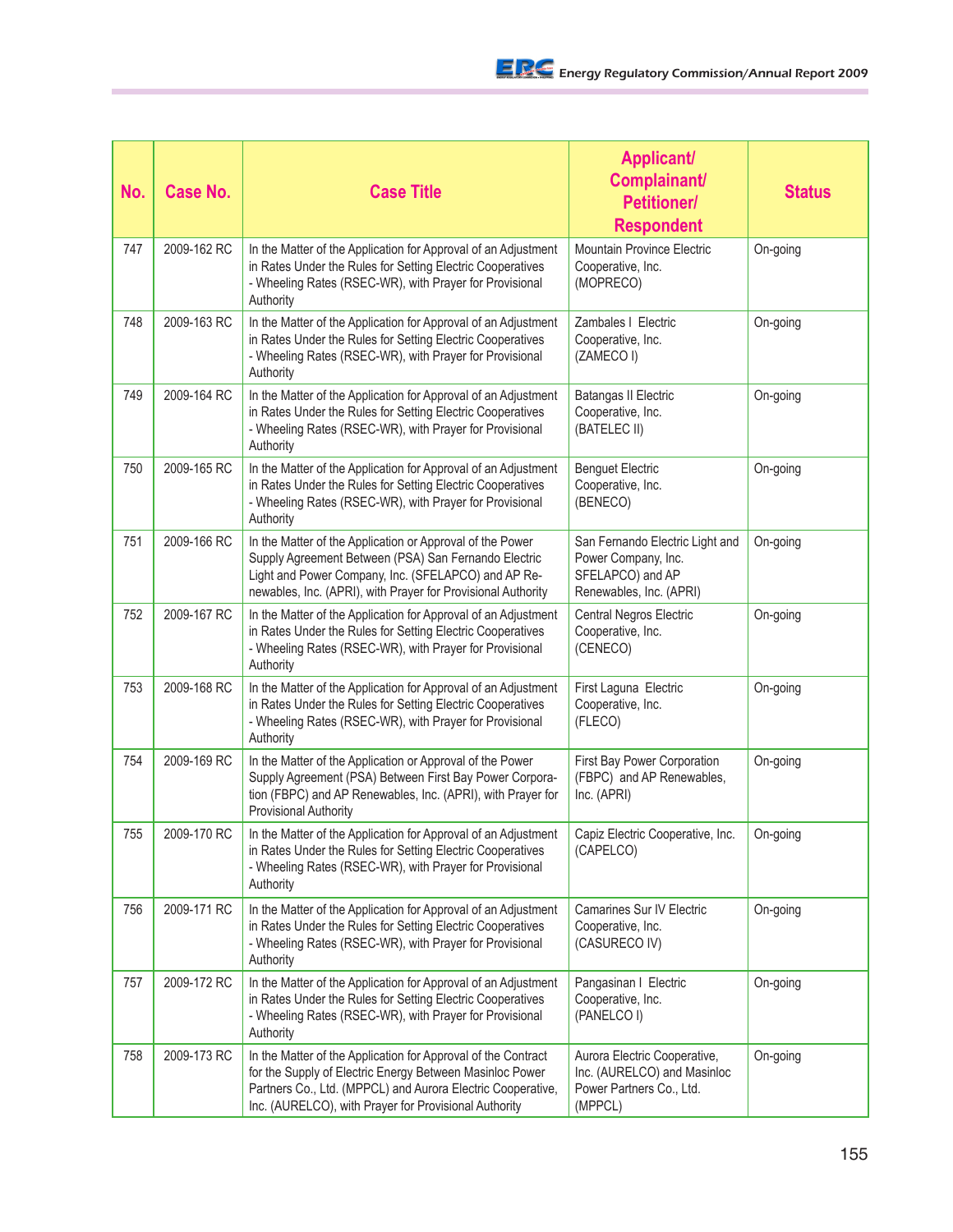| No. | Case No. | Case Title | Applicant/ Complainant/ Petitioner/ Respondent | Status |
|---|---|---|---|---|
| 747 | 2009-162 RC | In the Matter of the Application for Approval of an Adjustment in Rates Under the Rules for Setting Electric Cooperatives - Wheeling Rates (RSEC-WR), with Prayer for Provisional Authority | Mountain Province Electric Cooperative, Inc. (MOPRECO) | On-going |
| 748 | 2009-163 RC | In the Matter of the Application for Approval of an Adjustment in Rates Under the Rules for Setting Electric Cooperatives - Wheeling Rates (RSEC-WR), with Prayer for Provisional Authority | Zambales I Electric Cooperative, Inc. (ZAMECO I) | On-going |
| 749 | 2009-164 RC | In the Matter of the Application for Approval of an Adjustment in Rates Under the Rules for Setting Electric Cooperatives - Wheeling Rates (RSEC-WR), with Prayer for Provisional Authority | Batangas II Electric Cooperative, Inc. (BATELEC II) | On-going |
| 750 | 2009-165 RC | In the Matter of the Application for Approval of an Adjustment in Rates Under the Rules for Setting Electric Cooperatives - Wheeling Rates (RSEC-WR), with Prayer for Provisional Authority | Benguet Electric Cooperative, Inc. (BENECO) | On-going |
| 751 | 2009-166 RC | In the Matter of the Application or Approval of the Power Supply Agreement Between (PSA) San Fernando Electric Light and Power Company, Inc. (SFELAPCO) and AP Re-newables, Inc. (APRI), with Prayer for Provisional Authority | San Fernando Electric Light and Power Company, Inc. SFELAPCO) and AP Renewables, Inc. (APRI) | On-going |
| 752 | 2009-167 RC | In the Matter of the Application for Approval of an Adjustment in Rates Under the Rules for Setting Electric Cooperatives - Wheeling Rates (RSEC-WR), with Prayer for Provisional Authority | Central Negros Electric Cooperative, Inc. (CENECO) | On-going |
| 753 | 2009-168 RC | In the Matter of the Application for Approval of an Adjustment in Rates Under the Rules for Setting Electric Cooperatives - Wheeling Rates (RSEC-WR), with Prayer for Provisional Authority | First Laguna Electric Cooperative, Inc. (FLECO) | On-going |
| 754 | 2009-169 RC | In the Matter of the Application or Approval of the Power Supply Agreement (PSA) Between First Bay Power Corpora-tion (FBPC) and AP Renewables, Inc. (APRI), with Prayer for Provisional Authority | First Bay Power Corporation (FBPC) and AP Renewables, Inc. (APRI) | On-going |
| 755 | 2009-170 RC | In the Matter of the Application for Approval of an Adjustment in Rates Under the Rules for Setting Electric Cooperatives - Wheeling Rates (RSEC-WR), with Prayer for Provisional Authority | Capiz Electric Cooperative, Inc. (CAPELCO) | On-going |
| 756 | 2009-171 RC | In the Matter of the Application for Approval of an Adjustment in Rates Under the Rules for Setting Electric Cooperatives - Wheeling Rates (RSEC-WR), with Prayer for Provisional Authority | Camarines Sur IV Electric Cooperative, Inc. (CASURECO IV) | On-going |
| 757 | 2009-172 RC | In the Matter of the Application for Approval of an Adjustment in Rates Under the Rules for Setting Electric Cooperatives - Wheeling Rates (RSEC-WR), with Prayer for Provisional Authority | Pangasinan I Electric Cooperative, Inc. (PANELCO I) | On-going |
| 758 | 2009-173 RC | In the Matter of the Application for Approval of the Contract for the Supply of Electric Energy Between Masinloc Power Partners Co., Ltd. (MPPCL) and Aurora Electric Cooperative, Inc. (AURELCO), with Prayer for Provisional Authority | Aurora Electric Cooperative, Inc. (AURELCO) and Masinloc Power Partners Co., Ltd. (MPPCL) | On-going |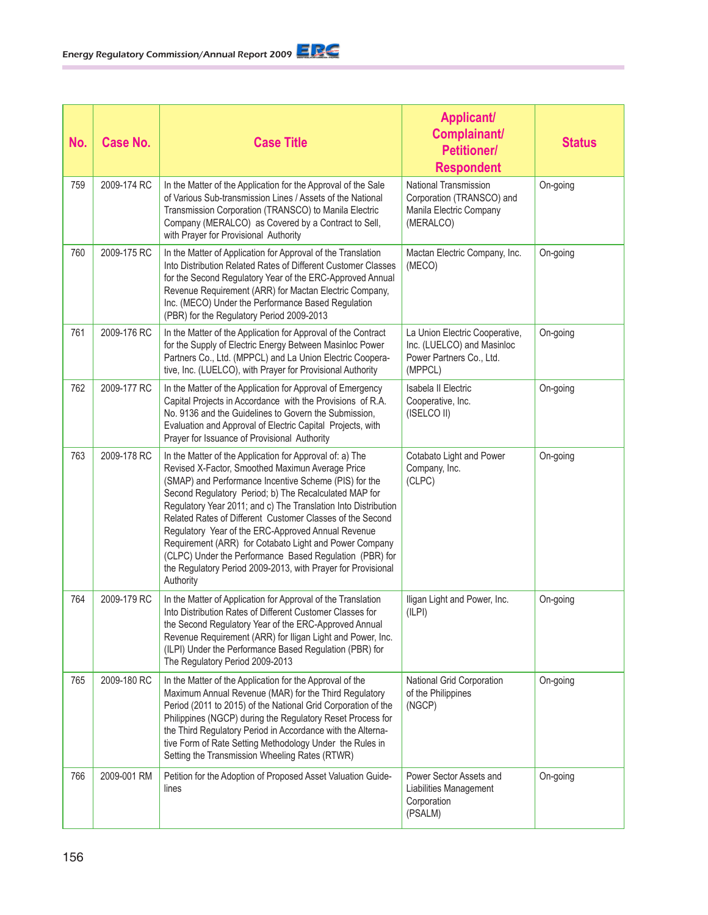| No. | Case No. | Case Title | Applicant/ Complainant/ Petitioner/ Respondent | Status |
|---|---|---|---|---|
| 759 | 2009-174 RC | In the Matter of the Application for the Approval of the Sale of Various Sub-transmission Lines / Assets of the National Transmission Corporation (TRANSCO) to Manila Electric Company (MERALCO) as Covered by a Contract to Sell, with Prayer for Provisional Authority | National Transmission Corporation (TRANSCO) and Manila Electric Company (MERALCO) | On-going |
| 760 | 2009-175 RC | In the Matter of Application for Approval of the Translation Into Distribution Related Rates of Different Customer Classes for the Second Regulatory Year of the ERC-Approved Annual Revenue Requirement (ARR) for Mactan Electric Company, Inc. (MECO) Under the Performance Based Regulation (PBR) for the Regulatory Period 2009-2013 | Mactan Electric Company, Inc. (MECO) | On-going |
| 761 | 2009-176 RC | In the Matter of the Application for Approval of the Contract for the Supply of Electric Energy Between Masinloc Power Partners Co., Ltd. (MPPCL) and La Union Electric Cooperative, Inc. (LUELCO), with Prayer for Provisional Authority | La Union Electric Cooperative, Inc. (LUELCO) and Masinloc Power Partners Co., Ltd. (MPPCL) | On-going |
| 762 | 2009-177 RC | In the Matter of the Application for Approval of Emergency Capital Projects in Accordance with the Provisions of R.A. No. 9136 and the Guidelines to Govern the Submission, Evaluation and Approval of Electric Capital Projects, with Prayer for Issuance of Provisional Authority | Isabela II Electric Cooperative, Inc. (ISELCO II) | On-going |
| 763 | 2009-178 RC | In the Matter of the Application for Approval of: a) The Revised X-Factor, Smoothed Maximun Average Price (SMAP) and Performance Incentive Scheme (PIS) for the Second Regulatory Period; b) The Recalculated MAP for Regulatory Year 2011; and c) The Translation Into Distribution Related Rates of Different Customer Classes of the Second Regulatory Year of the ERC-Approved Annual Revenue Requirement (ARR) for Cotabato Light and Power Company (CLPC) Under the Performance Based Regulation (PBR) for the Regulatory Period 2009-2013, with Prayer for Provisional Authority | Cotabato Light and Power Company, Inc. (CLPC) | On-going |
| 764 | 2009-179 RC | In the Matter of Application for Approval of the Translation Into Distribution Rates of Different Customer Classes for the Second Regulatory Year of the ERC-Approved Annual Revenue Requirement (ARR) for Iligan Light and Power, Inc. (ILPI) Under the Performance Based Regulation (PBR) for The Regulatory Period 2009-2013 | Iligan Light and Power, Inc. (ILPI) | On-going |
| 765 | 2009-180 RC | In the Matter of the Application for the Approval of the Maximum Annual Revenue (MAR) for the Third Regulatory Period (2011 to 2015) of the National Grid Corporation of the Philippines (NGCP) during the Regulatory Reset Process for the Third Regulatory Period in Accordance with the Alternative Form of Rate Setting Methodology Under the Rules in Setting the Transmission Wheeling Rates (RTWR) | National Grid Corporation of the Philippines (NGCP) | On-going |
| 766 | 2009-001 RM | Petition for the Adoption of Proposed Asset Valuation Guidelines | Power Sector Assets and Liabilities Management Corporation (PSALM) | On-going |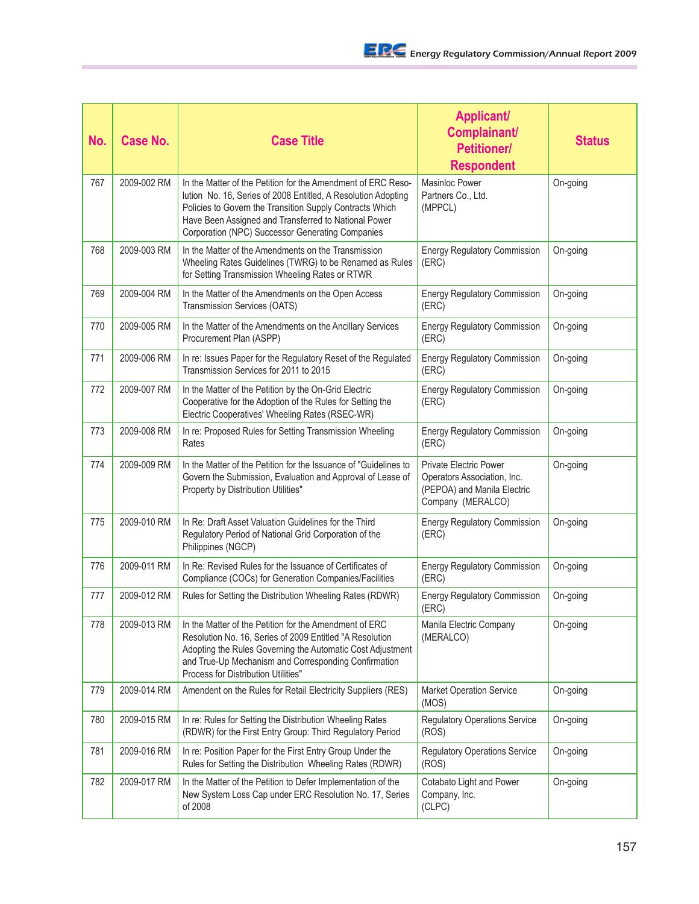| No. | Case No. | Case Title | Applicant/ Complainant/ Petitioner/ Respondent | Status |
|---|---|---|---|---|
| 767 | 2009-002 RM | In the Matter of the Petition for the Amendment of ERC Resolution No. 16, Series of 2008 Entitled, A Resolution Adopting Policies to Govern the Transition Supply Contracts Which Have Been Assigned and Transferred to National Power Corporation (NPC) Successor Generating Companies | Masinloc Power Partners Co., Ltd. (MPPCL) | On-going |
| 768 | 2009-003 RM | In the Matter of the Amendments on the Transmission Wheeling Rates Guidelines (TWRG) to be Renamed as Rules for Setting Transmission Wheeling Rates or RTWR | Energy Regulatory Commission (ERC) | On-going |
| 769 | 2009-004 RM | In the Matter of the Amendments on the Open Access Transmission Services (OATS) | Energy Regulatory Commission (ERC) | On-going |
| 770 | 2009-005 RM | In the Matter of the Amendments on the Ancillary Services Procurement Plan (ASPP) | Energy Regulatory Commission (ERC) | On-going |
| 771 | 2009-006 RM | In re: Issues Paper for the Regulatory Reset of the Regulated Transmission Services for 2011 to 2015 | Energy Regulatory Commission (ERC) | On-going |
| 772 | 2009-007 RM | In the Matter of the Petition by the On-Grid Electric Cooperative for the Adoption of the Rules for Setting the Electric Cooperatives' Wheeling Rates (RSEC-WR) | Energy Regulatory Commission (ERC) | On-going |
| 773 | 2009-008 RM | In re: Proposed Rules for Setting Transmission Wheeling Rates | Energy Regulatory Commission (ERC) | On-going |
| 774 | 2009-009 RM | In the Matter of the Petition for the Issuance of "Guidelines to Govern the Submission, Evaluation and Approval of Lease of Property by Distribution Utilities" | Private Electric Power Operators Association, Inc. (PEPOA) and Manila Electric Company (MERALCO) | On-going |
| 775 | 2009-010 RM | In Re: Draft Asset Valuation Guidelines for the Third Regulatory Period of National Grid Corporation of the Philippines (NGCP) | Energy Regulatory Commission (ERC) | On-going |
| 776 | 2009-011 RM | In Re: Revised Rules for the Issuance of Certificates of Compliance (COCs) for Generation Companies/Facilities | Energy Regulatory Commission (ERC) | On-going |
| 777 | 2009-012 RM | Rules for Setting the Distribution Wheeling Rates (RDWR) | Energy Regulatory Commission (ERC) | On-going |
| 778 | 2009-013 RM | In the Matter of the Petition for the Amendment of ERC Resolution No. 16, Series of 2009 Entitled "A Resolution Adopting the Rules Governing the Automatic Cost Adjustment and True-Up Mechanism and Corresponding Confirmation Process for Distribution Utilities" | Manila Electric Company (MERALCO) | On-going |
| 779 | 2009-014 RM | Amendent on the Rules for Retail Electricity Suppliers (RES) | Market Operation Service (MOS) | On-going |
| 780 | 2009-015 RM | In re: Rules for Setting the Distribution Wheeling Rates (RDWR) for the First Entry Group: Third Regulatory Period | Regulatory Operations Service (ROS) | On-going |
| 781 | 2009-016 RM | In re: Position Paper for the First Entry Group Under the Rules for Setting the Distribution Wheeling Rates (RDWR) | Regulatory Operations Service (ROS) | On-going |
| 782 | 2009-017 RM | In the Matter of the Petition to Defer Implementation of the New System Loss Cap under ERC Resolution No. 17, Series of 2008 | Cotabato Light and Power Company, Inc. (CLPC) | On-going |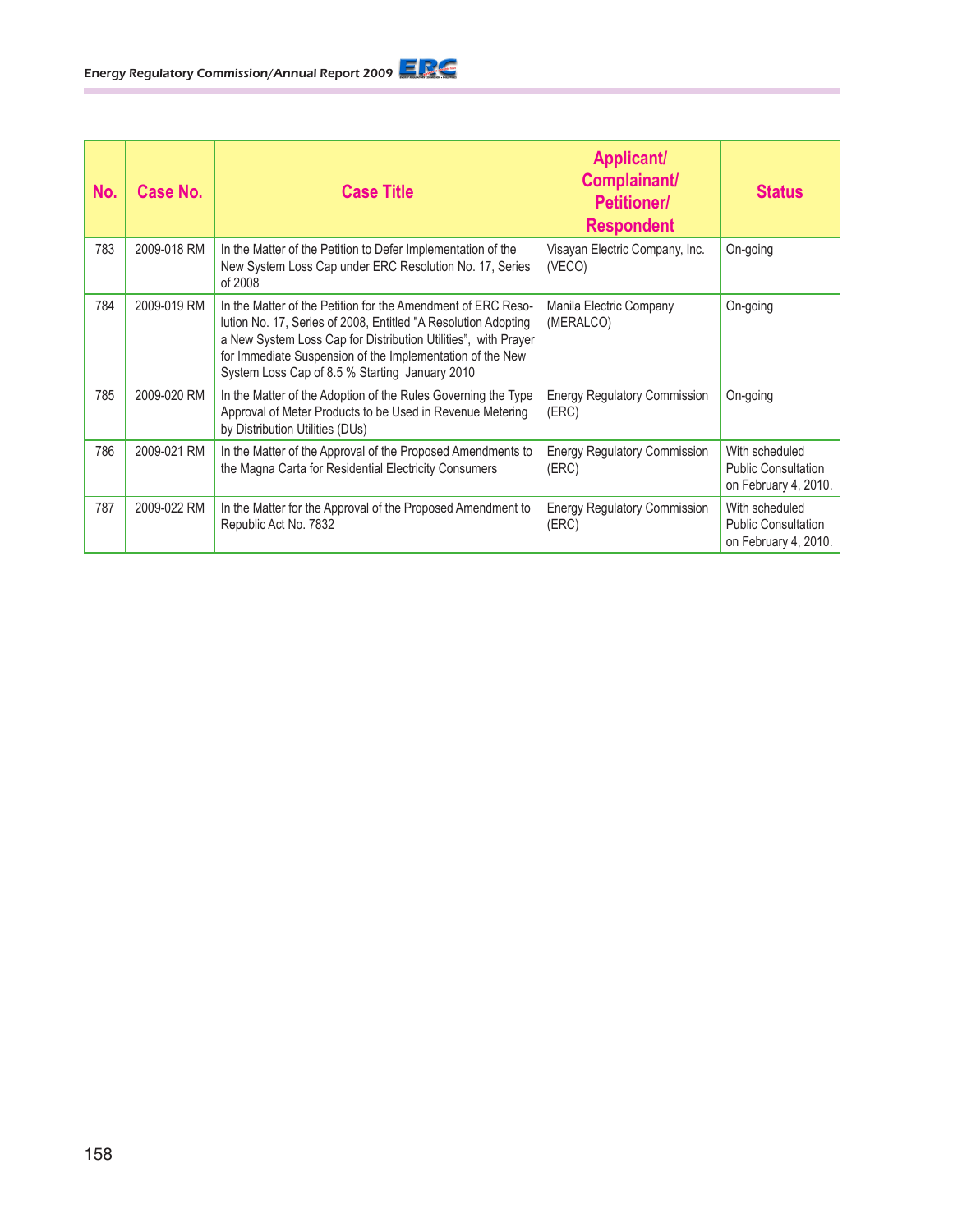| No. | Case No. | Case Title | Applicant/ Complainant/ Petitioner/ Respondent | Status |
|---|---|---|---|---|
| 783 | 2009-018 RM | In the Matter of the Petition to Defer Implementation of the New System Loss Cap under ERC Resolution No. 17, Series of 2008 | Visayan Electric Company, Inc. (VECO) | On-going |
| 784 | 2009-019 RM | In the Matter of the Petition for the Amendment of ERC Resolution No. 17, Series of 2008, Entitled "A Resolution Adopting a New System Loss Cap for Distribution Utilities", with Prayer for Immediate Suspension of the Implementation of the New System Loss Cap of 8.5 % Starting January 2010 | Manila Electric Company (MERALCO) | On-going |
| 785 | 2009-020 RM | In the Matter of the Adoption of the Rules Governing the Type Approval of Meter Products to be Used in Revenue Metering by Distribution Utilities (DUs) | Energy Regulatory Commission (ERC) | On-going |
| 786 | 2009-021 RM | In the Matter of the Approval of the Proposed Amendments to the Magna Carta for Residential Electricity Consumers | Energy Regulatory Commission (ERC) | With scheduled Public Consultation on February 4, 2010. |
| 787 | 2009-022 RM | In the Matter for the Approval of the Proposed Amendment to Republic Act No. 7832 | Energy Regulatory Commission (ERC) | With scheduled Public Consultation on February 4, 2010. |